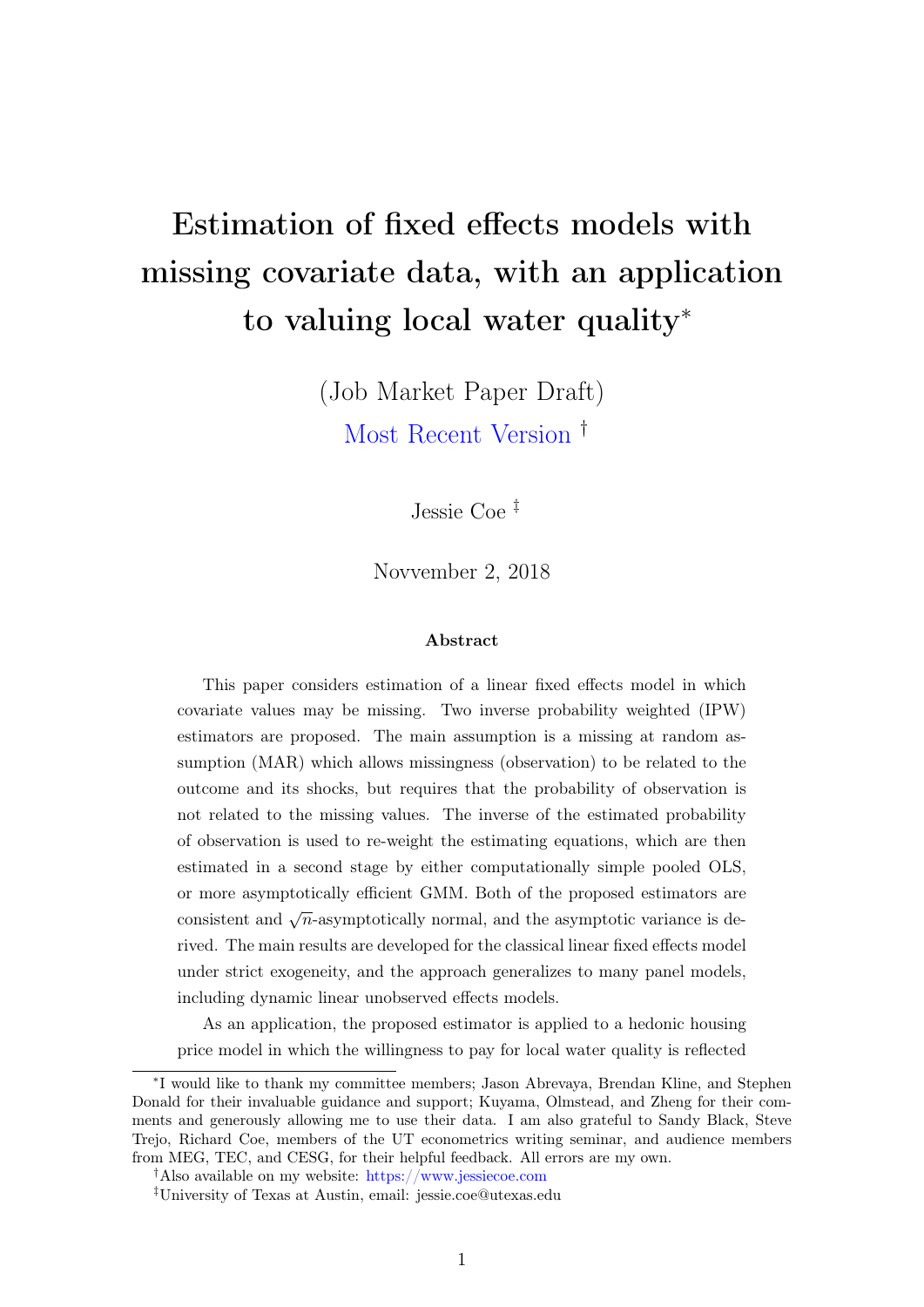# Estimation of fixed effects models with missing covariate data, with an application to valuing local water quality*

(Job Market Paper Draft)

Most Recent Version †

Jessie Coe ‡

Novvember 2, 2018

### Abstract

This paper considers estimation of a linear fixed effects model in which covariate values may be missing. Two inverse probability weighted (IPW) estimators are proposed. The main assumption is a missing at random assumption (MAR) which allows missingness (observation) to be related to the outcome and its shocks, but requires that the probability of observation is not related to the missing values. The inverse of the estimated probability of observation is used to re-weight the estimating equations, which are then estimated in a second stage by either computationally simple pooled OLS, or more asymptotically efficient GMM. Both of the proposed estimators are consistent and $\sqrt{n}$-asymptotically normal, and the asymptotic variance is derived. The main results are developed for the classical linear fixed effects model under strict exogeneity, and the approach generalizes to many panel models, including dynamic linear unobserved effects models.

As an application, the proposed estimator is applied to a hedonic housing price model in which the willingness to pay for local water quality is reflected

---

*I would like to thank my committee members; Jason Abrevaya, Brendan Kline, and Stephen Donald for their invaluable guidance and support; Kuyama, Olmstead, and Zheng for their comments and generously allowing me to use their data. I am also grateful to Sandy Black, Steve Trejo, Richard Coe, members of the UT econometrics writing seminar, and audience members from MEG, TEC, and CESG, for their helpful feedback. All errors are my own.

†Also available on my website: https://www.jessiecoe.com

‡University of Texas at Austin, email: jessie.coe@utexas.edu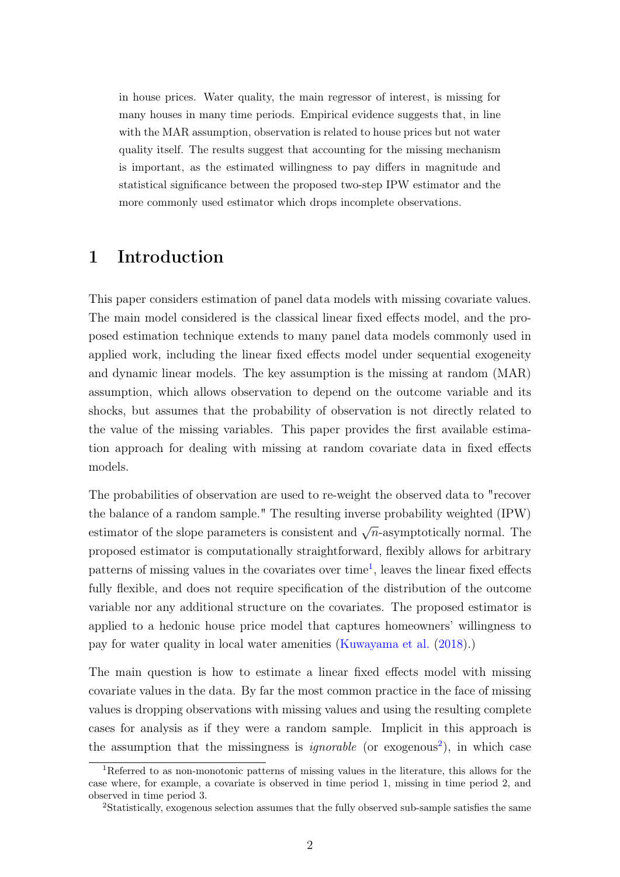in house prices. Water quality, the main regressor of interest, is missing for many houses in many time periods. Empirical evidence suggests that, in line with the MAR assumption, observation is related to house prices but not water quality itself. The results suggest that accounting for the missing mechanism is important, as the estimated willingness to pay differs in magnitude and statistical significance between the proposed two-step IPW estimator and the more commonly used estimator which drops incomplete observations.

# 1 Introduction

This paper considers estimation of panel data models with missing covariate values. The main model considered is the classical linear fixed effects model, and the proposed estimation technique extends to many panel data models commonly used in applied work, including the linear fixed effects model under sequential exogeneity and dynamic linear models. The key assumption is the missing at random (MAR) assumption, which allows observation to depend on the outcome variable and its shocks, but assumes that the probability of observation is not directly related to the value of the missing variables. This paper provides the first available estimation approach for dealing with missing at random covariate data in fixed effects models.

The probabilities of observation are used to re-weight the observed data to "recover the balance of a random sample." The resulting inverse probability weighted (IPW) estimator of the slope parameters is consistent and $\sqrt{n}$-asymptotically normal. The proposed estimator is computationally straightforward, flexibly allows for arbitrary patterns of missing values in the covariates over time[1], leaves the linear fixed effects fully flexible, and does not require specification of the distribution of the outcome variable nor any additional structure on the covariates. The proposed estimator is applied to a hedonic house price model that captures homeowners' willingness to pay for water quality in local water amenities (Kuwayama et al. (2018).)

The main question is how to estimate a linear fixed effects model with missing covariate values in the data. By far the most common practice in the face of missing values is dropping observations with missing values and using the resulting complete cases for analysis as if they were a random sample. Implicit in this approach is the assumption that the missingness is *ignorable* (or exogenous[2]), in which case

[1] Referred to as non-monotonic patterns of missing values in the literature, this allows for the case where, for example, a covariate is observed in time period 1, missing in time period 2, and observed in time period 3.

[2] Statistically, exogenous selection assumes that the fully observed sub-sample satisfies the same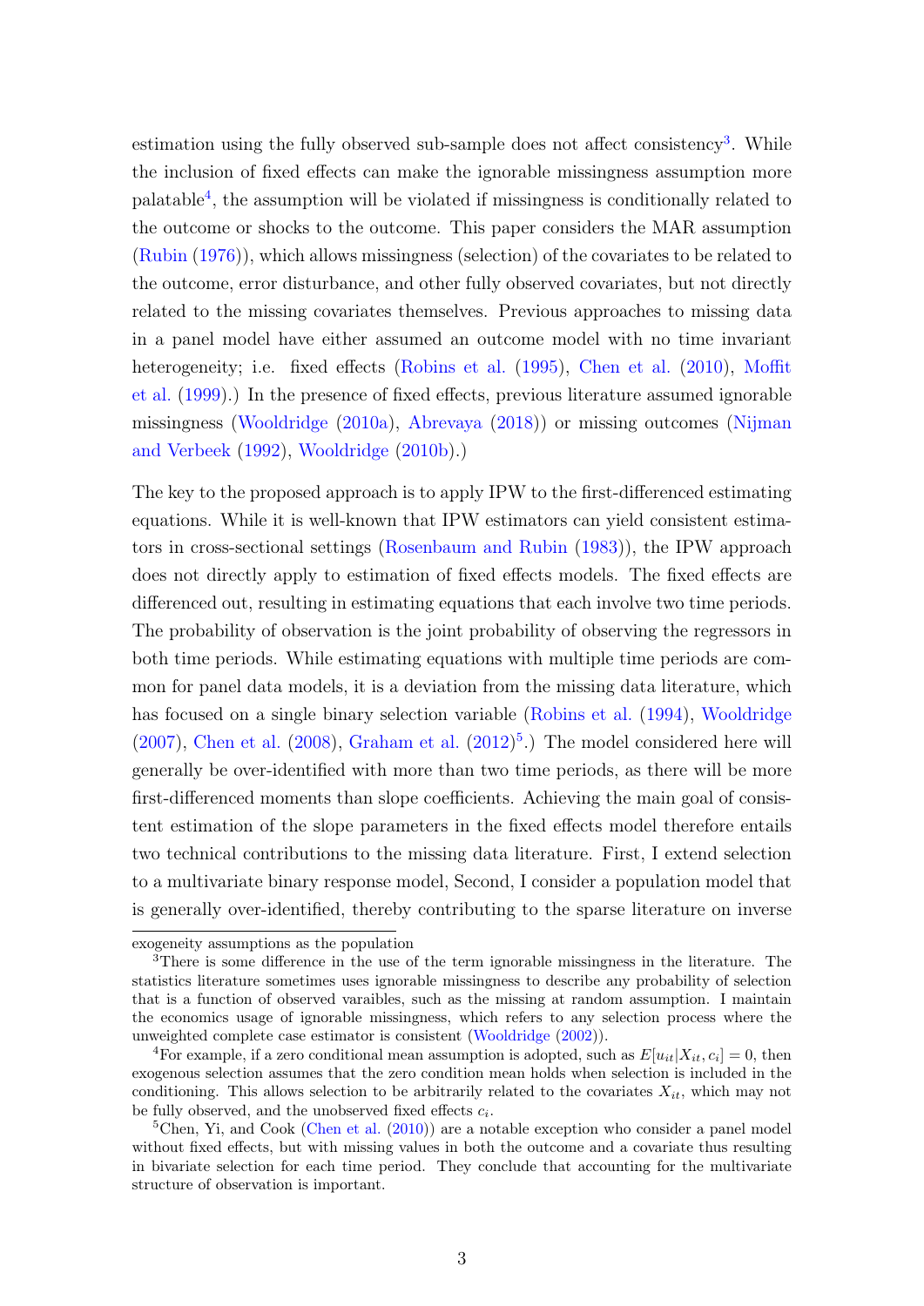estimation using the fully observed sub-sample does not affect consistency[3]. While the inclusion of fixed effects can make the ignorable missingness assumption more palatable[4], the assumption will be violated if missingness is conditionally related to the outcome or shocks to the outcome. This paper considers the MAR assumption (Rubin (1976)), which allows missingness (selection) of the covariates to be related to the outcome, error disturbance, and other fully observed covariates, but not directly related to the missing covariates themselves. Previous approaches to missing data in a panel model have either assumed an outcome model with no time invariant heterogeneity; i.e. fixed effects (Robins et al. (1995), Chen et al. (2010), Moffit et al. (1999).) In the presence of fixed effects, previous literature assumed ignorable missingness (Wooldridge (2010a), Abrevaya (2018)) or missing outcomes (Nijman and Verbeek (1992), Wooldridge (2010b).)

The key to the proposed approach is to apply IPW to the first-differenced estimating equations. While it is well-known that IPW estimators can yield consistent estimators in cross-sectional settings (Rosenbaum and Rubin (1983)), the IPW approach does not directly apply to estimation of fixed effects models. The fixed effects are differenced out, resulting in estimating equations that each involve two time periods. The probability of observation is the joint probability of observing the regressors in both time periods. While estimating equations with multiple time periods are common for panel data models, it is a deviation from the missing data literature, which has focused on a single binary selection variable (Robins et al. (1994), Wooldridge (2007), Chen et al. (2008), Graham et al. (2012)[5].) The model considered here will generally be over-identified with more than two time periods, as there will be more first-differenced moments than slope coefficients. Achieving the main goal of consistent estimation of the slope parameters in the fixed effects model therefore entails two technical contributions to the missing data literature. First, I extend selection to a multivariate binary response model, Second, I consider a population model that is generally over-identified, thereby contributing to the sparse literature on inverse

---

exogeneity assumptions as the population

[3]There is some difference in the use of the term ignorable missingness in the literature. The statistics literature sometimes uses ignorable missingness to describe any probability of selection that is a function of observed varaibles, such as the missing at random assumption. I maintain the economics usage of ignorable missingness, which refers to any selection process where the unweighted complete case estimator is consistent (Wooldridge (2002)).

[4]For example, if a zero conditional mean assumption is adopted, such as $E[u_{it}|X_{it}, c_i] = 0$, then exogenous selection assumes that the zero condition mean holds when selection is included in the conditioning. This allows selection to be arbitrarily related to the covariates $X_{it}$, which may not be fully observed, and the unobserved fixed effects $c_i$.

[5]Chen, Yi, and Cook (Chen et al. (2010)) are a notable exception who consider a panel model without fixed effects, but with missing values in both the outcome and a covariate thus resulting in bivariate selection for each time period. They conclude that accounting for the multivariate structure of observation is important.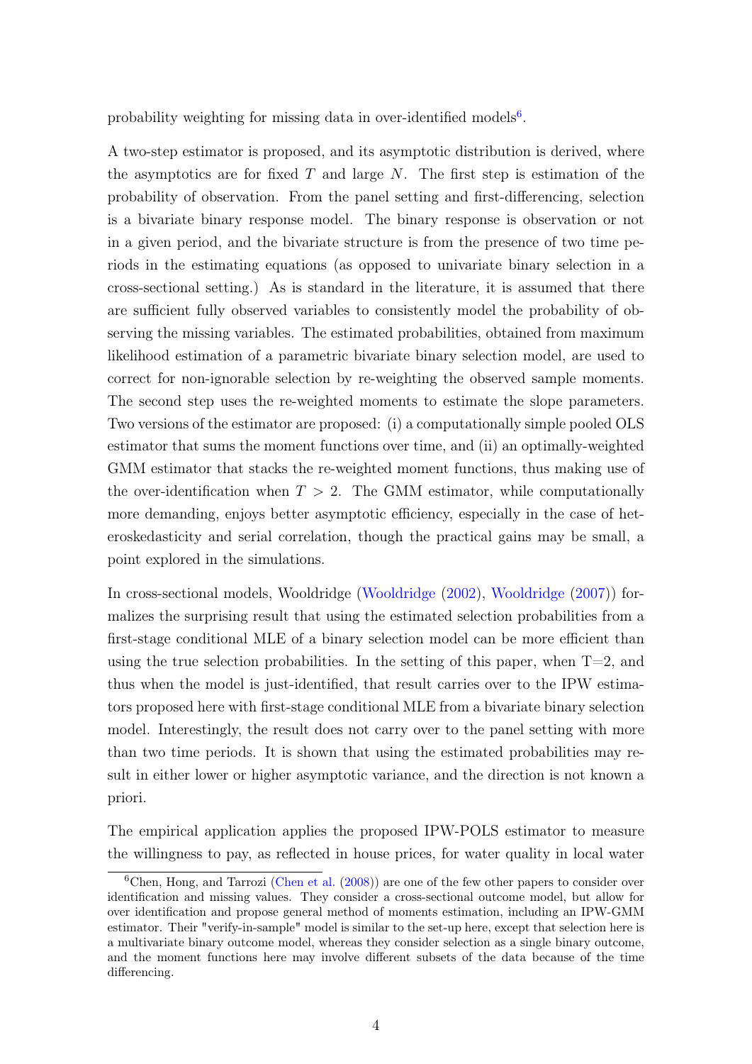probability weighting for missing data in over-identified models[6].

A two-step estimator is proposed, and its asymptotic distribution is derived, where the asymptotics are for fixed $T$ and large $N$. The first step is estimation of the probability of observation. From the panel setting and first-differencing, selection is a bivariate binary response model. The binary response is observation or not in a given period, and the bivariate structure is from the presence of two time periods in the estimating equations (as opposed to univariate binary selection in a cross-sectional setting.) As is standard in the literature, it is assumed that there are sufficient fully observed variables to consistently model the probability of observing the missing variables. The estimated probabilities, obtained from maximum likelihood estimation of a parametric bivariate binary selection model, are used to correct for non-ignorable selection by re-weighting the observed sample moments. The second step uses the re-weighted moments to estimate the slope parameters. Two versions of the estimator are proposed: (i) a computationally simple pooled OLS estimator that sums the moment functions over time, and (ii) an optimally-weighted GMM estimator that stacks the re-weighted moment functions, thus making use of the over-identification when $T > 2$. The GMM estimator, while computationally more demanding, enjoys better asymptotic efficiency, especially in the case of heteroskedasticity and serial correlation, though the practical gains may be small, a point explored in the simulations.

In cross-sectional models, Wooldridge (Wooldridge (2002), Wooldridge (2007)) formalizes the surprising result that using the estimated selection probabilities from a first-stage conditional MLE of a binary selection model can be more efficient than using the true selection probabilities. In the setting of this paper, when T=2, and thus when the model is just-identified, that result carries over to the IPW estimators proposed here with first-stage conditional MLE from a bivariate binary selection model. Interestingly, the result does not carry over to the panel setting with more than two time periods. It is shown that using the estimated probabilities may result in either lower or higher asymptotic variance, and the direction is not known a priori.

The empirical application applies the proposed IPW-POLS estimator to measure the willingness to pay, as reflected in house prices, for water quality in local water

[6] Chen, Hong, and Tarrozi (Chen et al. (2008)) are one of the few other papers to consider over identification and missing values. They consider a cross-sectional outcome model, but allow for over identification and propose general method of moments estimation, including an IPW-GMM estimator. Their "verify-in-sample" model is similar to the set-up here, except that selection here is a multivariate binary outcome model, whereas they consider selection as a single binary outcome, and the moment functions here may involve different subsets of the data because of the time differencing.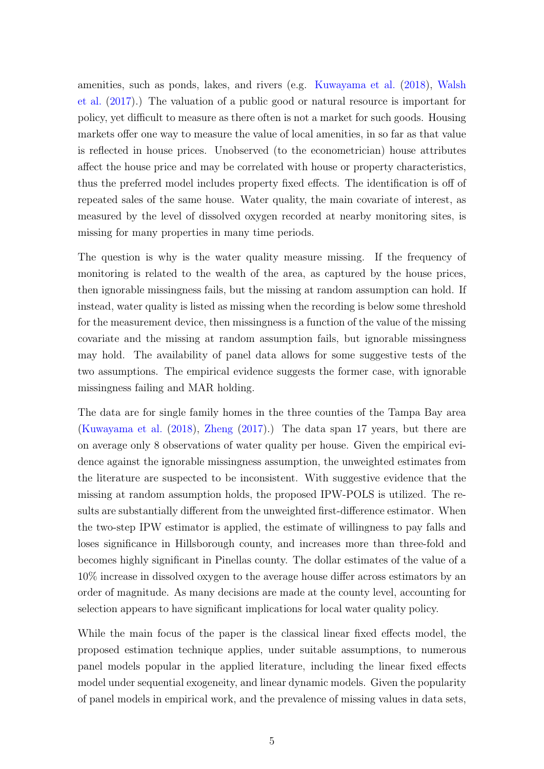amenities, such as ponds, lakes, and rivers (e.g. Kuwayama et al. (2018), Walsh et al. (2017).) The valuation of a public good or natural resource is important for policy, yet difficult to measure as there often is not a market for such goods. Housing markets offer one way to measure the value of local amenities, in so far as that value is reflected in house prices. Unobserved (to the econometrician) house attributes affect the house price and may be correlated with house or property characteristics, thus the preferred model includes property fixed effects. The identification is off of repeated sales of the same house. Water quality, the main covariate of interest, as measured by the level of dissolved oxygen recorded at nearby monitoring sites, is missing for many properties in many time periods.

The question is why is the water quality measure missing. If the frequency of monitoring is related to the wealth of the area, as captured by the house prices, then ignorable missingness fails, but the missing at random assumption can hold. If instead, water quality is listed as missing when the recording is below some threshold for the measurement device, then missingness is a function of the value of the missing covariate and the missing at random assumption fails, but ignorable missingness may hold. The availability of panel data allows for some suggestive tests of the two assumptions. The empirical evidence suggests the former case, with ignorable missingness failing and MAR holding.

The data are for single family homes in the three counties of the Tampa Bay area (Kuwayama et al. (2018), Zheng (2017).) The data span 17 years, but there are on average only 8 observations of water quality per house. Given the empirical evidence against the ignorable missingness assumption, the unweighted estimates from the literature are suspected to be inconsistent. With suggestive evidence that the missing at random assumption holds, the proposed IPW-POLS is utilized. The results are substantially different from the unweighted first-difference estimator. When the two-step IPW estimator is applied, the estimate of willingness to pay falls and loses significance in Hillsborough county, and increases more than three-fold and becomes highly significant in Pinellas county. The dollar estimates of the value of a 10% increase in dissolved oxygen to the average house differ across estimators by an order of magnitude. As many decisions are made at the county level, accounting for selection appears to have significant implications for local water quality policy.

While the main focus of the paper is the classical linear fixed effects model, the proposed estimation technique applies, under suitable assumptions, to numerous panel models popular in the applied literature, including the linear fixed effects model under sequential exogeneity, and linear dynamic models. Given the popularity of panel models in empirical work, and the prevalence of missing values in data sets,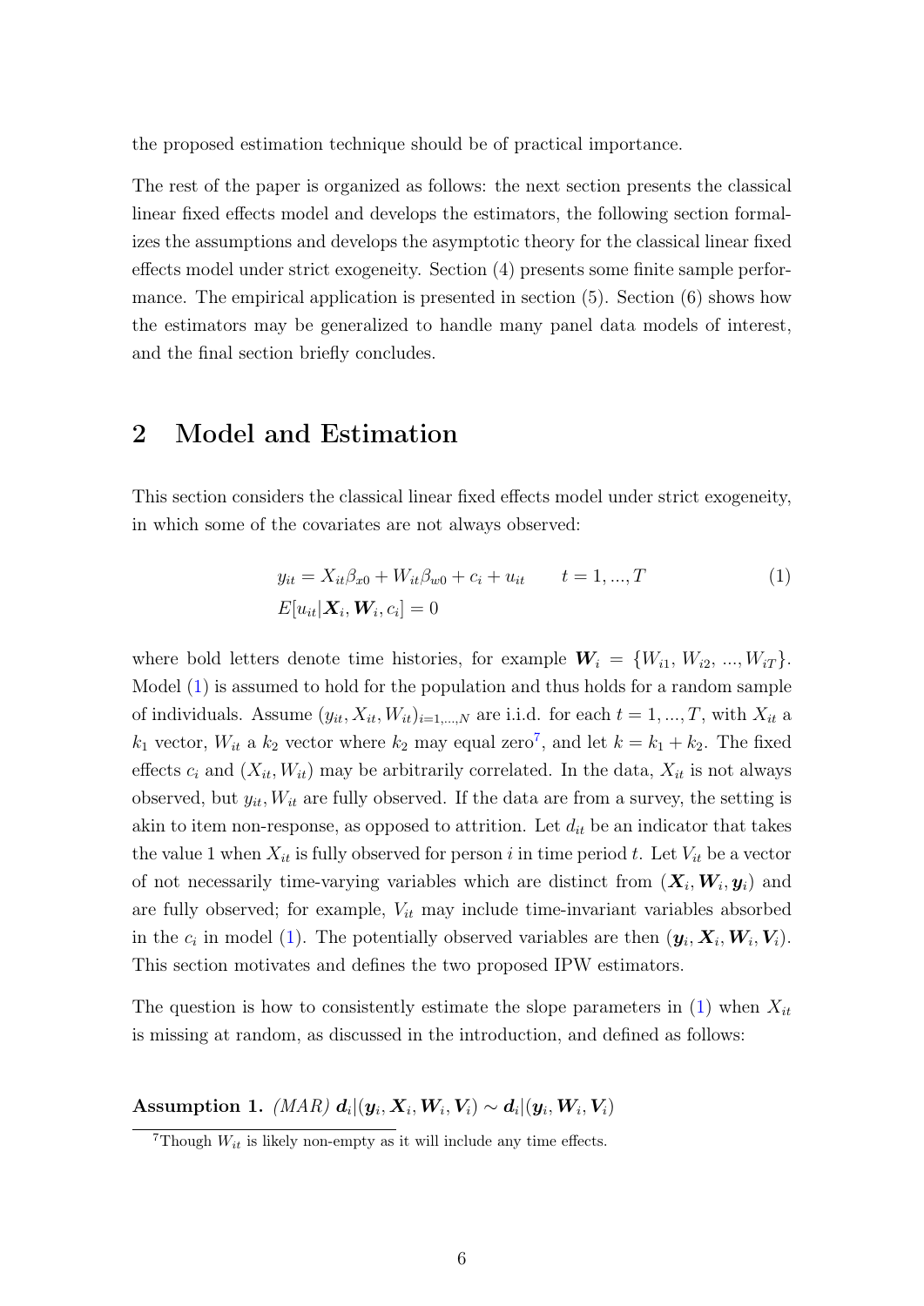the proposed estimation technique should be of practical importance.

The rest of the paper is organized as follows: the next section presents the classical linear fixed effects model and develops the estimators, the following section formalizes the assumptions and develops the asymptotic theory for the classical linear fixed effects model under strict exogeneity. Section (4) presents some finite sample performance. The empirical application is presented in section (5). Section (6) shows how the estimators may be generalized to handle many panel data models of interest, and the final section briefly concludes.

## 2 Model and Estimation

This section considers the classical linear fixed effects model under strict exogeneity, in which some of the covariates are not always observed:

$$
\begin{aligned}
&y_{it} = X_{it}\beta_{x0} + W_{it}\beta_{w0} + c_i + u_{it} \qquad t = 1, ..., T \\
&E[u_{it}|\boldsymbol{X}_i, \boldsymbol{W}_i, c_i] = 0
\end{aligned}
\tag{1}
$$

where bold letters denote time histories, for example $\boldsymbol{W}_i = \{W_{i1}, W_{i2}, ..., W_{iT}\}$. Model (1) is assumed to hold for the population and thus holds for a random sample of individuals. Assume $(y_{it}, X_{it}, W_{it})_{i=1,...,N}$ are i.i.d. for each $t = 1, ..., T$, with $X_{it}$ a $k_1$ vector, $W_{it}$ a $k_2$ vector where $k_2$ may equal zero[7], and let $k = k_1 + k_2$. The fixed effects $c_i$ and $(X_{it}, W_{it})$ may be arbitrarily correlated. In the data, $X_{it}$ is not always observed, but $y_{it}, W_{it}$ are fully observed. If the data are from a survey, the setting is akin to item non-response, as opposed to attrition. Let $d_{it}$ be an indicator that takes the value 1 when $X_{it}$ is fully observed for person $i$ in time period $t$. Let $V_{it}$ be a vector of not necessarily time-varying variables which are distinct from $(\boldsymbol{X}_i, \boldsymbol{W}_i, \boldsymbol{y}_i)$ and are fully observed; for example, $V_{it}$ may include time-invariant variables absorbed in the $c_i$ in model (1). The potentially observed variables are then $(\boldsymbol{y}_i, \boldsymbol{X}_i, \boldsymbol{W}_i, \boldsymbol{V}_i)$. This section motivates and defines the two proposed IPW estimators.

The question is how to consistently estimate the slope parameters in (1) when $X_{it}$ is missing at random, as discussed in the introduction, and defined as follows:

**Assumption 1.** *(MAR)* $\boldsymbol{d}_i|(\boldsymbol{y}_i, \boldsymbol{X}_i, \boldsymbol{W}_i, \boldsymbol{V}_i) \sim \boldsymbol{d}_i|(\boldsymbol{y}_i, \boldsymbol{W}_i, \boldsymbol{V}_i)$

[7]Though $W_{it}$ is likely non-empty as it will include any time effects.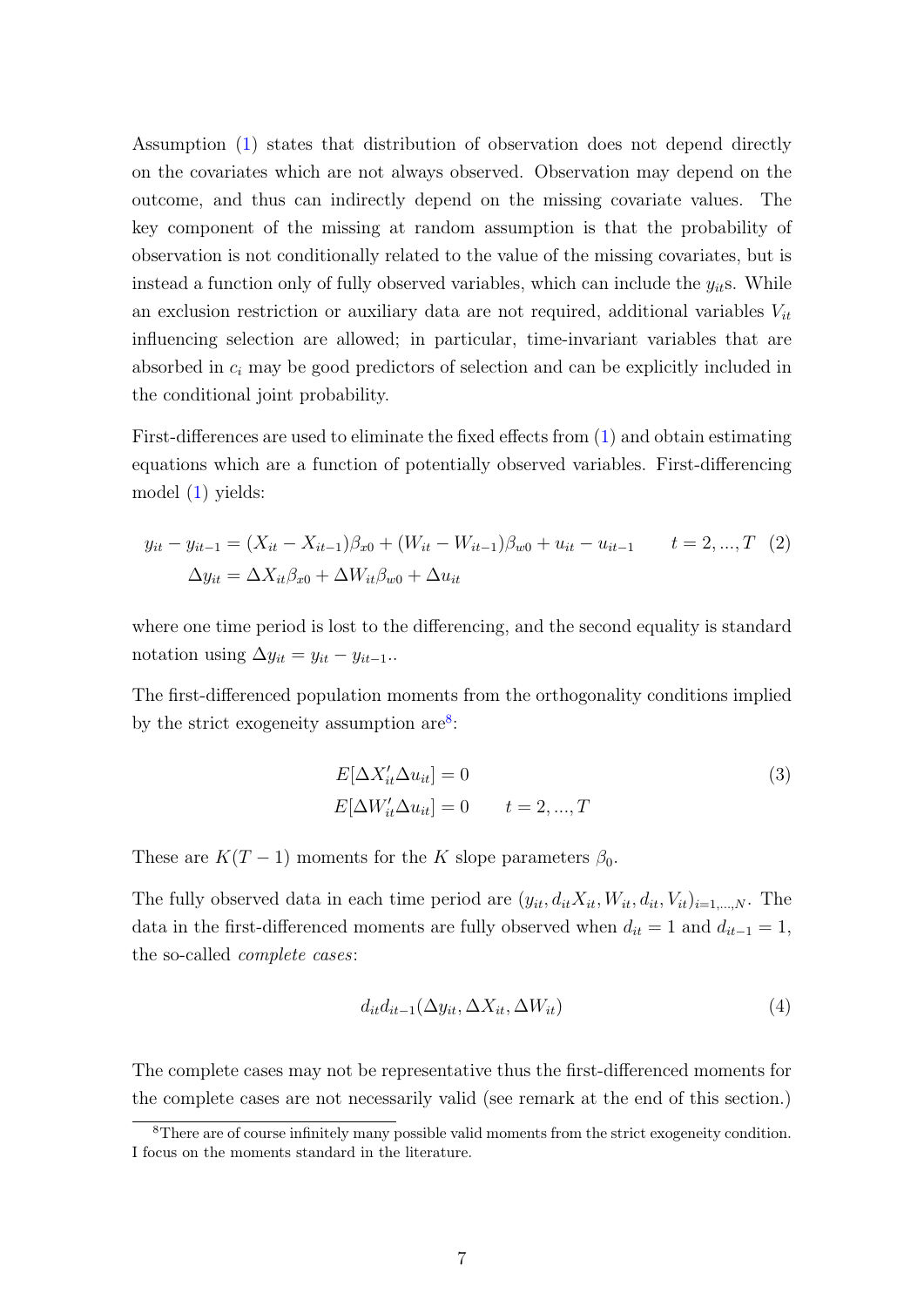Assumption (1) states that distribution of observation does not depend directly on the covariates which are not always observed. Observation may depend on the outcome, and thus can indirectly depend on the missing covariate values. The key component of the missing at random assumption is that the probability of observation is not conditionally related to the value of the missing covariates, but is instead a function only of fully observed variables, which can include the $y_{it}$s. While an exclusion restriction or auxiliary data are not required, additional variables $V_{it}$ influencing selection are allowed; in particular, time-invariant variables that are absorbed in $c_i$ may be good predictors of selection and can be explicitly included in the conditional joint probability.

First-differences are used to eliminate the fixed effects from (1) and obtain estimating equations which are a function of potentially observed variables. First-differencing model (1) yields:

$$
\begin{aligned}
y_{it} - y_{it-1} &= (X_{it} - X_{it-1})\beta_{x0} + (W_{it} - W_{it-1})\beta_{w0} + u_{it} - u_{it-1} \qquad t = 2, ..., T \quad (2) \\
\Delta y_{it} &= \Delta X_{it}\beta_{x0} + \Delta W_{it}\beta_{w0} + \Delta u_{it}
\end{aligned}
$$

where one time period is lost to the differencing, and the second equality is standard notation using $\Delta y_{it} = y_{it} - y_{it-1}$..

The first-differenced population moments from the orthogonality conditions implied by the strict exogeneity assumption are[8]:

$$
\begin{aligned}
&E[\Delta X_{it}' \Delta u_{it}] = 0 \\
&E[\Delta W_{it}' \Delta u_{it}] = 0 \qquad t = 2, ..., T
\end{aligned}
\tag{3}
$$

These are $K(T-1)$ moments for the $K$ slope parameters $\beta_0$.

The fully observed data in each time period are $(y_{it}, d_{it}X_{it}, W_{it}, d_{it}, V_{it})_{i=1,...,N}$. The data in the first-differenced moments are fully observed when $d_{it} = 1$ and $d_{it-1} = 1$, the so-called *complete cases*:

$$
d_{it}d_{it-1}(\Delta y_{it}, \Delta X_{it}, \Delta W_{it}) \tag{4}
$$

The complete cases may not be representative thus the first-differenced moments for the complete cases are not necessarily valid (see remark at the end of this section.)

[8] There are of course infinitely many possible valid moments from the strict exogeneity condition. I focus on the moments standard in the literature.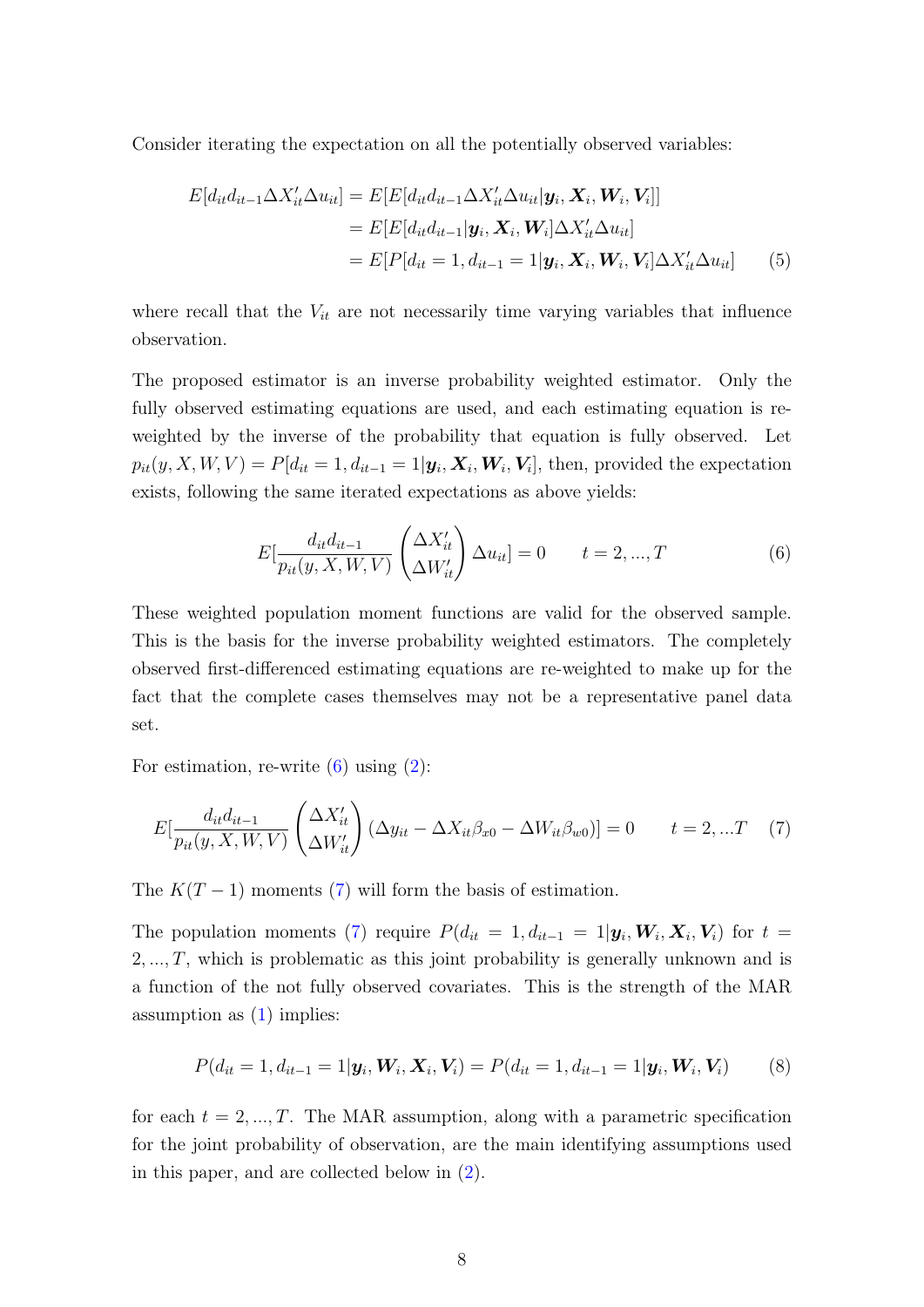Consider iterating the expectation on all the potentially observed variables:

$$
\begin{aligned}
E[d_{it}d_{it-1}\Delta X_{it}'\Delta u_{it}] &= E[E[d_{it}d_{it-1}\Delta X_{it}'\Delta u_{it}|\boldsymbol{y}_i, \boldsymbol{X}_i, \boldsymbol{W}_i, \boldsymbol{V}_i]] \\
&= E[E[d_{it}d_{it-1}|\boldsymbol{y}_i, \boldsymbol{X}_i, \boldsymbol{W}_i]\Delta X_{it}'\Delta u_{it}] \\
&= E[P[d_{it}=1, d_{it-1}=1|\boldsymbol{y}_i, \boldsymbol{X}_i, \boldsymbol{W}_i, \boldsymbol{V}_i]\Delta X_{it}'\Delta u_{it}] \qquad (5)
\end{aligned}
$$

where recall that the $V_{it}$ are not necessarily time varying variables that influence observation.

The proposed estimator is an inverse probability weighted estimator. Only the fully observed estimating equations are used, and each estimating equation is re-weighted by the inverse of the probability that equation is fully observed. Let $p_{it}(y, X, W, V) = P[d_{it}=1, d_{it-1}=1|\boldsymbol{y}_i, \boldsymbol{X}_i, \boldsymbol{W}_i, \boldsymbol{V}_i]$, then, provided the expectation exists, following the same iterated expectations as above yields:

$$
E[\frac{d_{it}d_{it-1}}{p_{it}(y,X,W,V)}\begin{pmatrix}\Delta X_{it}' \\ \Delta W_{it}'\end{pmatrix}\Delta u_{it}] = 0 \qquad t=2,...,T \qquad (6)
$$

These weighted population moment functions are valid for the observed sample. This is the basis for the inverse probability weighted estimators. The completely observed first-differenced estimating equations are re-weighted to make up for the fact that the complete cases themselves may not be a representative panel data set.

For estimation, re-write (6) using (2):

$$
E[\frac{d_{it}d_{it-1}}{p_{it}(y,X,W,V)}\begin{pmatrix}\Delta X_{it}' \\ \Delta W_{it}'\end{pmatrix}(\Delta y_{it} - \Delta X_{it}\beta_{x0} - \Delta W_{it}\beta_{w0})] = 0 \qquad t=2,...T \qquad (7)
$$

The $K(T-1)$ moments (7) will form the basis of estimation.

The population moments (7) require $P(d_{it}=1, d_{it-1}=1|\boldsymbol{y}_i, \boldsymbol{W}_i, \boldsymbol{X}_i, \boldsymbol{V}_i)$ for $t = 2, ..., T$, which is problematic as this joint probability is generally unknown and is a function of the not fully observed covariates. This is the strength of the MAR assumption as (1) implies:

$$
P(d_{it}=1, d_{it-1}=1|\boldsymbol{y}_i, \boldsymbol{W}_i, \boldsymbol{X}_i, \boldsymbol{V}_i) = P(d_{it}=1, d_{it-1}=1|\boldsymbol{y}_i, \boldsymbol{W}_i, \boldsymbol{V}_i) \qquad (8)
$$

for each $t = 2, ..., T$. The MAR assumption, along with a parametric specification for the joint probability of observation, are the main identifying assumptions used in this paper, and are collected below in (2).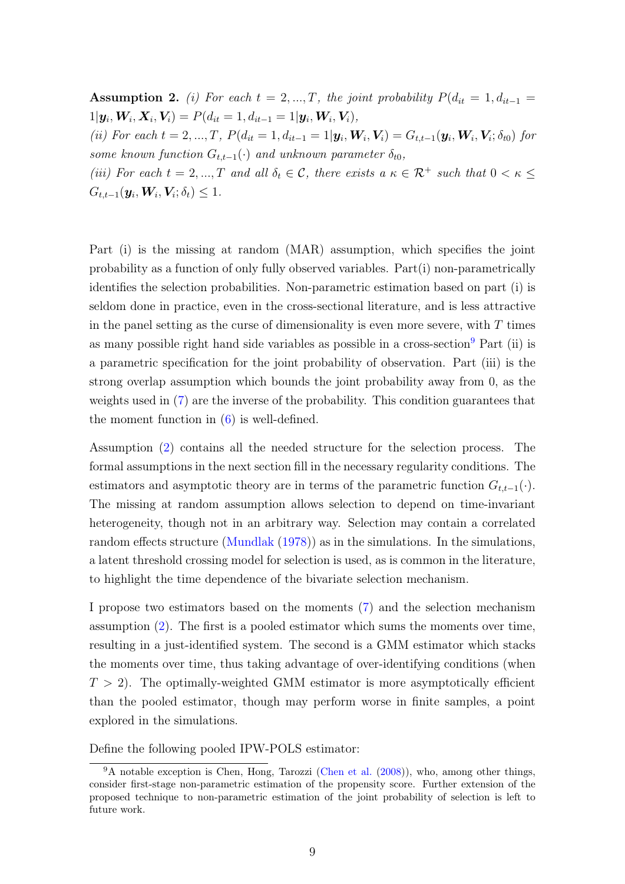**Assumption 2.** *(i) For each $t = 2, ..., T$, the joint probability $P(d_{it} = 1, d_{it-1} = 1|\boldsymbol{y}_i, \boldsymbol{W}_i, \boldsymbol{X}_i, \boldsymbol{V}_i) = P(d_{it} = 1, d_{it-1} = 1|\boldsymbol{y}_i, \boldsymbol{W}_i, \boldsymbol{V}_i)$,*
*(ii) For each $t = 2, ..., T$, $P(d_{it} = 1, d_{it-1} = 1|\boldsymbol{y}_i, \boldsymbol{W}_i, \boldsymbol{V}_i) = G_{t,t-1}(\boldsymbol{y}_i, \boldsymbol{W}_i, \boldsymbol{V}_i; \delta_{t0})$ for some known function $G_{t,t-1}(\cdot)$ and unknown parameter $\delta_{t0}$,*
*(iii) For each $t = 2, ..., T$ and all $\delta_t \in \mathcal{C}$, there exists a $\kappa \in \mathcal{R}^+$ such that $0 < \kappa \leq G_{t,t-1}(\boldsymbol{y}_i, \boldsymbol{W}_i, \boldsymbol{V}_i; \delta_t) \leq 1$.*

Part (i) is the missing at random (MAR) assumption, which specifies the joint probability as a function of only fully observed variables. Part(i) non-parametrically identifies the selection probabilities. Non-parametric estimation based on part (i) is seldom done in practice, even in the cross-sectional literature, and is less attractive in the panel setting as the curse of dimensionality is even more severe, with $T$ times as many possible right hand side variables as possible in a cross-section[9] Part (ii) is a parametric specification for the joint probability of observation. Part (iii) is the strong overlap assumption which bounds the joint probability away from 0, as the weights used in (7) are the inverse of the probability. This condition guarantees that the moment function in (6) is well-defined.

Assumption (2) contains all the needed structure for the selection process. The formal assumptions in the next section fill in the necessary regularity conditions. The estimators and asymptotic theory are in terms of the parametric function $G_{t,t-1}(\cdot)$. The missing at random assumption allows selection to depend on time-invariant heterogeneity, though not in an arbitrary way. Selection may contain a correlated random effects structure (Mundlak (1978)) as in the simulations. In the simulations, a latent threshold crossing model for selection is used, as is common in the literature, to highlight the time dependence of the bivariate selection mechanism.

I propose two estimators based on the moments (7) and the selection mechanism assumption (2). The first is a pooled estimator which sums the moments over time, resulting in a just-identified system. The second is a GMM estimator which stacks the moments over time, thus taking advantage of over-identifying conditions (when $T > 2$). The optimally-weighted GMM estimator is more asymptotically efficient than the pooled estimator, though may perform worse in finite samples, a point explored in the simulations.

Define the following pooled IPW-POLS estimator:

[9] A notable exception is Chen, Hong, Tarozzi (Chen et al. (2008)), who, among other things, consider first-stage non-parametric estimation of the propensity score. Further extension of the proposed technique to non-parametric estimation of the joint probability of selection is left to future work.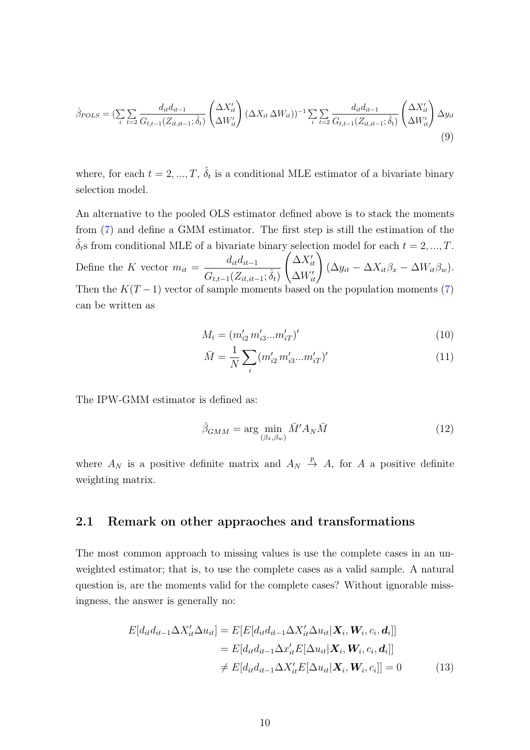$$\hat{\beta}_{POLS} = (\sum_i \sum_{t=2} \frac{d_{it}d_{it-1}}{G_{t,t-1}(Z_{it,it-1};\hat{\delta}_t)} \begin{pmatrix} \Delta X'_{it} \\ \Delta W'_{it} \end{pmatrix} (\Delta X_{it}\, \Delta W_{it}))^{-1} \sum_i \sum_{t=2} \frac{d_{it}d_{it-1}}{G_{t,t-1}(Z_{it,it-1};\hat{\delta}_t)} \begin{pmatrix} \Delta X'_{it} \\ \Delta W'_{it} \end{pmatrix} \Delta y_{it} \tag{9}$$

where, for each $t = 2, ..., T$, $\hat{\delta}_t$ is a conditional MLE estimator of a bivariate binary selection model.

An alternative to the pooled OLS estimator defined above is to stack the moments from (7) and define a GMM estimator. The first step is still the estimation of the $\hat{\delta}_t$s from conditional MLE of a bivariate binary selection model for each $t = 2, ..., T$. Define the $K$ vector $m_{it} = \dfrac{d_{it}d_{it-1}}{G_{t,t-1}(Z_{it,it-1};\hat{\delta}_t)} \begin{pmatrix} \Delta X'_{it} \\ \Delta W'_{it} \end{pmatrix} (\Delta y_{it} - \Delta X_{it}\beta_x - \Delta W_{it}\beta_w)$. Then the $K(T-1)$ vector of sample moments based on the population moments (7) can be written as

$$M_i = (m'_{i2}\, m'_{i3} ... m'_{iT})' \tag{10}$$

$$\bar{M} = \frac{1}{N} \sum_i (m'_{i2}\, m'_{i3} ... m'_{iT})' \tag{11}$$

The IPW-GMM estimator is defined as:

$$\hat{\beta}_{GMM} = \arg \min_{(\beta_x, \beta_w)} \bar{M}' A_N \bar{M} \tag{12}$$

where $A_N$ is a positive definite matrix and $A_N \xrightarrow{p} A$, for $A$ a positive definite weighting matrix.

## 2.1 Remark on other appraoches and transformations

The most common approach to missing values is use the complete cases in an unweighted estimator; that is, to use the complete cases as a valid sample. A natural question is, are the moments valid for the complete cases? Without ignorable missingness, the answer is generally no:

$$\begin{aligned} E[d_{it}d_{it-1}\Delta X'_{it}\Delta u_{it}] &= E[E[d_{it}d_{it-1}\Delta X'_{it}\Delta u_{it}|\boldsymbol{X}_i, \boldsymbol{W}_i, c_i, \boldsymbol{d}_i]] \\ &= E[d_{it}d_{it-1}\Delta x'_{it} E[\Delta u_{it}|\boldsymbol{X}_i, \boldsymbol{W}_i, c_i, \boldsymbol{d}_i]] \\ &\neq E[d_{it}d_{it-1}\Delta X'_{it} E[\Delta u_{it}|\boldsymbol{X}_i, \boldsymbol{W}_i, c_i]] = 0 \end{aligned} \tag{13}$$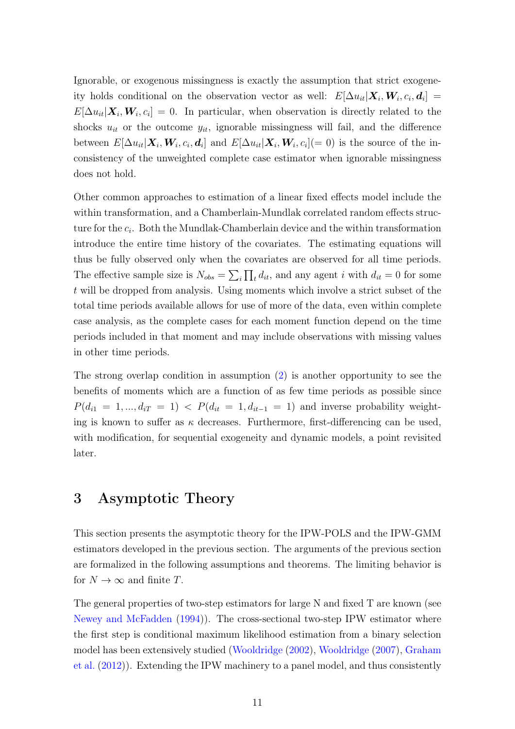Ignorable, or exogenous missingness is exactly the assumption that strict exogeneity holds conditional on the observation vector as well: $E[\Delta u_{it}|\boldsymbol{X}_i, \boldsymbol{W}_i, c_i, \boldsymbol{d}_i] = E[\Delta u_{it}|\boldsymbol{X}_i, \boldsymbol{W}_i, c_i] = 0$. In particular, when observation is directly related to the shocks $u_{it}$ or the outcome $y_{it}$, ignorable missingness will fail, and the difference between $E[\Delta u_{it}|\boldsymbol{X}_i, \boldsymbol{W}_i, c_i, \boldsymbol{d}_i]$ and $E[\Delta u_{it}|\boldsymbol{X}_i, \boldsymbol{W}_i, c_i](= 0)$ is the source of the inconsistency of the unweighted complete case estimator when ignorable missingness does not hold.

Other common approaches to estimation of a linear fixed effects model include the within transformation, and a Chamberlain-Mundlak correlated random effects structure for the $c_i$. Both the Mundlak-Chamberlain device and the within transformation introduce the entire time history of the covariates. The estimating equations will thus be fully observed only when the covariates are observed for all time periods. The effective sample size is $N_{obs} = \sum_i \prod_t d_{it}$, and any agent $i$ with $d_{it} = 0$ for some $t$ will be dropped from analysis. Using moments which involve a strict subset of the total time periods available allows for use of more of the data, even within complete case analysis, as the complete cases for each moment function depend on the time periods included in that moment and may include observations with missing values in other time periods.

The strong overlap condition in assumption (2) is another opportunity to see the benefits of moments which are a function of as few time periods as possible since $P(d_{i1} = 1, ..., d_{iT} = 1) < P(d_{it} = 1, d_{it-1} = 1)$ and inverse probability weighting is known to suffer as $\kappa$ decreases. Furthermore, first-differencing can be used, with modification, for sequential exogeneity and dynamic models, a point revisited later.

# 3 Asymptotic Theory

This section presents the asymptotic theory for the IPW-POLS and the IPW-GMM estimators developed in the previous section. The arguments of the previous section are formalized in the following assumptions and theorems. The limiting behavior is for $N \to \infty$ and finite $T$.

The general properties of two-step estimators for large N and fixed T are known (see Newey and McFadden (1994)). The cross-sectional two-step IPW estimator where the first step is conditional maximum likelihood estimation from a binary selection model has been extensively studied (Wooldridge (2002), Wooldridge (2007), Graham et al. (2012)). Extending the IPW machinery to a panel model, and thus consistently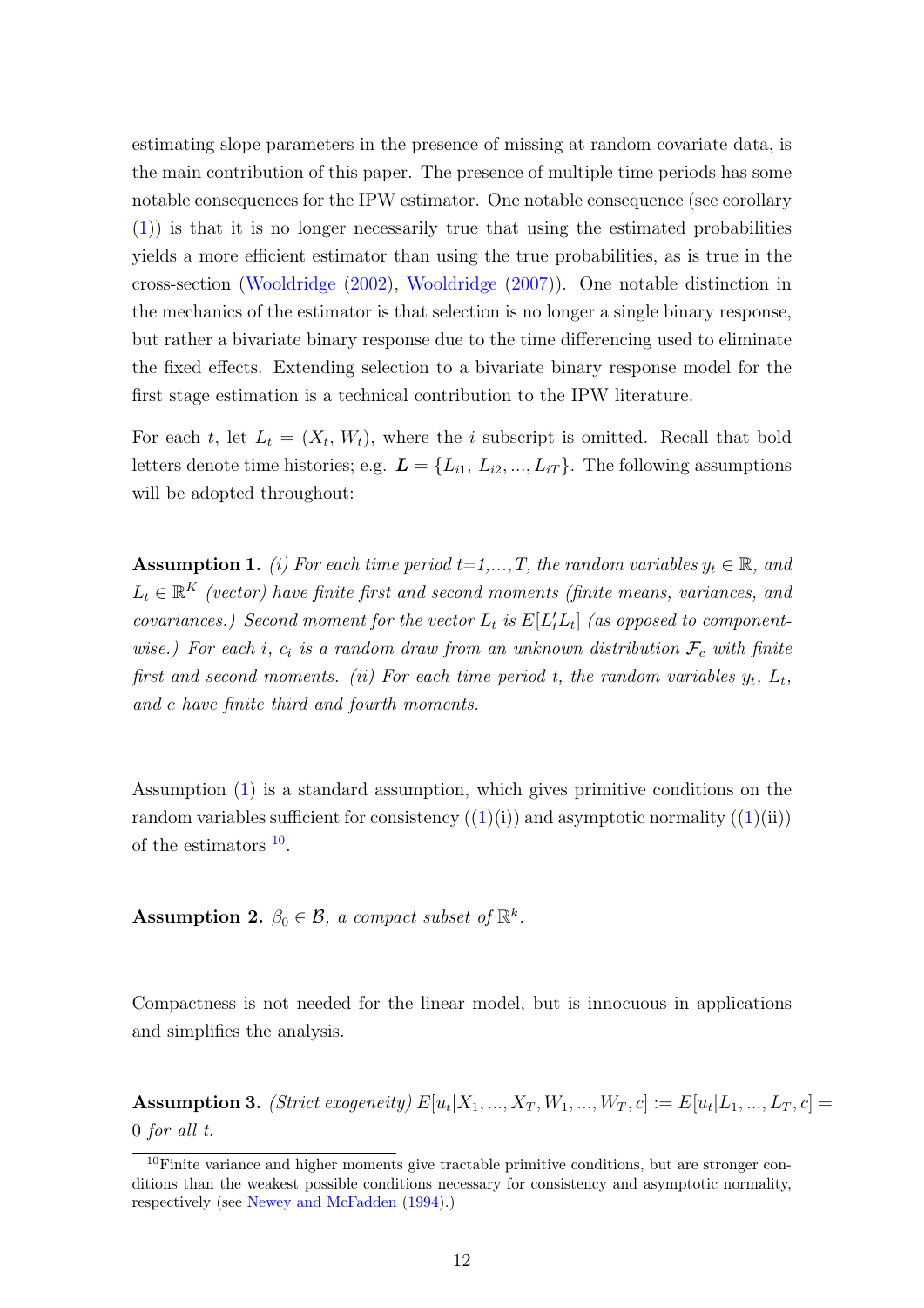estimating slope parameters in the presence of missing at random covariate data, is the main contribution of this paper. The presence of multiple time periods has some notable consequences for the IPW estimator. One notable consequence (see corollary (1)) is that it is no longer necessarily true that using the estimated probabilities yields a more efficient estimator than using the true probabilities, as is true in the cross-section (Wooldridge (2002), Wooldridge (2007)). One notable distinction in the mechanics of the estimator is that selection is no longer a single binary response, but rather a bivariate binary response due to the time differencing used to eliminate the fixed effects. Extending selection to a bivariate binary response model for the first stage estimation is a technical contribution to the IPW literature.

For each $t$, let $L_t = (X_t, W_t)$, where the $i$ subscript is omitted. Recall that bold letters denote time histories; e.g. $\boldsymbol{L} = \{L_{i1}, L_{i2}, ..., L_{iT}\}$. The following assumptions will be adopted throughout:

**Assumption 1.** *(i) For each time period t=1,...,T, the random variables* $y_t \in \mathbb{R}$, *and* $L_t \in \mathbb{R}^K$ *(vector) have finite first and second moments (finite means, variances, and covariances.) Second moment for the vector* $L_t$ *is* $E[L_t' L_t]$ *(as opposed to component-wise.) For each i,* $c_i$ *is a random draw from an unknown distribution* $\mathcal{F}_c$ *with finite first and second moments. (ii) For each time period t, the random variables* $y_t$, $L_t$, *and c have finite third and fourth moments.*

Assumption (1) is a standard assumption, which gives primitive conditions on the random variables sufficient for consistency ((1)(i)) and asymptotic normality ((1)(ii)) of the estimators [10].

**Assumption 2.** $\beta_0 \in \mathcal{B}$, *a compact subset of* $\mathbb{R}^k$.

Compactness is not needed for the linear model, but is innocuous in applications and simplifies the analysis.

**Assumption 3.** *(Strict exogeneity)* $E[u_t | X_1, ..., X_T, W_1, ..., W_T, c] := E[u_t | L_1, ..., L_T, c] = 0$ *for all t.*

[10] Finite variance and higher moments give tractable primitive conditions, but are stronger conditions than the weakest possible conditions necessary for consistency and asymptotic normality, respectively (see Newey and McFadden (1994).)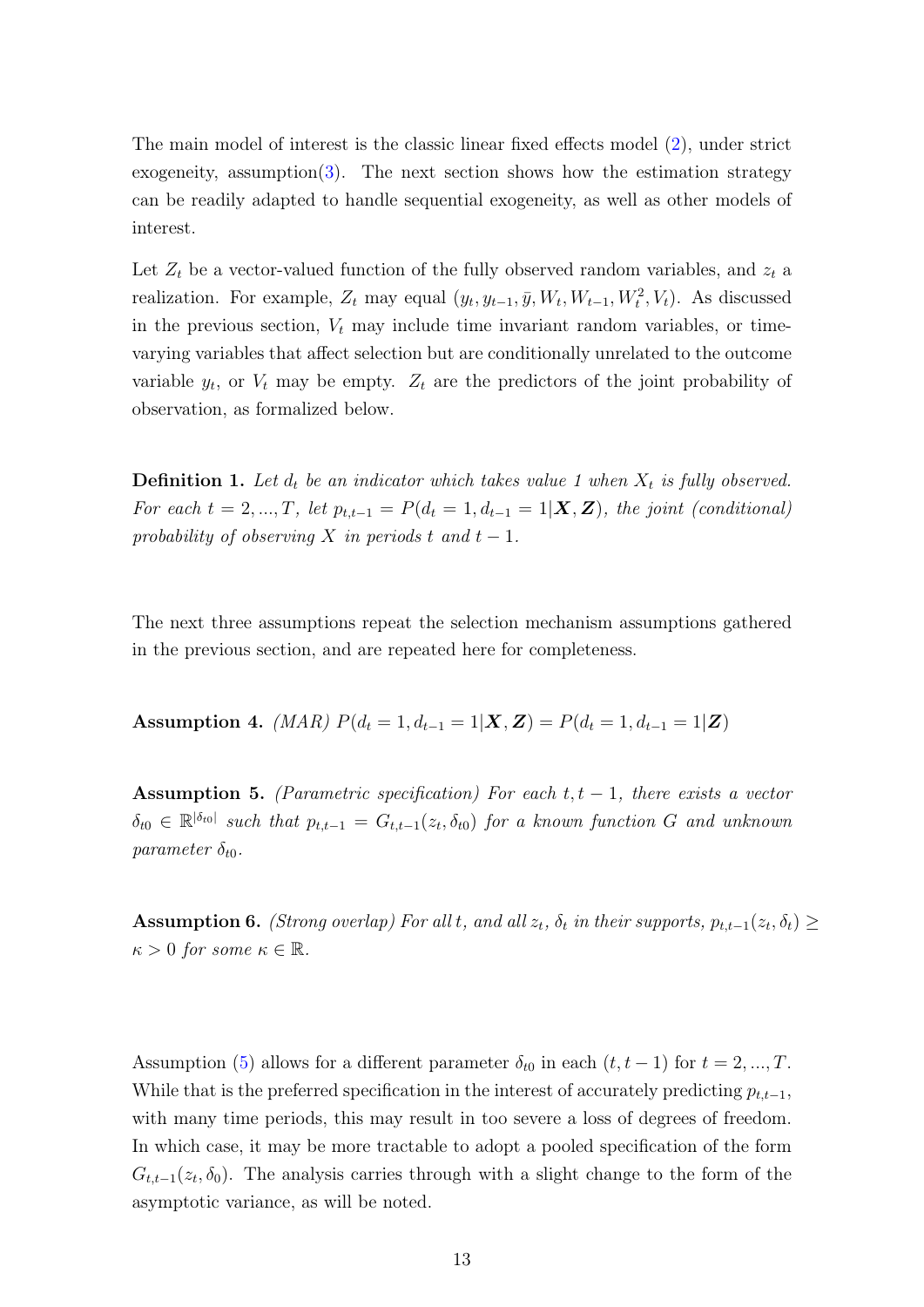The main model of interest is the classic linear fixed effects model (2), under strict exogeneity, assumption(3). The next section shows how the estimation strategy can be readily adapted to handle sequential exogeneity, as well as other models of interest.

Let $Z_t$ be a vector-valued function of the fully observed random variables, and $z_t$ a realization. For example, $Z_t$ may equal $(y_t, y_{t-1}, \bar{y}, W_t, W_{t-1}, W_t^2, V_t)$. As discussed in the previous section, $V_t$ may include time invariant random variables, or time-varying variables that affect selection but are conditionally unrelated to the outcome variable $y_t$, or $V_t$ may be empty. $Z_t$ are the predictors of the joint probability of observation, as formalized below.

**Definition 1.** *Let $d_t$ be an indicator which takes value 1 when $X_t$ is fully observed. For each $t = 2, ..., T$, let $p_{t,t-1} = P(d_t = 1, d_{t-1} = 1|\boldsymbol{X}, \boldsymbol{Z})$, the joint (conditional) probability of observing $X$ in periods $t$ and $t-1$.*

The next three assumptions repeat the selection mechanism assumptions gathered in the previous section, and are repeated here for completeness.

**Assumption 4.** *(MAR) $P(d_t = 1, d_{t-1} = 1|\boldsymbol{X}, \boldsymbol{Z}) = P(d_t = 1, d_{t-1} = 1|\boldsymbol{Z})$*

**Assumption 5.** *(Parametric specification) For each $t, t-1$, there exists a vector $\delta_{t0} \in \mathbb{R}^{|\delta_{t0}|}$ such that $p_{t,t-1} = G_{t,t-1}(z_t, \delta_{t0})$ for a known function $G$ and unknown parameter $\delta_{t0}$.*

**Assumption 6.** *(Strong overlap) For all $t$, and all $z_t$, $\delta_t$ in their supports, $p_{t,t-1}(z_t, \delta_t) \geq \kappa > 0$ for some $\kappa \in \mathbb{R}$.*

Assumption (5) allows for a different parameter $\delta_{t0}$ in each $(t, t-1)$ for $t = 2, ..., T$. While that is the preferred specification in the interest of accurately predicting $p_{t,t-1}$, with many time periods, this may result in too severe a loss of degrees of freedom. In which case, it may be more tractable to adopt a pooled specification of the form $G_{t,t-1}(z_t, \delta_0)$. The analysis carries through with a slight change to the form of the asymptotic variance, as will be noted.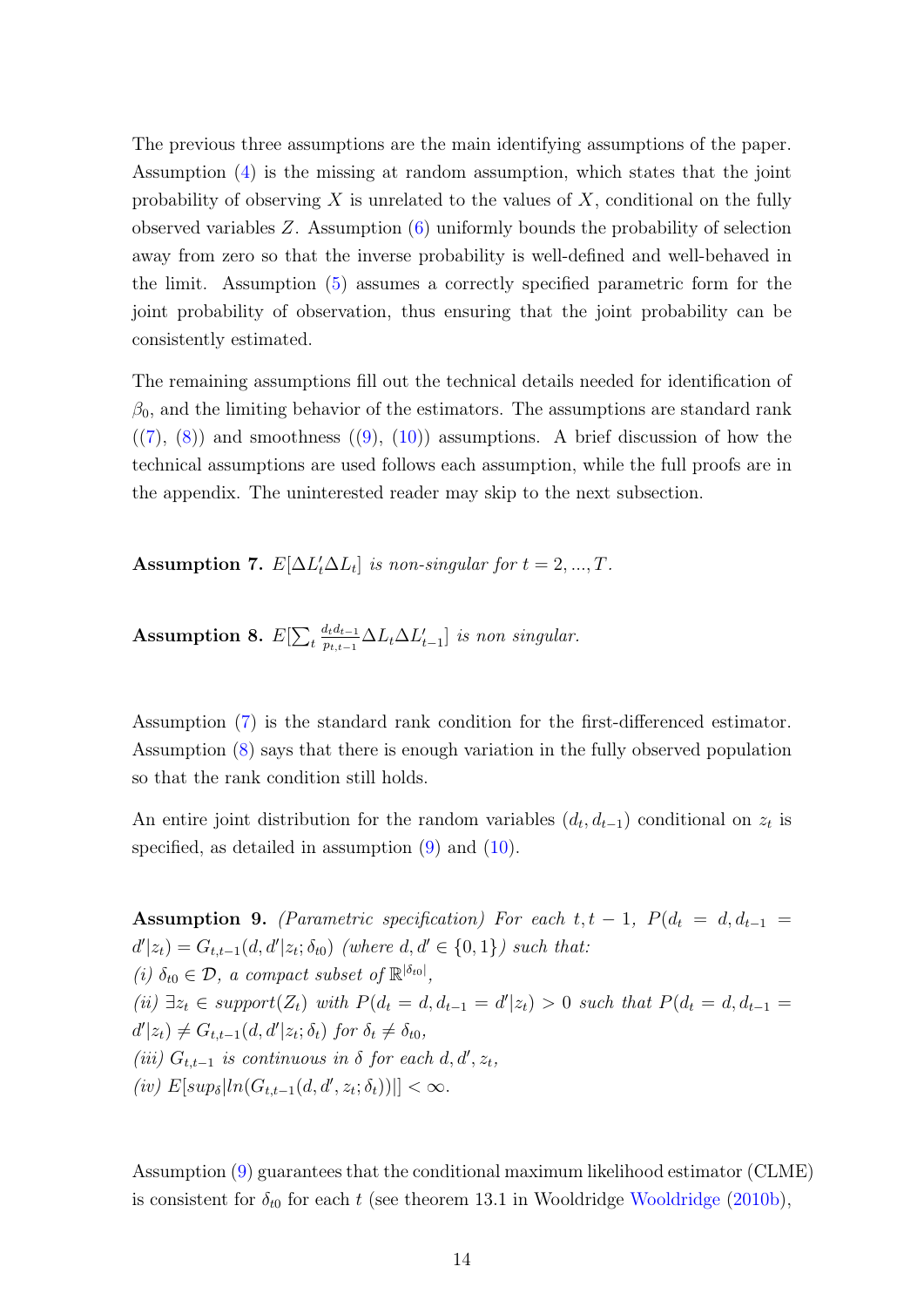The previous three assumptions are the main identifying assumptions of the paper. Assumption (4) is the missing at random assumption, which states that the joint probability of observing $X$ is unrelated to the values of $X$, conditional on the fully observed variables $Z$. Assumption (6) uniformly bounds the probability of selection away from zero so that the inverse probability is well-defined and well-behaved in the limit. Assumption (5) assumes a correctly specified parametric form for the joint probability of observation, thus ensuring that the joint probability can be consistently estimated.

The remaining assumptions fill out the technical details needed for identification of $\beta_0$, and the limiting behavior of the estimators. The assumptions are standard rank ((7), (8)) and smoothness ((9), (10)) assumptions. A brief discussion of how the technical assumptions are used follows each assumption, while the full proofs are in the appendix. The uninterested reader may skip to the next subsection.

**Assumption 7.** *$E[\Delta L_t' \Delta L_t]$ is non-singular for $t = 2, ..., T$.*

**Assumption 8.** *$E[\sum_t \frac{d_t d_{t-1}}{p_{t,t-1}} \Delta L_t \Delta L_{t-1}']$ is non singular.*

Assumption (7) is the standard rank condition for the first-differenced estimator. Assumption (8) says that there is enough variation in the fully observed population so that the rank condition still holds.

An entire joint distribution for the random variables $(d_t, d_{t-1})$ conditional on $z_t$ is specified, as detailed in assumption (9) and (10).

**Assumption 9.** *(Parametric specification) For each $t, t-1$, $P(d_t = d, d_{t-1} = d'|z_t) = G_{t,t-1}(d, d'|z_t; \delta_{t0})$ (where $d, d' \in \{0, 1\}$) such that:*
*(i) $\delta_{t0} \in \mathcal{D}$, a compact subset of $\mathbb{R}^{|\delta_{t0}|}$,*
*(ii) $\exists z_t \in support(Z_t)$ with $P(d_t = d, d_{t-1} = d'|z_t) > 0$ such that $P(d_t = d, d_{t-1} = d'|z_t) \neq G_{t,t-1}(d, d'|z_t; \delta_t)$ for $\delta_t \neq \delta_{t0}$,*
*(iii) $G_{t,t-1}$ is continuous in $\delta$ for each $d, d', z_t$,*
*(iv) $E[sup_\delta |ln(G_{t,t-1}(d, d', z_t; \delta_t))|] < \infty$.*

Assumption (9) guarantees that the conditional maximum likelihood estimator (CLME) is consistent for $\delta_{t0}$ for each $t$ (see theorem 13.1 in Wooldridge Wooldridge (2010b),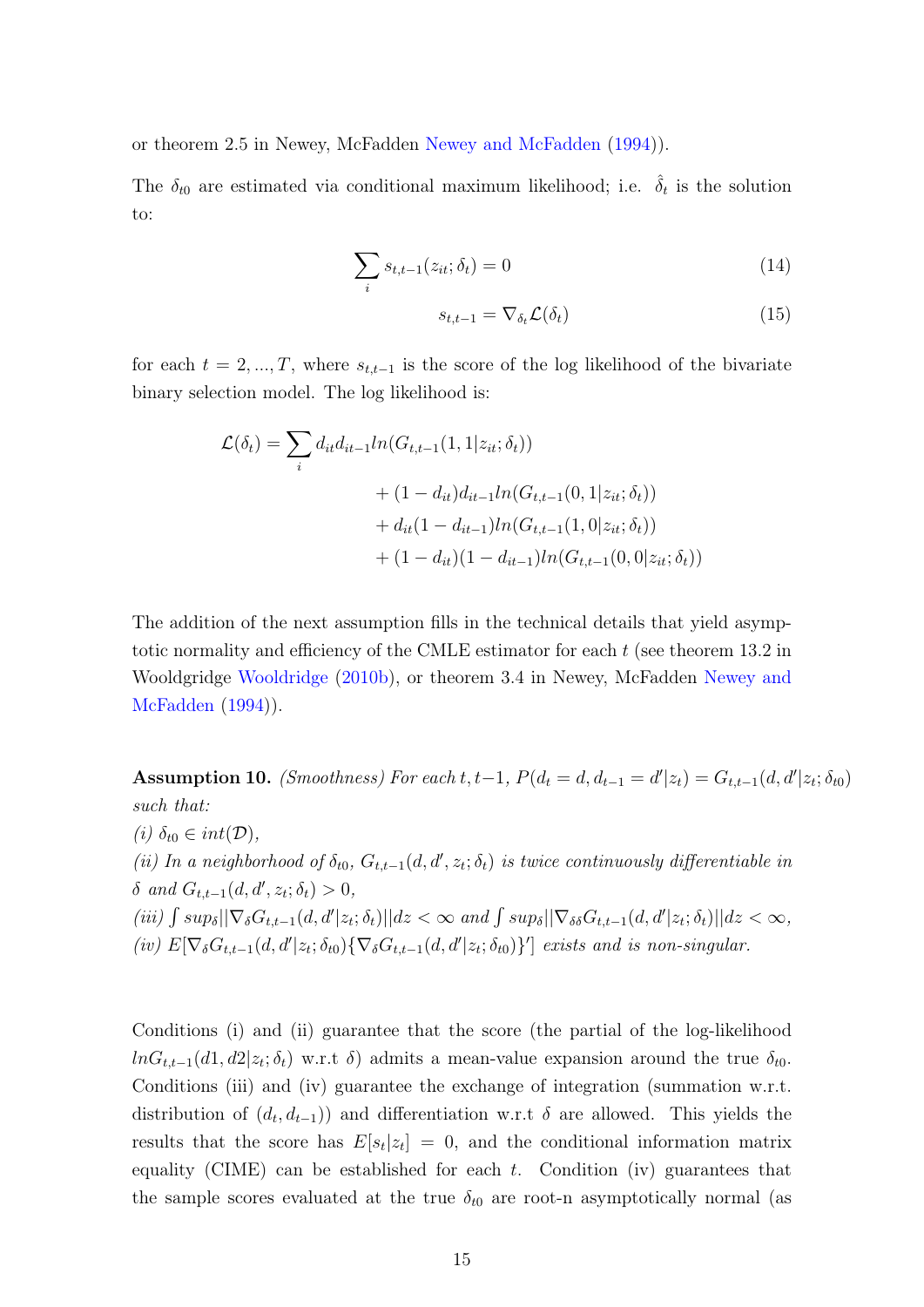or theorem 2.5 in Newey, McFadden Newey and McFadden (1994)).

The $\delta_{t0}$ are estimated via conditional maximum likelihood; i.e. $\hat{\delta}_t$ is the solution to:

$$\sum_i s_{t,t-1}(z_{it}; \delta_t) = 0 \tag{14}$$

$$s_{t,t-1} = \nabla_{\delta_t} \mathcal{L}(\delta_t) \tag{15}$$

for each $t = 2, ..., T$, where $s_{t,t-1}$ is the score of the log likelihood of the bivariate binary selection model. The log likelihood is:

$$\begin{aligned}
\mathcal{L}(\delta_t) = \sum_i d_{it} d_{it-1} ln(G_{t,t-1}(1, 1|z_{it}; \delta_t)) \\
+ (1 - d_{it}) d_{it-1} ln(G_{t,t-1}(0, 1|z_{it}; \delta_t)) \\
+ d_{it}(1 - d_{it-1}) ln(G_{t,t-1}(1, 0|z_{it}; \delta_t)) \\
+ (1 - d_{it})(1 - d_{it-1}) ln(G_{t,t-1}(0, 0|z_{it}; \delta_t))
\end{aligned}$$

The addition of the next assumption fills in the technical details that yield asymptotic normality and efficiency of the CMLE estimator for each $t$ (see theorem 13.2 in Wooldgridge Wooldridge (2010b), or theorem 3.4 in Newey, McFadden Newey and McFadden (1994)).

**Assumption 10.** *(Smoothness) For each* $t, t-1$, $P(d_t = d, d_{t-1} = d'|z_t) = G_{t,t-1}(d, d'|z_t; \delta_{t0})$ *such that:*
*(i)* $\delta_{t0} \in int(\mathcal{D})$,
*(ii) In a neighborhood of* $\delta_{t0}$, $G_{t,t-1}(d, d', z_t; \delta_t)$ *is twice continuously differentiable in* $\delta$ *and* $G_{t,t-1}(d, d', z_t; \delta_t) > 0$,
*(iii)* $\int sup_\delta ||\nabla_\delta G_{t,t-1}(d, d'|z_t; \delta_t)|| dz < \infty$ *and* $\int sup_\delta ||\nabla_{\delta\delta} G_{t,t-1}(d, d'|z_t; \delta_t)|| dz < \infty$,
*(iv)* $E[\nabla_\delta G_{t,t-1}(d, d'|z_t; \delta_{t0})\{\nabla_\delta G_{t,t-1}(d, d'|z_t; \delta_{t0})\}']$ *exists and is non-singular.*

Conditions (i) and (ii) guarantee that the score (the partial of the log-likelihood $lnG_{t,t-1}(d1, d2|z_t; \delta_t)$ w.r.t $\delta$) admits a mean-value expansion around the true $\delta_{t0}$. Conditions (iii) and (iv) guarantee the exchange of integration (summation w.r.t. distribution of $(d_t, d_{t-1})$) and differentiation w.r.t $\delta$ are allowed. This yields the results that the score has $E[s_t|z_t] = 0$, and the conditional information matrix equality (CIME) can be established for each $t$. Condition (iv) guarantees that the sample scores evaluated at the true $\delta_{t0}$ are root-n asymptotically normal (as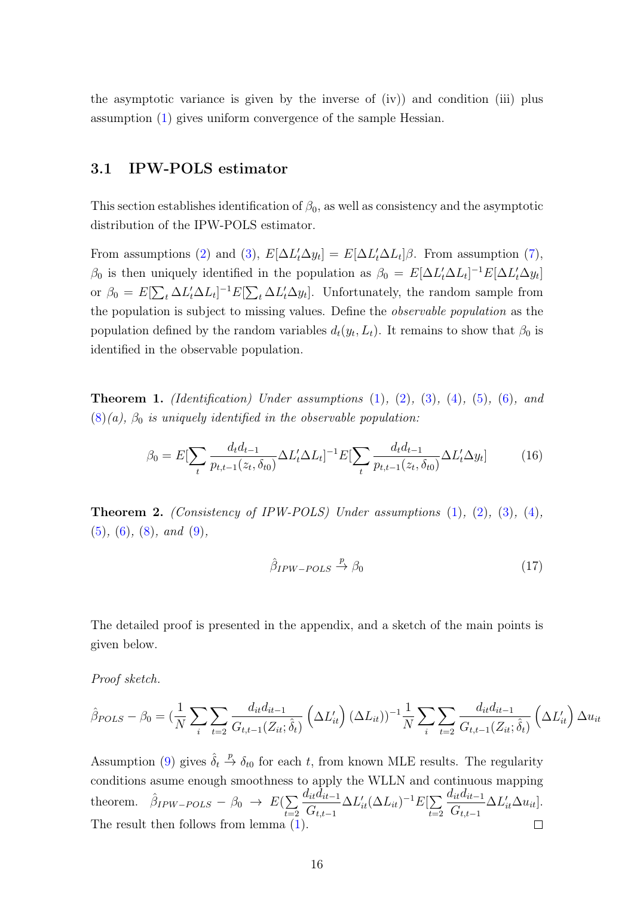the asymptotic variance is given by the inverse of (iv)) and condition (iii) plus assumption (1) gives uniform convergence of the sample Hessian.

### 3.1 IPW-POLS estimator

This section establishes identification of $\beta_0$, as well as consistency and the asymptotic distribution of the IPW-POLS estimator.

From assumptions (2) and (3), $E[\Delta L_t' \Delta y_t] = E[\Delta L_t' \Delta L_t]\beta$. From assumption (7), $\beta_0$ is then uniquely identified in the population as $\beta_0 = E[\Delta L_t' \Delta L_t]^{-1} E[\Delta L_t' \Delta y_t]$ or $\beta_0 = E[\sum_t \Delta L_t' \Delta L_t]^{-1} E[\sum_t \Delta L_t' \Delta y_t]$. Unfortunately, the random sample from the population is subject to missing values. Define the *observable population* as the population defined by the random variables $d_t(y_t, L_t)$. It remains to show that $\beta_0$ is identified in the observable population.

**Theorem 1.** *(Identification) Under assumptions (1), (2), (3), (4), (5), (6), and (8)(a), $\beta_0$ is uniquely identified in the observable population:*

$$\beta_0 = E[\sum_t \frac{d_t d_{t-1}}{p_{t,t-1}(z_t, \delta_{t0})} \Delta L_t' \Delta L_t]^{-1} E[\sum_t \frac{d_t d_{t-1}}{p_{t,t-1}(z_t, \delta_{t0})} \Delta L_t' \Delta y_t] \tag{16}$$

**Theorem 2.** *(Consistency of IPW-POLS) Under assumptions (1), (2), (3), (4), (5), (6), (8), and (9),*

$$\hat{\beta}_{IPW-POLS} \xrightarrow{p} \beta_0 \tag{17}$$

The detailed proof is presented in the appendix, and a sketch of the main points is given below.

*Proof sketch.*

$$\hat{\beta}_{POLS} - \beta_0 = (\frac{1}{N} \sum_i \sum_{t=2} \frac{d_{it} d_{it-1}}{G_{t,t-1}(Z_{it}; \hat{\delta}_t)} \left(\Delta L_{it}'\right) (\Delta L_{it}))^{-1} \frac{1}{N} \sum_i \sum_{t=2} \frac{d_{it} d_{it-1}}{G_{t,t-1}(Z_{it}; \hat{\delta}_t)} \left(\Delta L_{it}'\right) \Delta u_{it}$$

Assumption (9) gives $\hat{\delta}_t \xrightarrow{p} \delta_{t0}$ for each $t$, from known MLE results. The regularity conditions asume enough smoothness to apply the WLLN and continuous mapping theorem. $\hat{\beta}_{IPW-POLS} - \beta_0 \to E(\sum_{t=2} \frac{d_{it} d_{it-1}}{G_{t,t-1}} \Delta L_{it}' (\Delta L_{it})^{-1} E[\sum_{t=2} \frac{d_{it} d_{it-1}}{G_{t,t-1}} \Delta L_{it}' \Delta u_{it}]$. The result then follows from lemma (1). □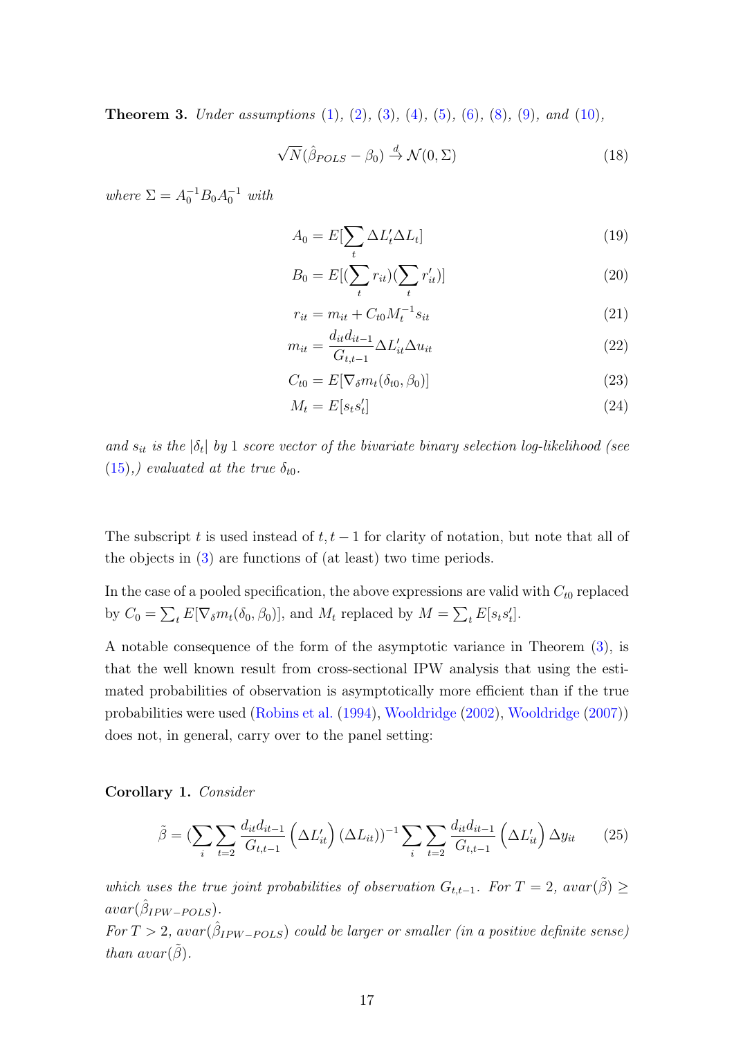**Theorem 3.** *Under assumptions (1), (2), (3), (4), (5), (6), (8), (9), and (10),*

$$\sqrt{N}(\hat{\beta}_{POLS} - \beta_0) \xrightarrow{d} \mathcal{N}(0, \Sigma) \tag{18}$$

*where* $\Sigma = A_0^{-1} B_0 A_0^{-1}$ *with*

$$A_0 = E[\sum_t \Delta L_t' \Delta L_t] \tag{19}$$

$$B_0 = E[(\sum_t r_{it})(\sum_t r_{it}')] \tag{20}$$

$$r_{it} = m_{it} + C_{t0} M_t^{-1} s_{it} \tag{21}$$

$$m_{it} = \frac{d_{it} d_{it-1}}{G_{t,t-1}} \Delta L_{it}' \Delta u_{it} \tag{22}$$

$$C_{t0} = E[\nabla_\delta m_t(\delta_{t0}, \beta_0)] \tag{23}$$

$$M_t = E[s_t s_t'] \tag{24}$$

*and* $s_{it}$ *is the* $|\delta_t|$ *by* $1$ *score vector of the bivariate binary selection log-likelihood (see (15),) evaluated at the true* $\delta_{t0}$*.*

The subscript $t$ is used instead of $t, t-1$ for clarity of notation, but note that all of the objects in (3) are functions of (at least) two time periods.

In the case of a pooled specification, the above expressions are valid with $C_{t0}$ replaced by $C_0 = \sum_t E[\nabla_\delta m_t(\delta_0, \beta_0)]$, and $M_t$ replaced by $M = \sum_t E[s_t s_t']$.

A notable consequence of the form of the asymptotic variance in Theorem (3), is that the well known result from cross-sectional IPW analysis that using the estimated probabilities of observation is asymptotically more efficient than if the true probabilities were used (Robins et al. (1994), Wooldridge (2002), Wooldridge (2007)) does not, in general, carry over to the panel setting:

**Corollary 1.** *Consider*

$$\tilde{\beta} = (\sum_i \sum_{t=2} \frac{d_{it} d_{it-1}}{G_{t,t-1}} \left(\Delta L_{it}'\right) (\Delta L_{it}))^{-1} \sum_i \sum_{t=2} \frac{d_{it} d_{it-1}}{G_{t,t-1}} \left(\Delta L_{it}'\right) \Delta y_{it} \tag{25}$$

*which uses the true joint probabilities of observation* $G_{t,t-1}$*. For* $T = 2$*,* $avar(\tilde{\beta}) \geq avar(\hat{\beta}_{IPW-POLS})$*.*
*For* $T > 2$*,* $avar(\hat{\beta}_{IPW-POLS})$ *could be larger or smaller (in a positive definite sense) than* $avar(\tilde{\beta})$*.*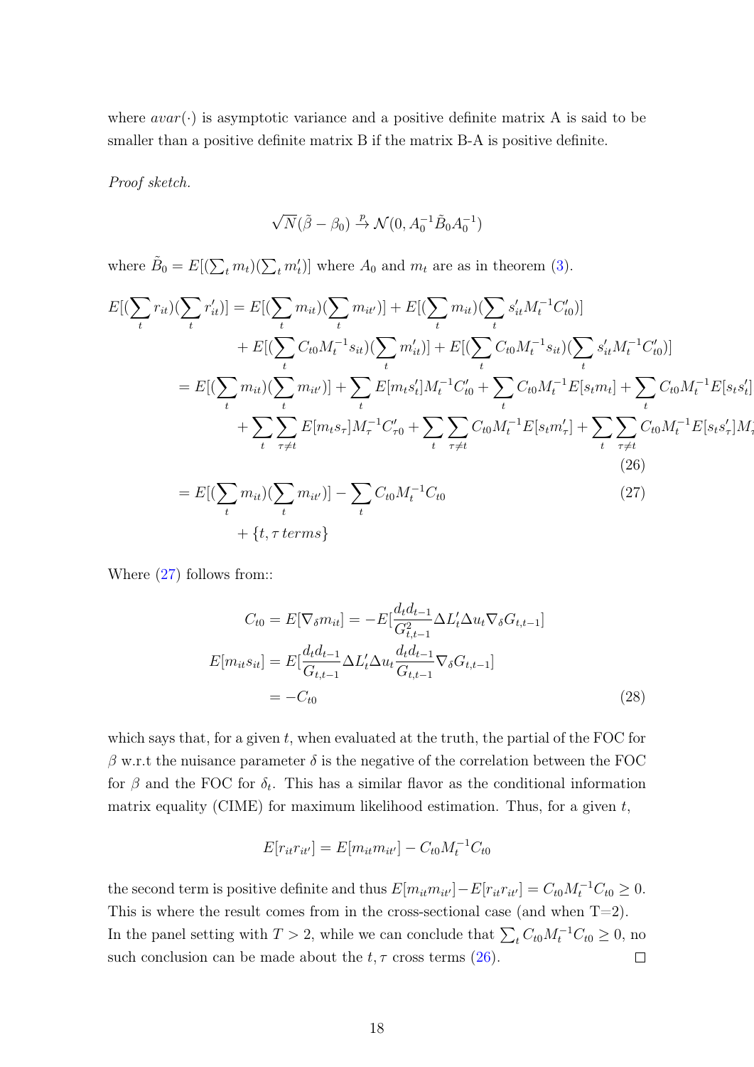where $avar(\cdot)$ is asymptotic variance and a positive definite matrix A is said to be smaller than a positive definite matrix B if the matrix B-A is positive definite.

*Proof sketch.*

$$\sqrt{N}(\tilde{\beta} - \beta_0) \xrightarrow{p} \mathcal{N}(0, A_0^{-1}\tilde{B}_0 A_0^{-1})$$

where $\tilde{B}_0 = E[(\sum_t m_t)(\sum_t m_t')]$ where $A_0$ and $m_t$ are as in theorem (3).

$$\begin{aligned}
E[(\sum_t r_{it})(\sum_t r_{it}')] &= E[(\sum_t m_{it})(\sum_t m_{it'})] + E[(\sum_t m_{it})(\sum_t s_{it}' M_t^{-1} C_{t0}')] \\
&\quad + E[(\sum_t C_{t0} M_t^{-1} s_{it})(\sum_t m_{it}')] + E[(\sum_t C_{t0} M_t^{-1} s_{it})(\sum_t s_{it}' M_t^{-1} C_{t0}')] \\
&= E[(\sum_t m_{it})(\sum_t m_{it'})] + \sum_t E[m_t s_t'] M_t^{-1} C_{t0}' + \sum_t C_{t0} M_t^{-1} E[s_t m_t] + \sum_t C_{t0} M_t^{-1} E[s_t s_t'] \\
&\quad + \sum_t \sum_{\tau \neq t} E[m_t s_\tau] M_\tau^{-1} C_{\tau 0}' + \sum_t \sum_{\tau \neq t} C_{t0} M_t^{-1} E[s_t m_\tau'] + \sum_t \sum_{\tau \neq t} C_{t0} M_t^{-1} E[s_t s_\tau'] M_\tau \quad (26) \\
&= E[(\sum_t m_{it})(\sum_t m_{it'})] - \sum_t C_{t0} M_t^{-1} C_{t0} \quad (27) \\
&\quad + \{t, \tau \, terms\}
\end{aligned}$$

Where (27) follows from::

$$\begin{aligned}
C_{t0} = E[\nabla_\delta m_{it}] &= -E[\frac{d_t d_{t-1}}{G_{t,t-1}^2} \Delta L_t' \Delta u_t \nabla_\delta G_{t,t-1}] \\
E[m_{it} s_{it}] &= E[\frac{d_t d_{t-1}}{G_{t,t-1}} \Delta L_t' \Delta u_t \frac{d_t d_{t-1}}{G_{t,t-1}} \nabla_\delta G_{t,t-1}] \\
&= -C_{t0} \quad (28)
\end{aligned}$$

which says that, for a given $t$, when evaluated at the truth, the partial of the FOC for $\beta$ w.r.t the nuisance parameter $\delta$ is the negative of the correlation between the FOC for $\beta$ and the FOC for $\delta_t$. This has a similar flavor as the conditional information matrix equality (CIME) for maximum likelihood estimation. Thus, for a given $t$,

$$E[r_{it} r_{it'}] = E[m_{it} m_{it'}] - C_{t0} M_t^{-1} C_{t0}$$

the second term is positive definite and thus $E[m_{it} m_{it'}] - E[r_{it} r_{it'}] = C_{t0} M_t^{-1} C_{t0} \geq 0$. This is where the result comes from in the cross-sectional case (and when T=2). In the panel setting with $T > 2$, while we can conclude that $\sum_t C_{t0} M_t^{-1} C_{t0} \geq 0$, no such conclusion can be made about the $t, \tau$ cross terms (26). ☐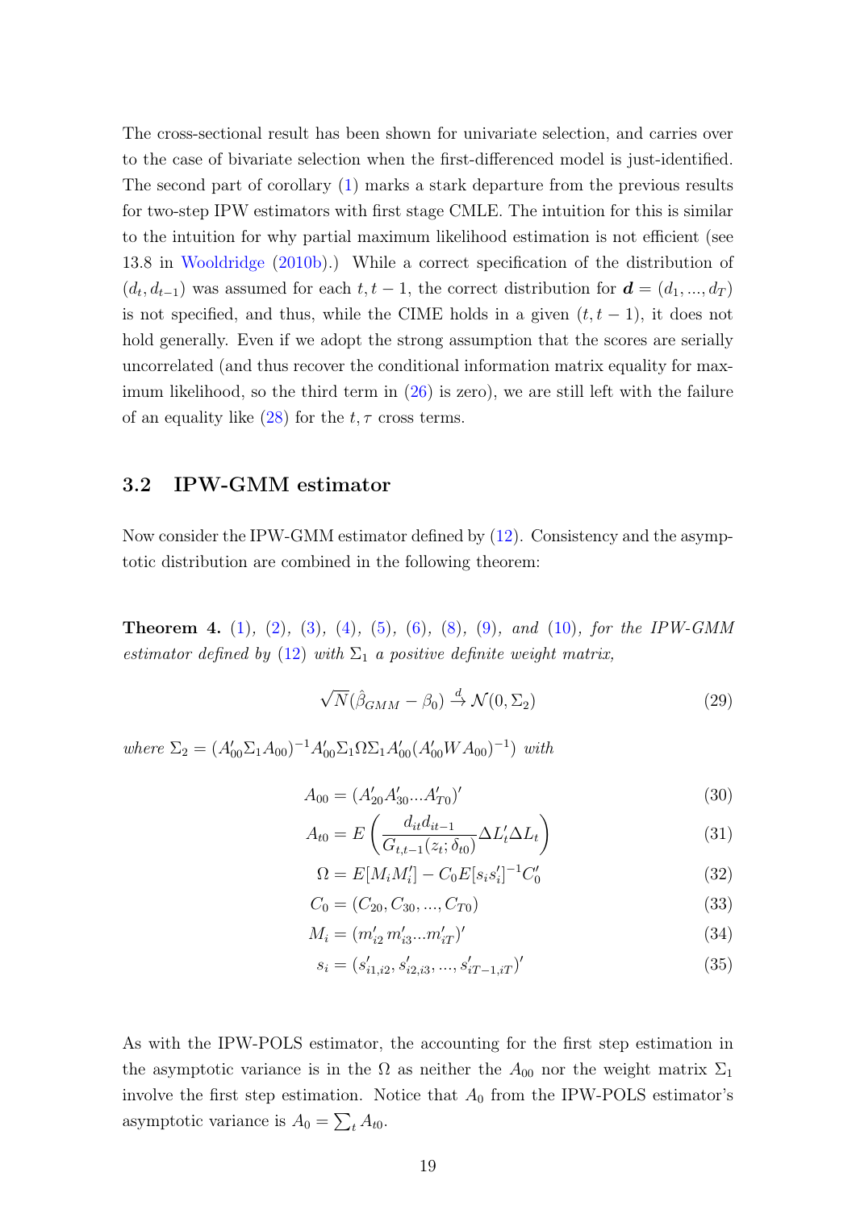The cross-sectional result has been shown for univariate selection, and carries over to the case of bivariate selection when the first-differenced model is just-identified. The second part of corollary (1) marks a stark departure from the previous results for two-step IPW estimators with first stage CMLE. The intuition for this is similar to the intuition for why partial maximum likelihood estimation is not efficient (see 13.8 in Wooldridge (2010b).) While a correct specification of the distribution of $(d_t, d_{t-1})$ was assumed for each $t, t-1$, the correct distribution for $\boldsymbol{d} = (d_1, ..., d_T)$ is not specified, and thus, while the CIME holds in a given $(t, t-1)$, it does not hold generally. Even if we adopt the strong assumption that the scores are serially uncorrelated (and thus recover the conditional information matrix equality for maximum likelihood, so the third term in (26) is zero), we are still left with the failure of an equality like (28) for the $t, \tau$ cross terms.

## 3.2 IPW-GMM estimator

Now consider the IPW-GMM estimator defined by (12). Consistency and the asymptotic distribution are combined in the following theorem:

**Theorem 4.** *(1), (2), (3), (4), (5), (6), (8), (9), and (10), for the IPW-GMM estimator defined by (12) with $\Sigma_1$ a positive definite weight matrix,*

$$\sqrt{N}(\hat{\beta}_{GMM} - \beta_0) \xrightarrow{d} \mathcal{N}(0, \Sigma_2) \tag{29}$$

*where $\Sigma_2 = (A'_{00}\Sigma_1 A_{00})^{-1} A'_{00}\Sigma_1 \Omega \Sigma_1 A'_{00}(A'_{00} W A_{00})^{-1})$ with*

$$A_{00} = (A'_{20}A'_{30}...A'_{T0})' \tag{30}$$

$$A_{t0} = E\left(\frac{d_{it}d_{it-1}}{G_{t,t-1}(z_t;\delta_{t0})}\Delta L'_t \Delta L_t\right) \tag{31}$$

$$\Omega = E[M_i M'_i] - C_0 E[s_i s'_i]^{-1} C'_0 \tag{32}$$

$$C_0 = (C_{20}, C_{30}, ..., C_{T0}) \tag{33}$$

$$M_i = (m'_{i2}\, m'_{i3}...m'_{iT})' \tag{34}$$

$$s_i = (s'_{i1,i2}, s'_{i2,i3}, ..., s'_{iT-1,iT})' \tag{35}$$

As with the IPW-POLS estimator, the accounting for the first step estimation in the asymptotic variance is in the $\Omega$ as neither the $A_{00}$ nor the weight matrix $\Sigma_1$ involve the first step estimation. Notice that $A_0$ from the IPW-POLS estimator's asymptotic variance is $A_0 = \sum_t A_{t0}$.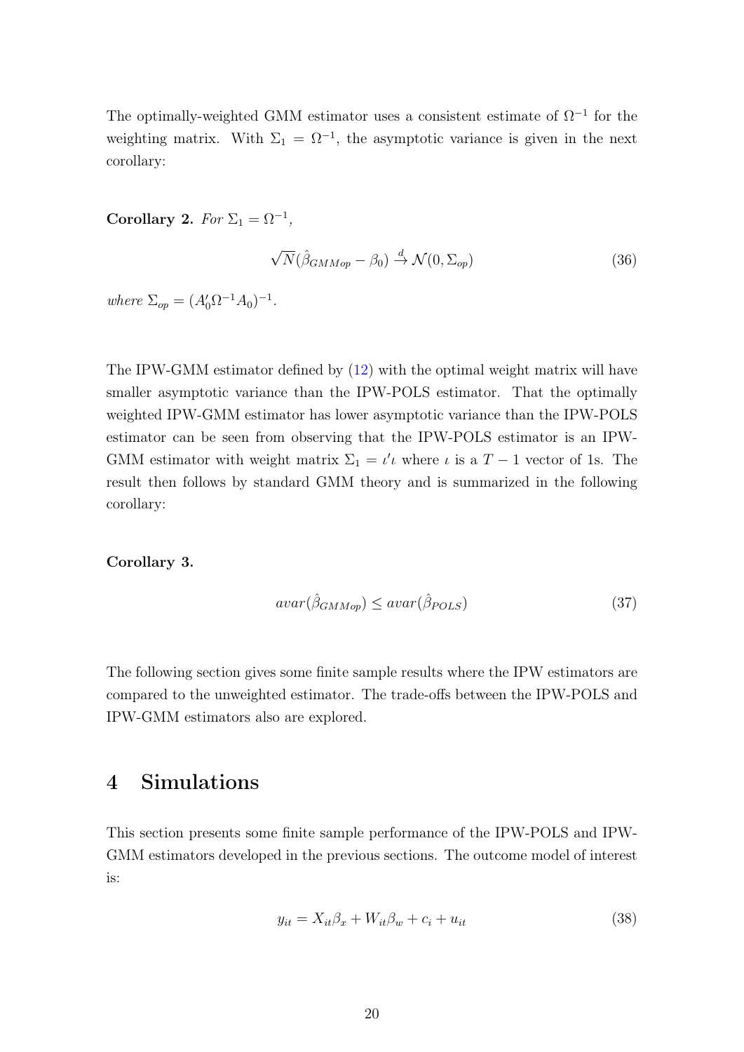The optimally-weighted GMM estimator uses a consistent estimate of $\Omega^{-1}$ for the weighting matrix. With $\Sigma_1 = \Omega^{-1}$, the asymptotic variance is given in the next corollary:

**Corollary 2.** *For* $\Sigma_1 = \Omega^{-1}$,

$$\sqrt{N}(\hat{\beta}_{GMMop} - \beta_0) \xrightarrow{d} \mathcal{N}(0, \Sigma_{op}) \tag{36}$$

*where* $\Sigma_{op} = (A_0' \Omega^{-1} A_0)^{-1}$.

The IPW-GMM estimator defined by (12) with the optimal weight matrix will have smaller asymptotic variance than the IPW-POLS estimator. That the optimally weighted IPW-GMM estimator has lower asymptotic variance than the IPW-POLS estimator can be seen from observing that the IPW-POLS estimator is an IPW-GMM estimator with weight matrix $\Sigma_1 = \iota' \iota$ where $\iota$ is a $T-1$ vector of 1s. The result then follows by standard GMM theory and is summarized in the following corollary:

**Corollary 3.**

$$avar(\hat{\beta}_{GMMop}) \leq avar(\hat{\beta}_{POLS}) \tag{37}$$

The following section gives some finite sample results where the IPW estimators are compared to the unweighted estimator. The trade-offs between the IPW-POLS and IPW-GMM estimators also are explored.

# 4 Simulations

This section presents some finite sample performance of the IPW-POLS and IPW-GMM estimators developed in the previous sections. The outcome model of interest is:

$$y_{it} = X_{it}\beta_x + W_{it}\beta_w + c_i + u_{it} \tag{38}$$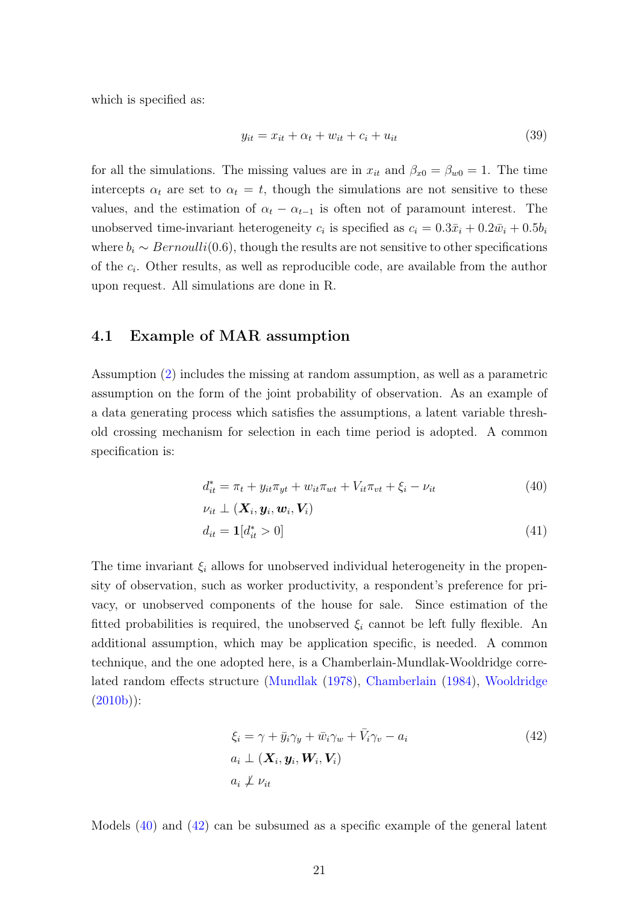which is specified as:

$$y_{it} = x_{it} + \alpha_t + w_{it} + c_i + u_{it} \tag{39}$$

for all the simulations. The missing values are in $x_{it}$ and $\beta_{x0} = \beta_{w0} = 1$. The time intercepts $\alpha_t$ are set to $\alpha_t = t$, though the simulations are not sensitive to these values, and the estimation of $\alpha_t - \alpha_{t-1}$ is often not of paramount interest. The unobserved time-invariant heterogeneity $c_i$ is specified as $c_i = 0.3\bar{x}_i + 0.2\bar{w}_i + 0.5b_i$ where $b_i \sim Bernoulli(0.6)$, though the results are not sensitive to other specifications of the $c_i$. Other results, as well as reproducible code, are available from the author upon request. All simulations are done in R.

## 4.1 Example of MAR assumption

Assumption (2) includes the missing at random assumption, as well as a parametric assumption on the form of the joint probability of observation. As an example of a data generating process which satisfies the assumptions, a latent variable threshold crossing mechanism for selection in each time period is adopted. A common specification is:

$$d^*_{it} = \pi_t + y_{it}\pi_{yt} + w_{it}\pi_{wt} + V_{it}\pi_{vt} + \xi_i - \nu_{it} \tag{40}$$

$$\nu_{it} \perp (\boldsymbol{X}_i, \boldsymbol{y}_i, \boldsymbol{w}_i, \boldsymbol{V}_i)$$

$$d_{it} = \mathbf{1}[d^*_{it} > 0] \tag{41}$$

The time invariant $\xi_i$ allows for unobserved individual heterogeneity in the propensity of observation, such as worker productivity, a respondent's preference for privacy, or unobserved components of the house for sale. Since estimation of the fitted probabilities is required, the unobserved $\xi_i$ cannot be left fully flexible. An additional assumption, which may be application specific, is needed. A common technique, and the one adopted here, is a Chamberlain-Mundlak-Wooldridge correlated random effects structure (Mundlak (1978), Chamberlain (1984), Wooldridge (2010b)):

$$\xi_i = \gamma + \bar{y}_i\gamma_y + \bar{w}_i\gamma_w + \bar{V}_i\gamma_v - a_i \tag{42}$$

$$a_i \perp (\boldsymbol{X}_i, \boldsymbol{y}_i, \boldsymbol{W}_i, \boldsymbol{V}_i)$$

$$a_i \not\perp \nu_{it}$$

Models (40) and (42) can be subsumed as a specific example of the general latent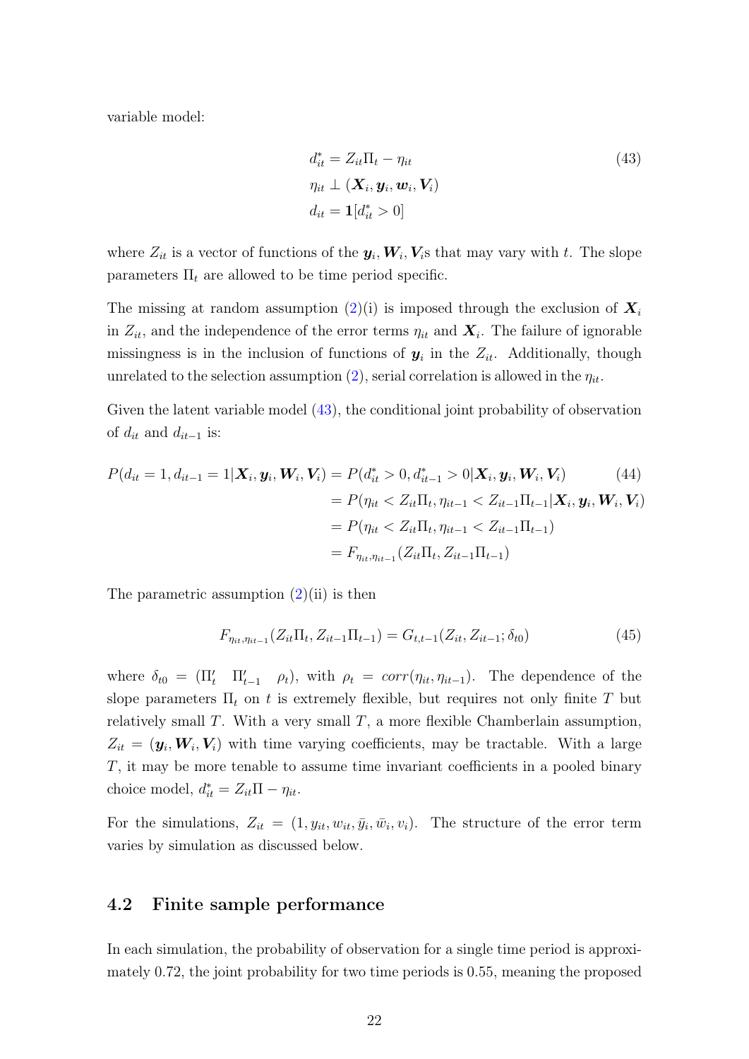variable model:

$$
\begin{aligned}
d_{it}^* &= Z_{it}\Pi_t - \eta_{it} \\
\eta_{it} &\perp (\boldsymbol{X}_i, \boldsymbol{y}_i, \boldsymbol{w}_i, \boldsymbol{V}_i) \\
d_{it} &= \mathbf{1}[d_{it}^* > 0]
\end{aligned} \tag{43}
$$

where $Z_{it}$ is a vector of functions of the $\boldsymbol{y}_i, \boldsymbol{W}_i, \boldsymbol{V}_i$s that may vary with $t$. The slope parameters $\Pi_t$ are allowed to be time period specific.

The missing at random assumption (2)(i) is imposed through the exclusion of $\boldsymbol{X}_i$ in $Z_{it}$, and the independence of the error terms $\eta_{it}$ and $\boldsymbol{X}_i$. The failure of ignorable missingness is in the inclusion of functions of $\boldsymbol{y}_i$ in the $Z_{it}$. Additionally, though unrelated to the selection assumption (2), serial correlation is allowed in the $\eta_{it}$.

Given the latent variable model (43), the conditional joint probability of observation of $d_{it}$ and $d_{it-1}$ is:

$$
\begin{aligned}
P(d_{it} = 1, d_{it-1} = 1 | \boldsymbol{X}_i, \boldsymbol{y}_i, \boldsymbol{W}_i, \boldsymbol{V}_i) &= P(d_{it}^* > 0, d_{it-1}^* > 0 | \boldsymbol{X}_i, \boldsymbol{y}_i, \boldsymbol{W}_i, \boldsymbol{V}_i) \\
&= P(\eta_{it} < Z_{it}\Pi_t, \eta_{it-1} < Z_{it-1}\Pi_{t-1} | \boldsymbol{X}_i, \boldsymbol{y}_i, \boldsymbol{W}_i, \boldsymbol{V}_i) \\
&= P(\eta_{it} < Z_{it}\Pi_t, \eta_{it-1} < Z_{it-1}\Pi_{t-1}) \\
&= F_{\eta_{it}, \eta_{it-1}}(Z_{it}\Pi_t, Z_{it-1}\Pi_{t-1})
\end{aligned} \tag{44}
$$

The parametric assumption (2)(ii) is then

$$
F_{\eta_{it}, \eta_{it-1}}(Z_{it}\Pi_t, Z_{it-1}\Pi_{t-1}) = G_{t,t-1}(Z_{it}, Z_{it-1}; \delta_{t0}) \tag{45}
$$

where $\delta_{t0} = (\Pi_t' \quad \Pi_{t-1}' \quad \rho_t)$, with $\rho_t = corr(\eta_{it}, \eta_{it-1})$. The dependence of the slope parameters $\Pi_t$ on $t$ is extremely flexible, but requires not only finite $T$ but relatively small $T$. With a very small $T$, a more flexible Chamberlain assumption, $Z_{it} = (\boldsymbol{y}_i, \boldsymbol{W}_i, \boldsymbol{V}_i)$ with time varying coefficients, may be tractable. With a large $T$, it may be more tenable to assume time invariant coefficients in a pooled binary choice model, $d_{it}^* = Z_{it}\Pi - \eta_{it}$.

For the simulations, $Z_{it} = (1, y_{it}, w_{it}, \bar{y}_i, \bar{w}_i, v_i)$. The structure of the error term varies by simulation as discussed below.

## 4.2 Finite sample performance

In each simulation, the probability of observation for a single time period is approximately 0.72, the joint probability for two time periods is 0.55, meaning the proposed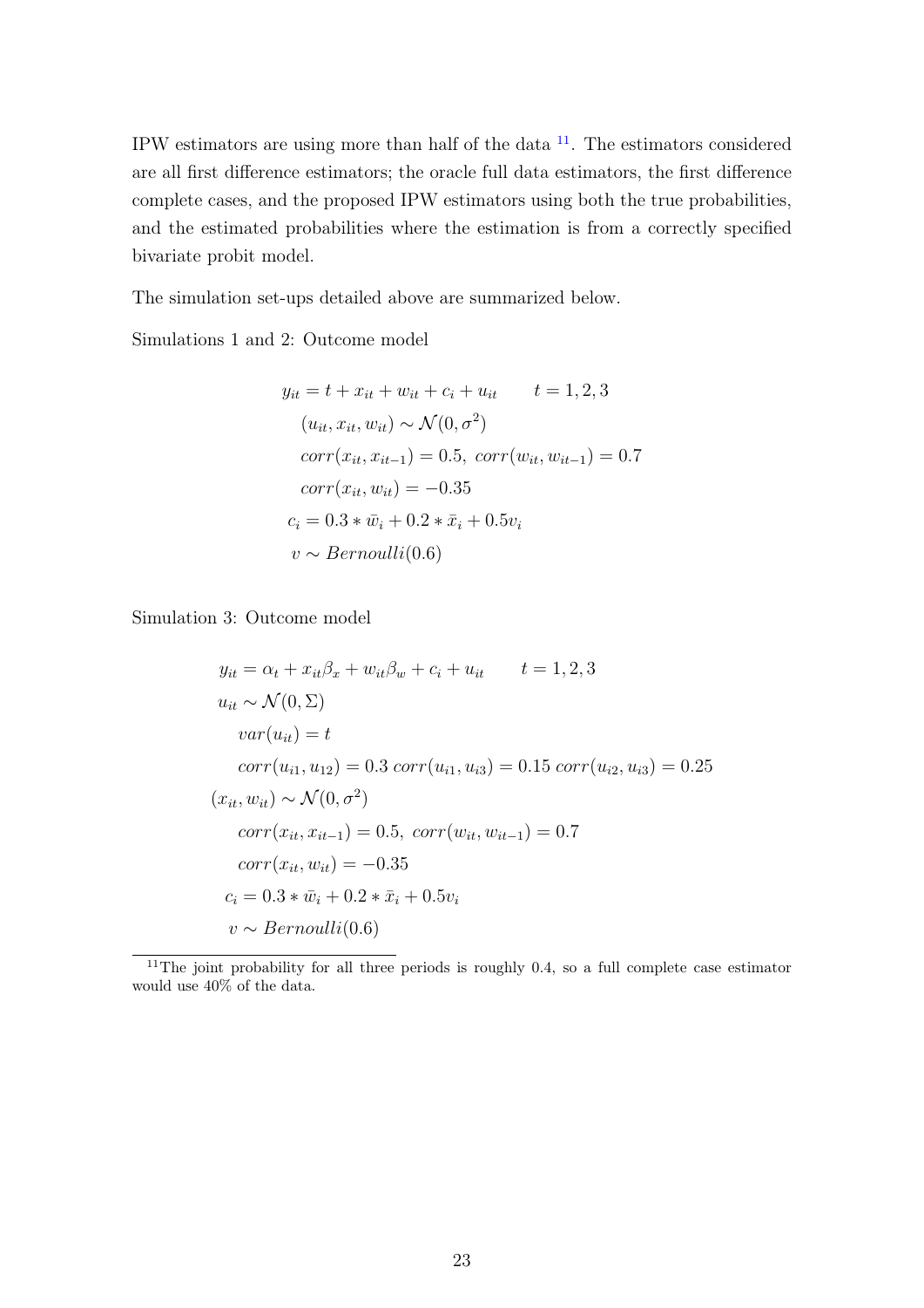IPW estimators are using more than half of the data [11]. The estimators considered are all first difference estimators; the oracle full data estimators, the first difference complete cases, and the proposed IPW estimators using both the true probabilities, and the estimated probabilities where the estimation is from a correctly specified bivariate probit model.

The simulation set-ups detailed above are summarized below.

Simulations 1 and 2: Outcome model

$$
\begin{aligned}
y_{it} &= t + x_{it} + w_{it} + c_i + u_{it} \qquad t = 1, 2, 3 \\
&(u_{it}, x_{it}, w_{it}) \sim \mathcal{N}(0, \sigma^2) \\
&corr(x_{it}, x_{it-1}) = 0.5,\ corr(w_{it}, w_{it-1}) = 0.7 \\
&corr(x_{it}, w_{it}) = -0.35 \\
c_i &= 0.3 * \bar{w}_i + 0.2 * \bar{x}_i + 0.5 v_i \\
v &\sim Bernoulli(0.6)
\end{aligned}
$$

Simulation 3: Outcome model

$$
\begin{aligned}
y_{it} &= \alpha_t + x_{it}\beta_x + w_{it}\beta_w + c_i + u_{it} \qquad t = 1, 2, 3 \\
u_{it} &\sim \mathcal{N}(0, \Sigma) \\
&var(u_{it}) = t \\
&corr(u_{i1}, u_{12}) = 0.3\ corr(u_{i1}, u_{i3}) = 0.15\ corr(u_{i2}, u_{i3}) = 0.25 \\
(x_{it}, w_{it}) &\sim \mathcal{N}(0, \sigma^2) \\
&corr(x_{it}, x_{it-1}) = 0.5,\ corr(w_{it}, w_{it-1}) = 0.7 \\
&corr(x_{it}, w_{it}) = -0.35 \\
c_i &= 0.3 * \bar{w}_i + 0.2 * \bar{x}_i + 0.5 v_i \\
v &\sim Bernoulli(0.6)
\end{aligned}
$$

[11] The joint probability for all three periods is roughly 0.4, so a full complete case estimator would use 40% of the data.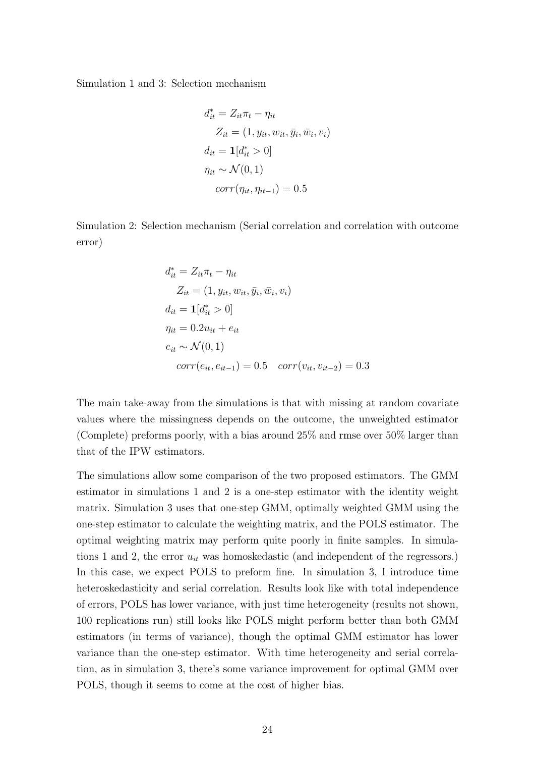Simulation 1 and 3: Selection mechanism

$$
\begin{aligned}
d_{it}^* &= Z_{it}\pi_t - \eta_{it} \\
Z_{it} &= (1, y_{it}, w_{it}, \bar{y}_i, \bar{w}_i, v_i) \\
d_{it} &= \mathbf{1}[d_{it}^* > 0] \\
\eta_{it} &\sim \mathcal{N}(0, 1) \\
corr(\eta_{it}, \eta_{it-1}) &= 0.5
\end{aligned}
$$

Simulation 2: Selection mechanism (Serial correlation and correlation with outcome error)

$$
\begin{aligned}
d_{it}^* &= Z_{it}\pi_t - \eta_{it} \\
Z_{it} &= (1, y_{it}, w_{it}, \bar{y}_i, \bar{w}_i, v_i) \\
d_{it} &= \mathbf{1}[d_{it}^* > 0] \\
\eta_{it} &= 0.2u_{it} + e_{it} \\
e_{it} &\sim \mathcal{N}(0, 1) \\
corr(e_{it}, e_{it-1}) &= 0.5 \quad corr(v_{it}, v_{it-2}) = 0.3
\end{aligned}
$$

The main take-away from the simulations is that with missing at random covariate values where the missingness depends on the outcome, the unweighted estimator (Complete) preforms poorly, with a bias around 25% and rmse over 50% larger than that of the IPW estimators.

The simulations allow some comparison of the two proposed estimators. The GMM estimator in simulations 1 and 2 is a one-step estimator with the identity weight matrix. Simulation 3 uses that one-step GMM, optimally weighted GMM using the one-step estimator to calculate the weighting matrix, and the POLS estimator. The optimal weighting matrix may perform quite poorly in finite samples. In simulations 1 and 2, the error $u_{it}$ was homoskedastic (and independent of the regressors.) In this case, we expect POLS to preform fine. In simulation 3, I introduce time heteroskedasticity and serial correlation. Results look like with total independence of errors, POLS has lower variance, with just time heterogeneity (results not shown, 100 replications run) still looks like POLS might perform better than both GMM estimators (in terms of variance), though the optimal GMM estimator has lower variance than the one-step estimator. With time heterogeneity and serial correlation, as in simulation 3, there's some variance improvement for optimal GMM over POLS, though it seems to come at the cost of higher bias.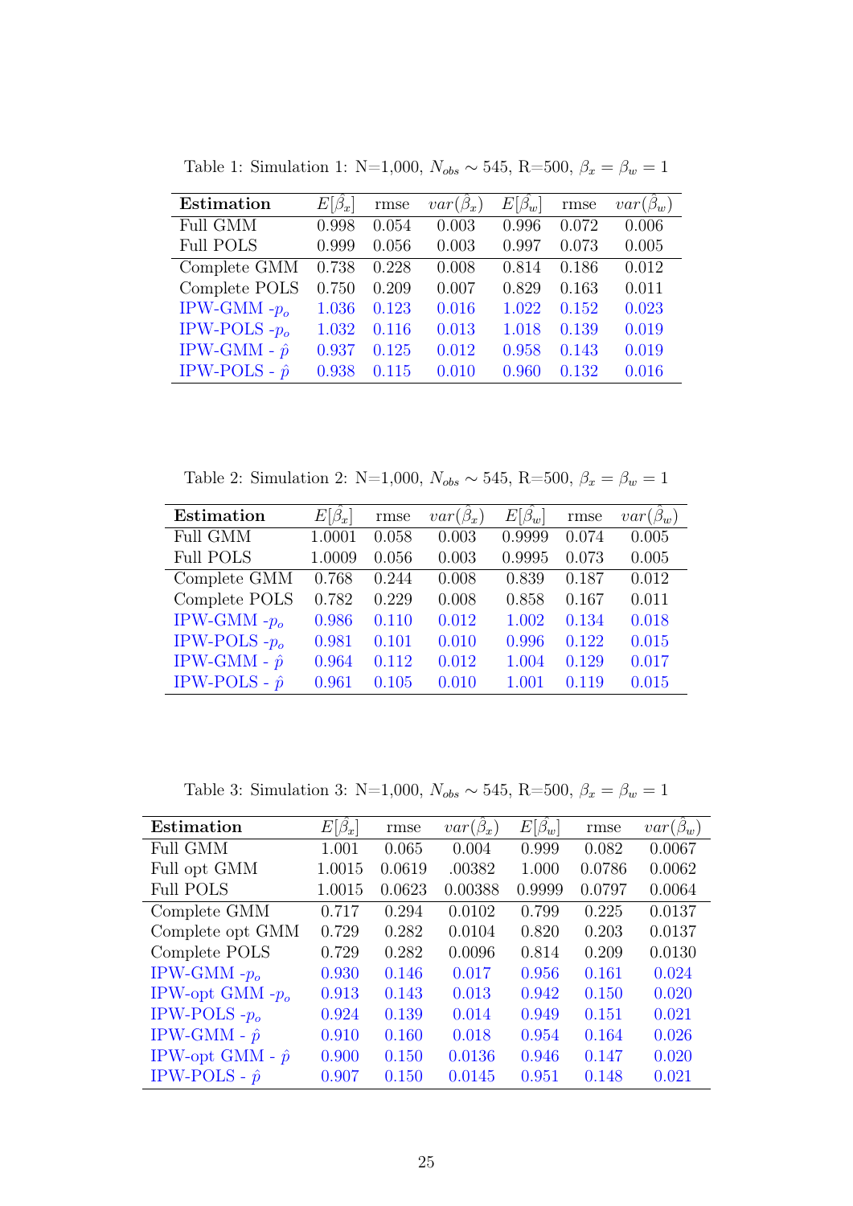Table 1: Simulation 1: N=1,000, $N_{obs} \sim 545$, R=500, $\beta_x = \beta_w = 1$

| **Estimation** | $E[\hat{\beta_x}]$ | rmse | $var(\hat{\beta}_x)$ | $E[\hat{\beta_w}]$ | rmse | $var(\hat{\beta}_w)$ |
|---|---|---|---|---|---|---|
| Full GMM | 0.998 | 0.054 | 0.003 | 0.996 | 0.072 | 0.006 |
| Full POLS | 0.999 | 0.056 | 0.003 | 0.997 | 0.073 | 0.005 |
| Complete GMM | 0.738 | 0.228 | 0.008 | 0.814 | 0.186 | 0.012 |
| Complete POLS | 0.750 | 0.209 | 0.007 | 0.829 | 0.163 | 0.011 |
| IPW-GMM -$p_o$ | 1.036 | 0.123 | 0.016 | 1.022 | 0.152 | 0.023 |
| IPW-POLS -$p_o$ | 1.032 | 0.116 | 0.013 | 1.018 | 0.139 | 0.019 |
| IPW-GMM - $\hat{p}$ | 0.937 | 0.125 | 0.012 | 0.958 | 0.143 | 0.019 |
| IPW-POLS - $\hat{p}$ | 0.938 | 0.115 | 0.010 | 0.960 | 0.132 | 0.016 |

Table 2: Simulation 2: N=1,000, $N_{obs} \sim 545$, R=500, $\beta_x = \beta_w = 1$

| **Estimation** | $E[\hat{\beta_x}]$ | rmse | $var(\hat{\beta}_x)$ | $E[\hat{\beta_w}]$ | rmse | $var(\hat{\beta}_w)$ |
|---|---|---|---|---|---|---|
| Full GMM | 1.0001 | 0.058 | 0.003 | 0.9999 | 0.074 | 0.005 |
| Full POLS | 1.0009 | 0.056 | 0.003 | 0.9995 | 0.073 | 0.005 |
| Complete GMM | 0.768 | 0.244 | 0.008 | 0.839 | 0.187 | 0.012 |
| Complete POLS | 0.782 | 0.229 | 0.008 | 0.858 | 0.167 | 0.011 |
| IPW-GMM -$p_o$ | 0.986 | 0.110 | 0.012 | 1.002 | 0.134 | 0.018 |
| IPW-POLS -$p_o$ | 0.981 | 0.101 | 0.010 | 0.996 | 0.122 | 0.015 |
| IPW-GMM - $\hat{p}$ | 0.964 | 0.112 | 0.012 | 1.004 | 0.129 | 0.017 |
| IPW-POLS - $\hat{p}$ | 0.961 | 0.105 | 0.010 | 1.001 | 0.119 | 0.015 |

Table 3: Simulation 3: N=1,000, $N_{obs} \sim 545$, R=500, $\beta_x = \beta_w = 1$

| **Estimation** | $E[\hat{\beta_x}]$ | rmse | $var(\hat{\beta}_x)$ | $E[\hat{\beta_w}]$ | rmse | $var(\hat{\beta}_w)$ |
|---|---|---|---|---|---|---|
| Full GMM | 1.001 | 0.065 | 0.004 | 0.999 | 0.082 | 0.0067 |
| Full opt GMM | 1.0015 | 0.0619 | .00382 | 1.000 | 0.0786 | 0.0062 |
| Full POLS | 1.0015 | 0.0623 | 0.00388 | 0.9999 | 0.0797 | 0.0064 |
| Complete GMM | 0.717 | 0.294 | 0.0102 | 0.799 | 0.225 | 0.0137 |
| Complete opt GMM | 0.729 | 0.282 | 0.0104 | 0.820 | 0.203 | 0.0137 |
| Complete POLS | 0.729 | 0.282 | 0.0096 | 0.814 | 0.209 | 0.0130 |
| IPW-GMM -$p_o$ | 0.930 | 0.146 | 0.017 | 0.956 | 0.161 | 0.024 |
| IPW-opt GMM -$p_o$ | 0.913 | 0.143 | 0.013 | 0.942 | 0.150 | 0.020 |
| IPW-POLS -$p_o$ | 0.924 | 0.139 | 0.014 | 0.949 | 0.151 | 0.021 |
| IPW-GMM - $\hat{p}$ | 0.910 | 0.160 | 0.018 | 0.954 | 0.164 | 0.026 |
| IPW-opt GMM - $\hat{p}$ | 0.900 | 0.150 | 0.0136 | 0.946 | 0.147 | 0.020 |
| IPW-POLS - $\hat{p}$ | 0.907 | 0.150 | 0.0145 | 0.951 | 0.148 | 0.021 |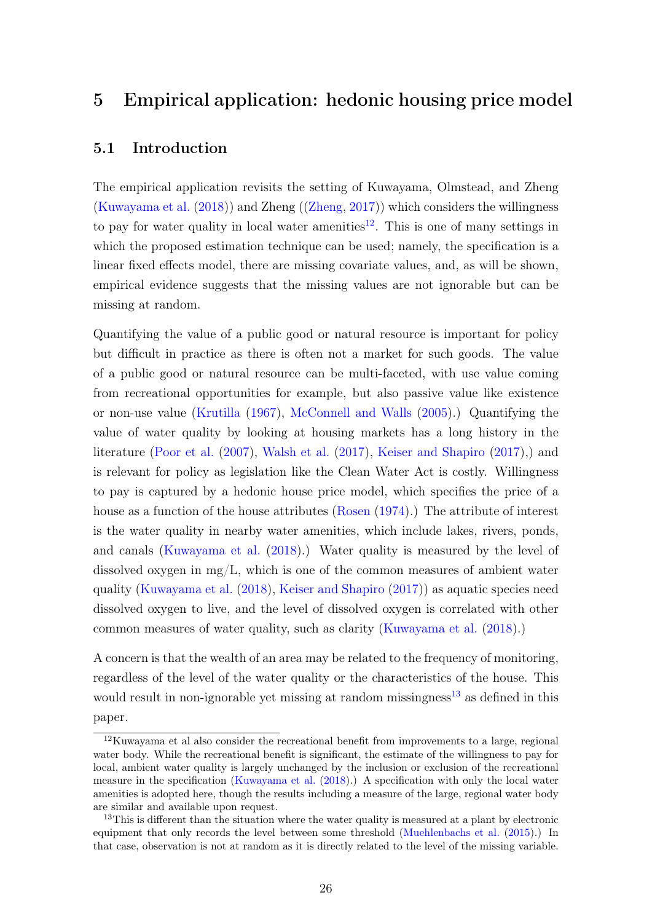## 5 Empirical application: hedonic housing price model

### 5.1 Introduction

The empirical application revisits the setting of Kuwayama, Olmstead, and Zheng (Kuwayama et al. (2018)) and Zheng ((Zheng, 2017)) which considers the willingness to pay for water quality in local water amenities[12]. This is one of many settings in which the proposed estimation technique can be used; namely, the specification is a linear fixed effects model, there are missing covariate values, and, as will be shown, empirical evidence suggests that the missing values are not ignorable but can be missing at random.

Quantifying the value of a public good or natural resource is important for policy but difficult in practice as there is often not a market for such goods. The value of a public good or natural resource can be multi-faceted, with use value coming from recreational opportunities for example, but also passive value like existence or non-use value (Krutilla (1967), McConnell and Walls (2005).) Quantifying the value of water quality by looking at housing markets has a long history in the literature (Poor et al. (2007), Walsh et al. (2017), Keiser and Shapiro (2017),) and is relevant for policy as legislation like the Clean Water Act is costly. Willingness to pay is captured by a hedonic house price model, which specifies the price of a house as a function of the house attributes (Rosen (1974).) The attribute of interest is the water quality in nearby water amenities, which include lakes, rivers, ponds, and canals (Kuwayama et al. (2018).) Water quality is measured by the level of dissolved oxygen in mg/L, which is one of the common measures of ambient water quality (Kuwayama et al. (2018), Keiser and Shapiro (2017)) as aquatic species need dissolved oxygen to live, and the level of dissolved oxygen is correlated with other common measures of water quality, such as clarity (Kuwayama et al. (2018).)

A concern is that the wealth of an area may be related to the frequency of monitoring, regardless of the level of the water quality or the characteristics of the house. This would result in non-ignorable yet missing at random missingness[13] as defined in this paper.

[12] Kuwayama et al also consider the recreational benefit from improvements to a large, regional water body. While the recreational benefit is significant, the estimate of the willingness to pay for local, ambient water quality is largely unchanged by the inclusion or exclusion of the recreational measure in the specification (Kuwayama et al. (2018).) A specification with only the local water amenities is adopted here, though the results including a measure of the large, regional water body are similar and available upon request.

[13] This is different than the situation where the water quality is measured at a plant by electronic equipment that only records the level between some threshold (Muehlenbachs et al. (2015).) In that case, observation is not at random as it is directly related to the level of the missing variable.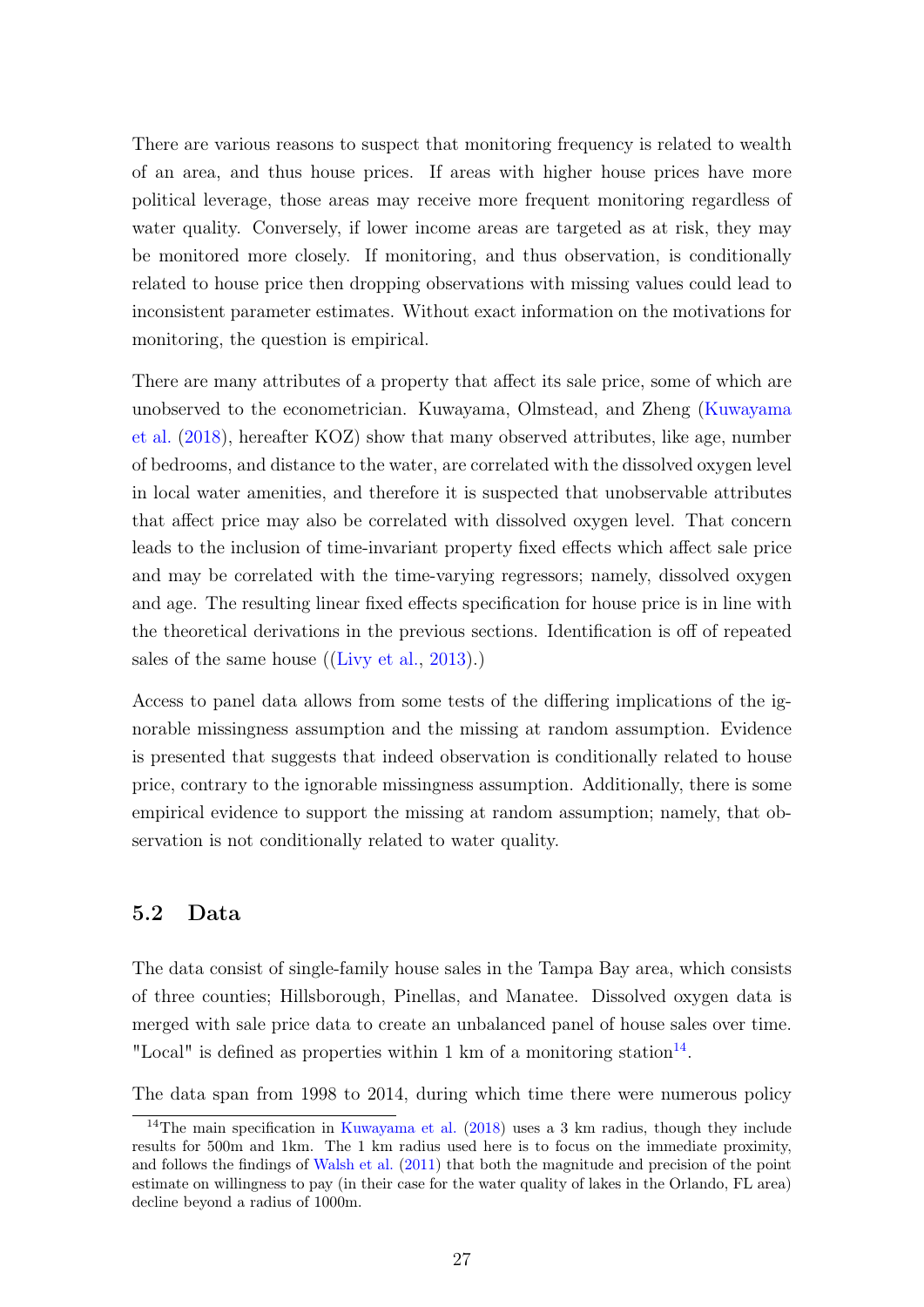There are various reasons to suspect that monitoring frequency is related to wealth of an area, and thus house prices. If areas with higher house prices have more political leverage, those areas may receive more frequent monitoring regardless of water quality. Conversely, if lower income areas are targeted as at risk, they may be monitored more closely. If monitoring, and thus observation, is conditionally related to house price then dropping observations with missing values could lead to inconsistent parameter estimates. Without exact information on the motivations for monitoring, the question is empirical.

There are many attributes of a property that affect its sale price, some of which are unobserved to the econometrician. Kuwayama, Olmstead, and Zheng (Kuwayama et al. (2018), hereafter KOZ) show that many observed attributes, like age, number of bedrooms, and distance to the water, are correlated with the dissolved oxygen level in local water amenities, and therefore it is suspected that unobservable attributes that affect price may also be correlated with dissolved oxygen level. That concern leads to the inclusion of time-invariant property fixed effects which affect sale price and may be correlated with the time-varying regressors; namely, dissolved oxygen and age. The resulting linear fixed effects specification for house price is in line with the theoretical derivations in the previous sections. Identification is off of repeated sales of the same house ((Livy et al., 2013).)

Access to panel data allows from some tests of the differing implications of the ignorable missingness assumption and the missing at random assumption. Evidence is presented that suggests that indeed observation is conditionally related to house price, contrary to the ignorable missingness assumption. Additionally, there is some empirical evidence to support the missing at random assumption; namely, that observation is not conditionally related to water quality.

## 5.2 Data

The data consist of single-family house sales in the Tampa Bay area, which consists of three counties; Hillsborough, Pinellas, and Manatee. Dissolved oxygen data is merged with sale price data to create an unbalanced panel of house sales over time. "Local" is defined as properties within 1 km of a monitoring station[14].

The data span from 1998 to 2014, during which time there were numerous policy

[14] The main specification in Kuwayama et al. (2018) uses a 3 km radius, though they include results for 500m and 1km. The 1 km radius used here is to focus on the immediate proximity, and follows the findings of Walsh et al. (2011) that both the magnitude and precision of the point estimate on willingness to pay (in their case for the water quality of lakes in the Orlando, FL area) decline beyond a radius of 1000m.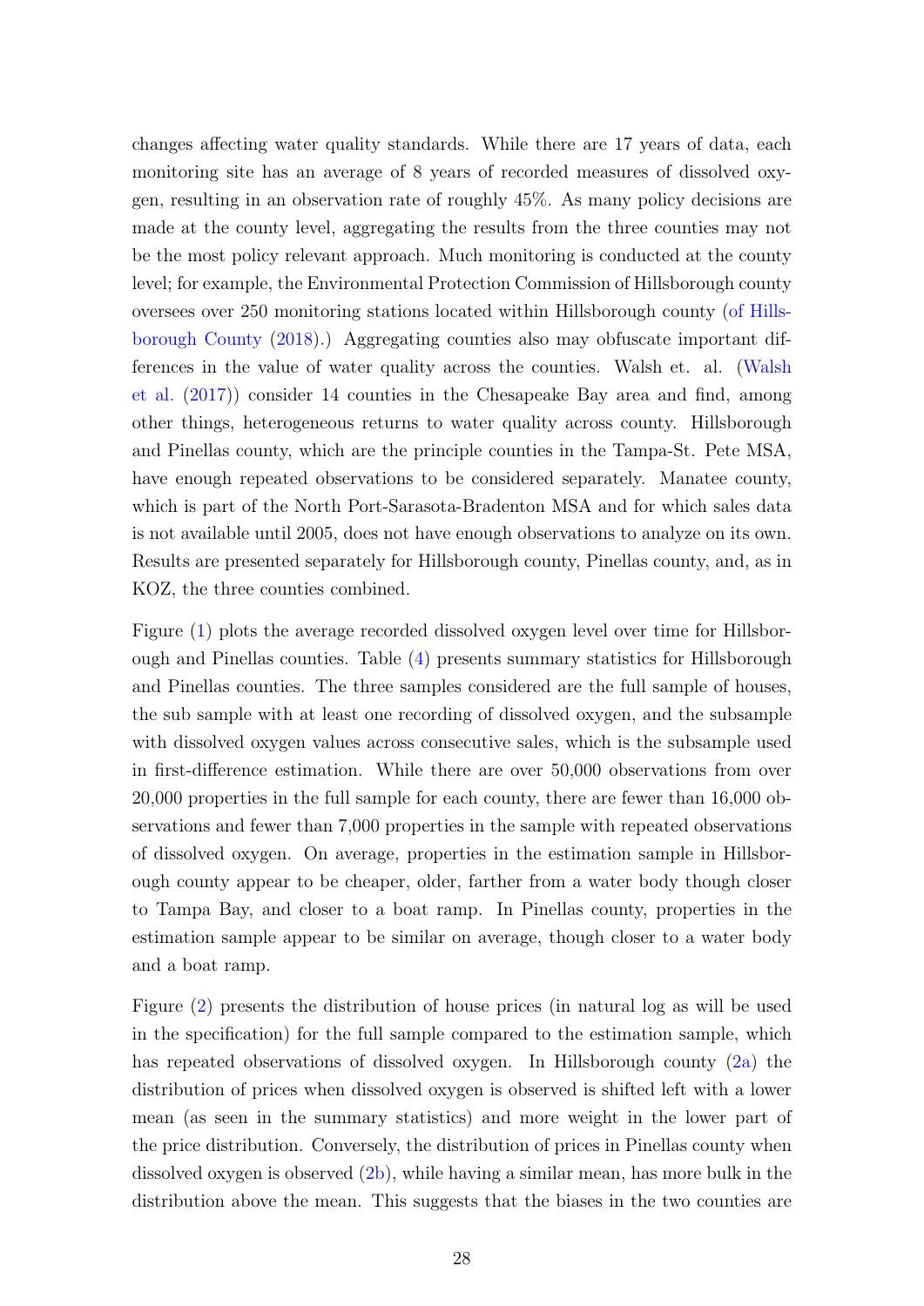changes affecting water quality standards. While there are 17 years of data, each monitoring site has an average of 8 years of recorded measures of dissolved oxygen, resulting in an observation rate of roughly 45%. As many policy decisions are made at the county level, aggregating the results from the three counties may not be the most policy relevant approach. Much monitoring is conducted at the county level; for example, the Environmental Protection Commission of Hillsborough county oversees over 250 monitoring stations located within Hillsborough county (of Hillsborough County (2018).) Aggregating counties also may obfuscate important differences in the value of water quality across the counties. Walsh et. al. (Walsh et al. (2017)) consider 14 counties in the Chesapeake Bay area and find, among other things, heterogeneous returns to water quality across county. Hillsborough and Pinellas county, which are the principle counties in the Tampa-St. Pete MSA, have enough repeated observations to be considered separately. Manatee county, which is part of the North Port-Sarasota-Bradenton MSA and for which sales data is not available until 2005, does not have enough observations to analyze on its own. Results are presented separately for Hillsborough county, Pinellas county, and, as in KOZ, the three counties combined.

Figure (1) plots the average recorded dissolved oxygen level over time for Hillsborough and Pinellas counties. Table (4) presents summary statistics for Hillsborough and Pinellas counties. The three samples considered are the full sample of houses, the sub sample with at least one recording of dissolved oxygen, and the subsample with dissolved oxygen values across consecutive sales, which is the subsample used in first-difference estimation. While there are over 50,000 observations from over 20,000 properties in the full sample for each county, there are fewer than 16,000 observations and fewer than 7,000 properties in the sample with repeated observations of dissolved oxygen. On average, properties in the estimation sample in Hillsborough county appear to be cheaper, older, farther from a water body though closer to Tampa Bay, and closer to a boat ramp. In Pinellas county, properties in the estimation sample appear to be similar on average, though closer to a water body and a boat ramp.

Figure (2) presents the distribution of house prices (in natural log as will be used in the specification) for the full sample compared to the estimation sample, which has repeated observations of dissolved oxygen. In Hillsborough county (2a) the distribution of prices when dissolved oxygen is observed is shifted left with a lower mean (as seen in the summary statistics) and more weight in the lower part of the price distribution. Conversely, the distribution of prices in Pinellas county when dissolved oxygen is observed (2b), while having a similar mean, has more bulk in the distribution above the mean. This suggests that the biases in the two counties are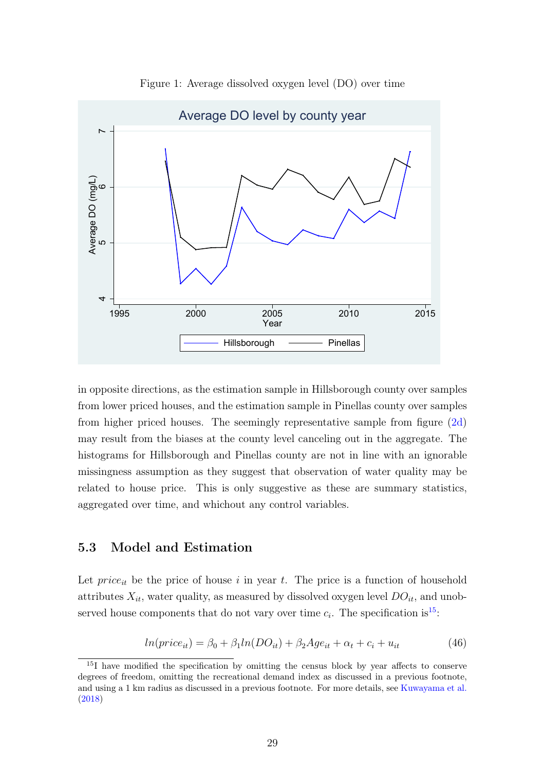Figure 1: Average dissolved oxygen level (DO) over time

in opposite directions, as the estimation sample in Hillsborough county over samples from lower priced houses, and the estimation sample in Pinellas county over samples from higher priced houses. The seemingly representative sample from figure (2d) may result from the biases at the county level canceling out in the aggregate. The histograms for Hillsborough and Pinellas county are not in line with an ignorable missingness assumption as they suggest that observation of water quality may be related to house price. This is only suggestive as these are summary statistics, aggregated over time, and whichout any control variables.

### 5.3 Model and Estimation

Let $price_{it}$ be the price of house $i$ in year $t$. The price is a function of household attributes $X_{it}$, water quality, as measured by dissolved oxygen level $DO_{it}$, and unobserved house components that do not vary over time $c_i$. The specification is[15]:

$$ln(price_{it}) = \beta_0 + \beta_1 ln(DO_{it}) + \beta_2 Age_{it} + \alpha_t + c_i + u_{it} \tag{46}$$

[15] I have modified the specification by omitting the census block by year affects to conserve degrees of freedom, omitting the recreational demand index as discussed in a previous footnote, and using a 1 km radius as discussed in a previous footnote. For more details, see Kuwayama et al. (2018)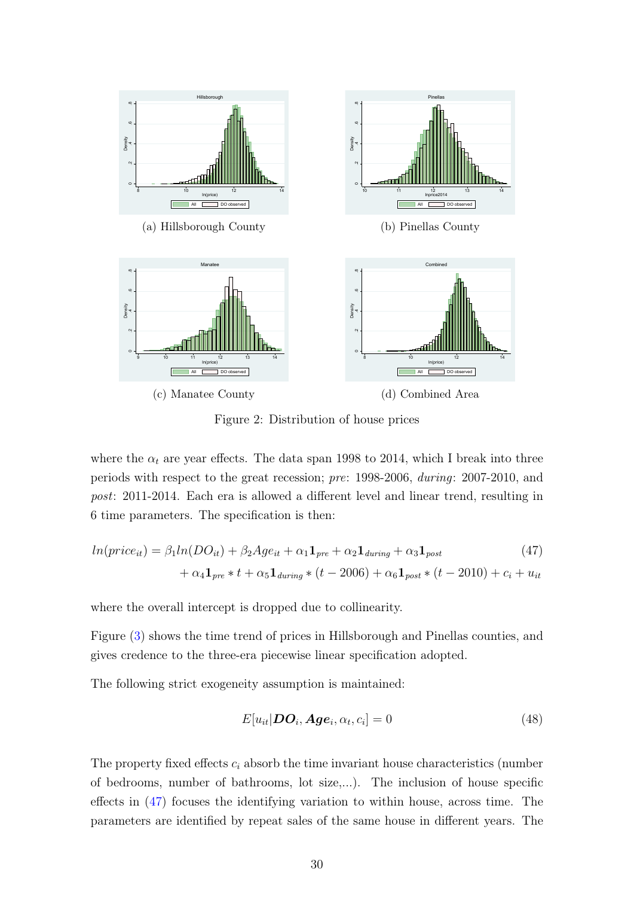(a) Hillsborough County

(b) Pinellas County

(c) Manatee County

(d) Combined Area

Figure 2: Distribution of house prices

where the $\alpha_t$ are year effects. The data span 1998 to 2014, which I break into three periods with respect to the great recession; *pre*: 1998-2006, *during*: 2007-2010, and *post*: 2011-2014. Each era is allowed a different level and linear trend, resulting in 6 time parameters. The specification is then:

$$
\begin{aligned}
ln(price_{it}) = \beta_1 ln(DO_{it}) + \beta_2 Age_{it} + \alpha_1 \mathbf{1}_{pre} + \alpha_2 \mathbf{1}_{during} + \alpha_3 \mathbf{1}_{post} \\
+ \alpha_4 \mathbf{1}_{pre} * t + \alpha_5 \mathbf{1}_{during} * (t - 2006) + \alpha_6 \mathbf{1}_{post} * (t - 2010) + c_i + u_{it}
\end{aligned}
\tag{47}
$$

where the overall intercept is dropped due to collinearity.

Figure (3) shows the time trend of prices in Hillsborough and Pinellas counties, and gives credence to the three-era piecewise linear specification adopted.

The following strict exogeneity assumption is maintained:

$$
E[u_{it} | \boldsymbol{DO}_i, \boldsymbol{Age}_i, \alpha_t, c_i] = 0 \tag{48}
$$

The property fixed effects $c_i$ absorb the time invariant house characteristics (number of bedrooms, number of bathrooms, lot size,...). The inclusion of house specific effects in (47) focuses the identifying variation to within house, across time. The parameters are identified by repeat sales of the same house in different years. The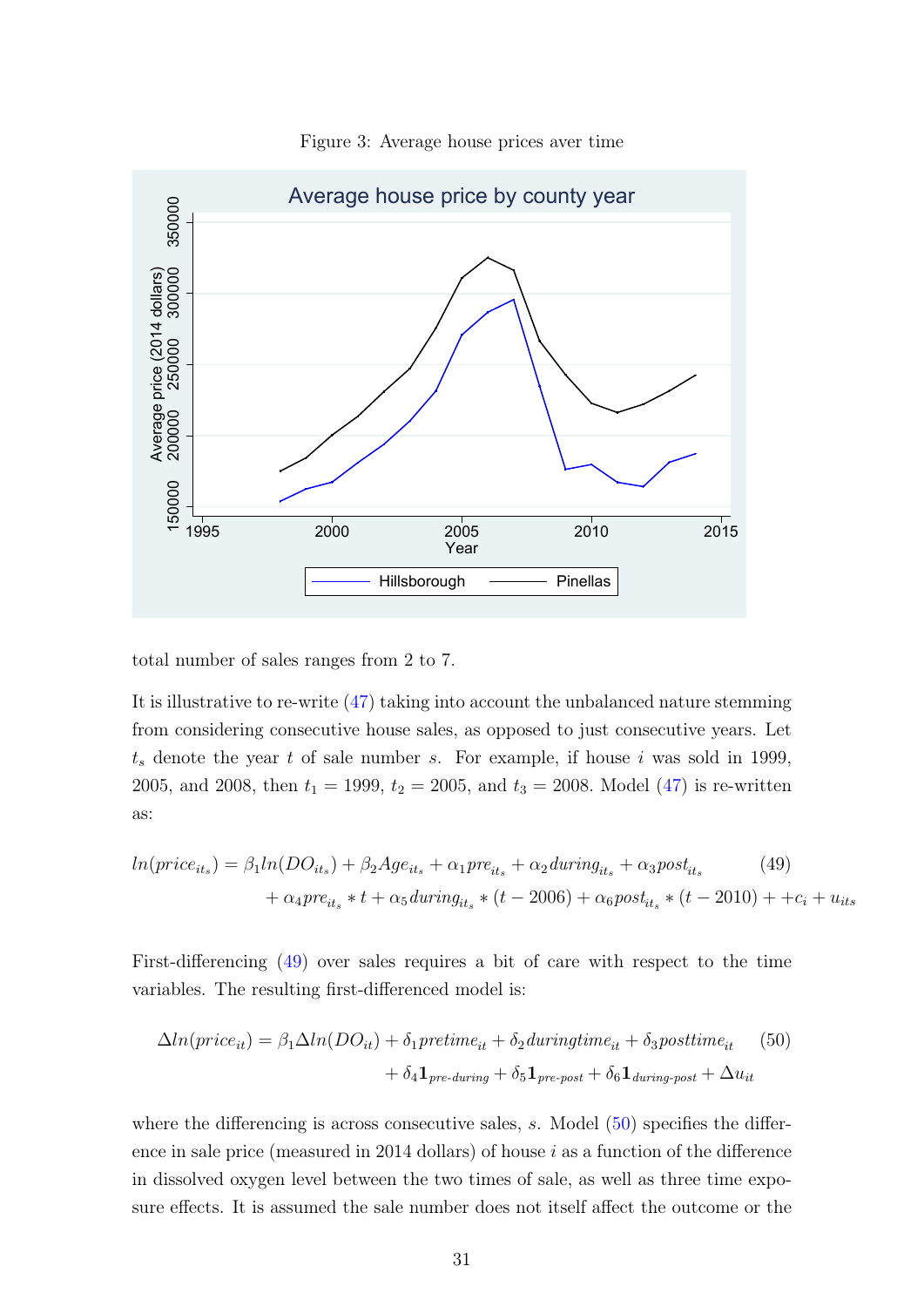Figure 3: Average house prices aver time

total number of sales ranges from 2 to 7.

It is illustrative to re-write (47) taking into account the unbalanced nature stemming from considering consecutive house sales, as opposed to just consecutive years. Let $t_s$ denote the year $t$ of sale number $s$. For example, if house $i$ was sold in 1999, 2005, and 2008, then $t_1 = 1999$, $t_2 = 2005$, and $t_3 = 2008$. Model (47) is re-written as:

$$ln(price_{it_s}) = \beta_1 ln(DO_{it_s}) + \beta_2 Age_{it_s} + \alpha_1 pre_{it_s} + \alpha_2 during_{it_s} + \alpha_3 post_{it_s} + \alpha_4 pre_{it_s} * t + \alpha_5 during_{it_s} * (t - 2006) + \alpha_6 post_{it_s} * (t - 2010) + +c_i + u_{its} \quad (49)$$

First-differencing (49) over sales requires a bit of care with respect to the time variables. The resulting first-differenced model is:

$$\Delta ln(price_{it}) = \beta_1 \Delta ln(DO_{it}) + \delta_1 pretime_{it} + \delta_2 duringtime_{it} + \delta_3 posttime_{it} + \delta_4 \mathbf{1}_{pre\text{-}during} + \delta_5 \mathbf{1}_{pre\text{-}post} + \delta_6 \mathbf{1}_{during\text{-}post} + \Delta u_{it} \quad (50)$$

where the differencing is across consecutive sales, $s$. Model (50) specifies the difference in sale price (measured in 2014 dollars) of house $i$ as a function of the difference in dissolved oxygen level between the two times of sale, as well as three time exposure effects. It is assumed the sale number does not itself affect the outcome or the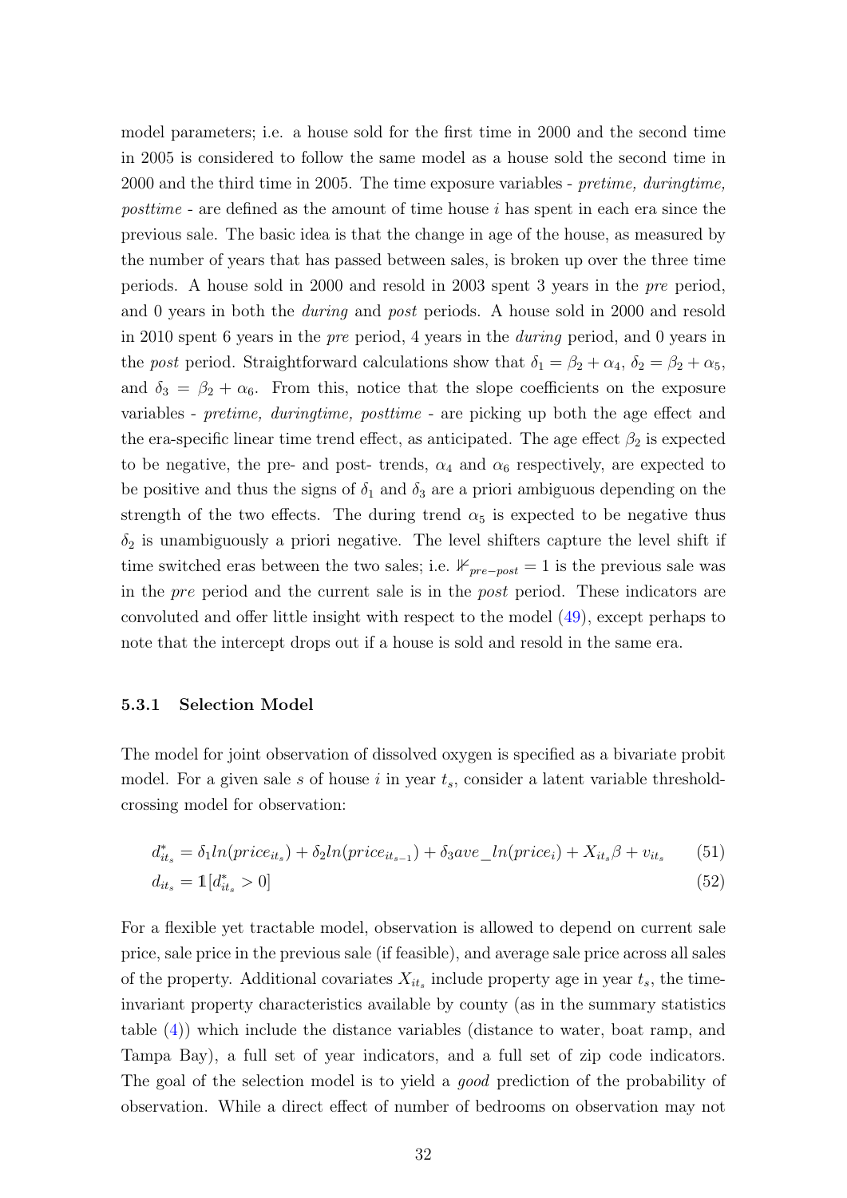model parameters; i.e. a house sold for the first time in 2000 and the second time in 2005 is considered to follow the same model as a house sold the second time in 2000 and the third time in 2005. The time exposure variables - *pretime, duringtime, posttime* - are defined as the amount of time house $i$ has spent in each era since the previous sale. The basic idea is that the change in age of the house, as measured by the number of years that has passed between sales, is broken up over the three time periods. A house sold in 2000 and resold in 2003 spent 3 years in the *pre* period, and 0 years in both the *during* and *post* periods. A house sold in 2000 and resold in 2010 spent 6 years in the *pre* period, 4 years in the *during* period, and 0 years in the *post* period. Straightforward calculations show that $\delta_1 = \beta_2 + \alpha_4$, $\delta_2 = \beta_2 + \alpha_5$, and $\delta_3 = \beta_2 + \alpha_6$. From this, notice that the slope coefficients on the exposure variables - *pretime, duringtime, posttime* - are picking up both the age effect and the era-specific linear time trend effect, as anticipated. The age effect $\beta_2$ is expected to be negative, the pre- and post- trends, $\alpha_4$ and $\alpha_6$ respectively, are expected to be positive and thus the signs of $\delta_1$ and $\delta_3$ are a priori ambiguous depending on the strength of the two effects. The during trend $\alpha_5$ is expected to be negative thus $\delta_2$ is unambiguously a priori negative. The level shifters capture the level shift if time switched eras between the two sales; i.e. $\mathbb{1}_{pre-post} = 1$ is the previous sale was in the *pre* period and the current sale is in the *post* period. These indicators are convoluted and offer little insight with respect to the model (49), except perhaps to note that the intercept drops out if a house is sold and resold in the same era.

### 5.3.1 Selection Model

The model for joint observation of dissolved oxygen is specified as a bivariate probit model. For a given sale $s$ of house $i$ in year $t_s$, consider a latent variable threshold-crossing model for observation:

$$d^*_{it_s} = \delta_1 ln(price_{it_s}) + \delta_2 ln(price_{it_{s-1}}) + \delta_3 ave\_ln(price_i) + X_{it_s}\beta + v_{it_s} \tag{51}$$

$$d_{it_s} = \mathbb{1}[d^*_{it_s} > 0] \tag{52}$$

For a flexible yet tractable model, observation is allowed to depend on current sale price, sale price in the previous sale (if feasible), and average sale price across all sales of the property. Additional covariates $X_{it_s}$ include property age in year $t_s$, the time-invariant property characteristics available by county (as in the summary statistics table (4)) which include the distance variables (distance to water, boat ramp, and Tampa Bay), a full set of year indicators, and a full set of zip code indicators. The goal of the selection model is to yield a *good* prediction of the probability of observation. While a direct effect of number of bedrooms on observation may not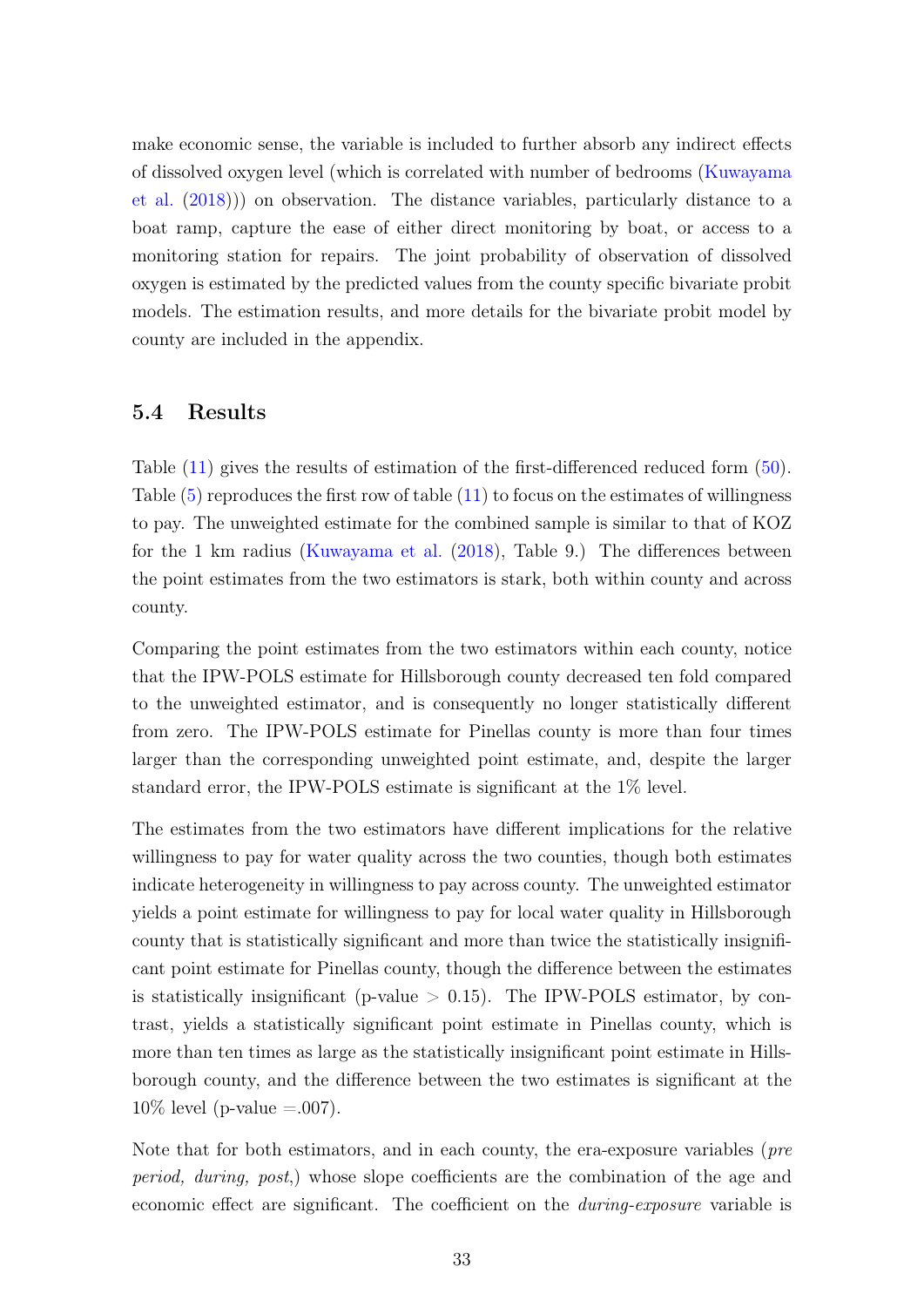make economic sense, the variable is included to further absorb any indirect effects of dissolved oxygen level (which is correlated with number of bedrooms (Kuwayama et al. (2018))) on observation. The distance variables, particularly distance to a boat ramp, capture the ease of either direct monitoring by boat, or access to a monitoring station for repairs. The joint probability of observation of dissolved oxygen is estimated by the predicted values from the county specific bivariate probit models. The estimation results, and more details for the bivariate probit model by county are included in the appendix.

## 5.4 Results

Table (11) gives the results of estimation of the first-differenced reduced form (50). Table (5) reproduces the first row of table (11) to focus on the estimates of willingness to pay. The unweighted estimate for the combined sample is similar to that of KOZ for the 1 km radius (Kuwayama et al. (2018), Table 9.) The differences between the point estimates from the two estimators is stark, both within county and across county.

Comparing the point estimates from the two estimators within each county, notice that the IPW-POLS estimate for Hillsborough county decreased ten fold compared to the unweighted estimator, and is consequently no longer statistically different from zero. The IPW-POLS estimate for Pinellas county is more than four times larger than the corresponding unweighted point estimate, and, despite the larger standard error, the IPW-POLS estimate is significant at the 1% level.

The estimates from the two estimators have different implications for the relative willingness to pay for water quality across the two counties, though both estimates indicate heterogeneity in willingness to pay across county. The unweighted estimator yields a point estimate for willingness to pay for local water quality in Hillsborough county that is statistically significant and more than twice the statistically insignificant point estimate for Pinellas county, though the difference between the estimates is statistically insignificant (p-value $> 0.15$). The IPW-POLS estimator, by contrast, yields a statistically significant point estimate in Pinellas county, which is more than ten times as large as the statistically insignificant point estimate in Hillsborough county, and the difference between the two estimates is significant at the 10% level (p-value $=.007$).

Note that for both estimators, and in each county, the era-exposure variables (*pre period, during, post,*) whose slope coefficients are the combination of the age and economic effect are significant. The coefficient on the *during-exposure* variable is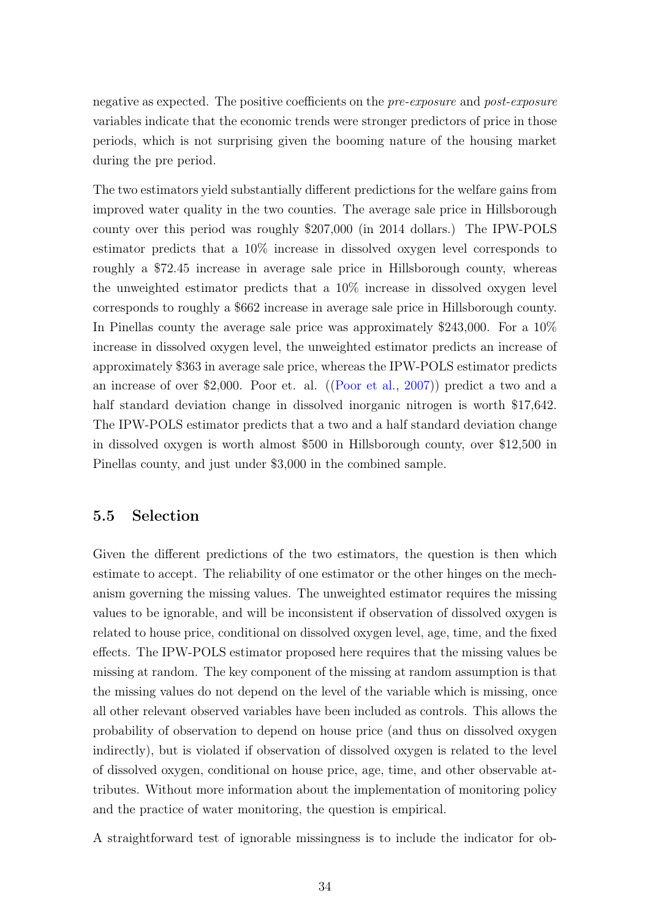negative as expected. The positive coefficients on the *pre-exposure* and *post-exposure* variables indicate that the economic trends were stronger predictors of price in those periods, which is not surprising given the booming nature of the housing market during the pre period.

The two estimators yield substantially different predictions for the welfare gains from improved water quality in the two counties. The average sale price in Hillsborough county over this period was roughly $207,000 (in 2014 dollars.) The IPW-POLS estimator predicts that a 10% increase in dissolved oxygen level corresponds to roughly a $72.45 increase in average sale price in Hillsborough county, whereas the unweighted estimator predicts that a 10% increase in dissolved oxygen level corresponds to roughly a $662 increase in average sale price in Hillsborough county. In Pinellas county the average sale price was approximately $243,000. For a 10% increase in dissolved oxygen level, the unweighted estimator predicts an increase of approximately $363 in average sale price, whereas the IPW-POLS estimator predicts an increase of over $2,000. Poor et. al. ((Poor et al., 2007)) predict a two and a half standard deviation change in dissolved inorganic nitrogen is worth $17,642. The IPW-POLS estimator predicts that a two and a half standard deviation change in dissolved oxygen is worth almost $500 in Hillsborough county, over $12,500 in Pinellas county, and just under $3,000 in the combined sample.

## 5.5 Selection

Given the different predictions of the two estimators, the question is then which estimate to accept. The reliability of one estimator or the other hinges on the mechanism governing the missing values. The unweighted estimator requires the missing values to be ignorable, and will be inconsistent if observation of dissolved oxygen is related to house price, conditional on dissolved oxygen level, age, time, and the fixed effects. The IPW-POLS estimator proposed here requires that the missing values be missing at random. The key component of the missing at random assumption is that the missing values do not depend on the level of the variable which is missing, once all other relevant observed variables have been included as controls. This allows the probability of observation to depend on house price (and thus on dissolved oxygen indirectly), but is violated if observation of dissolved oxygen is related to the level of dissolved oxygen, conditional on house price, age, time, and other observable attributes. Without more information about the implementation of monitoring policy and the practice of water monitoring, the question is empirical.

A straightforward test of ignorable missingness is to include the indicator for ob-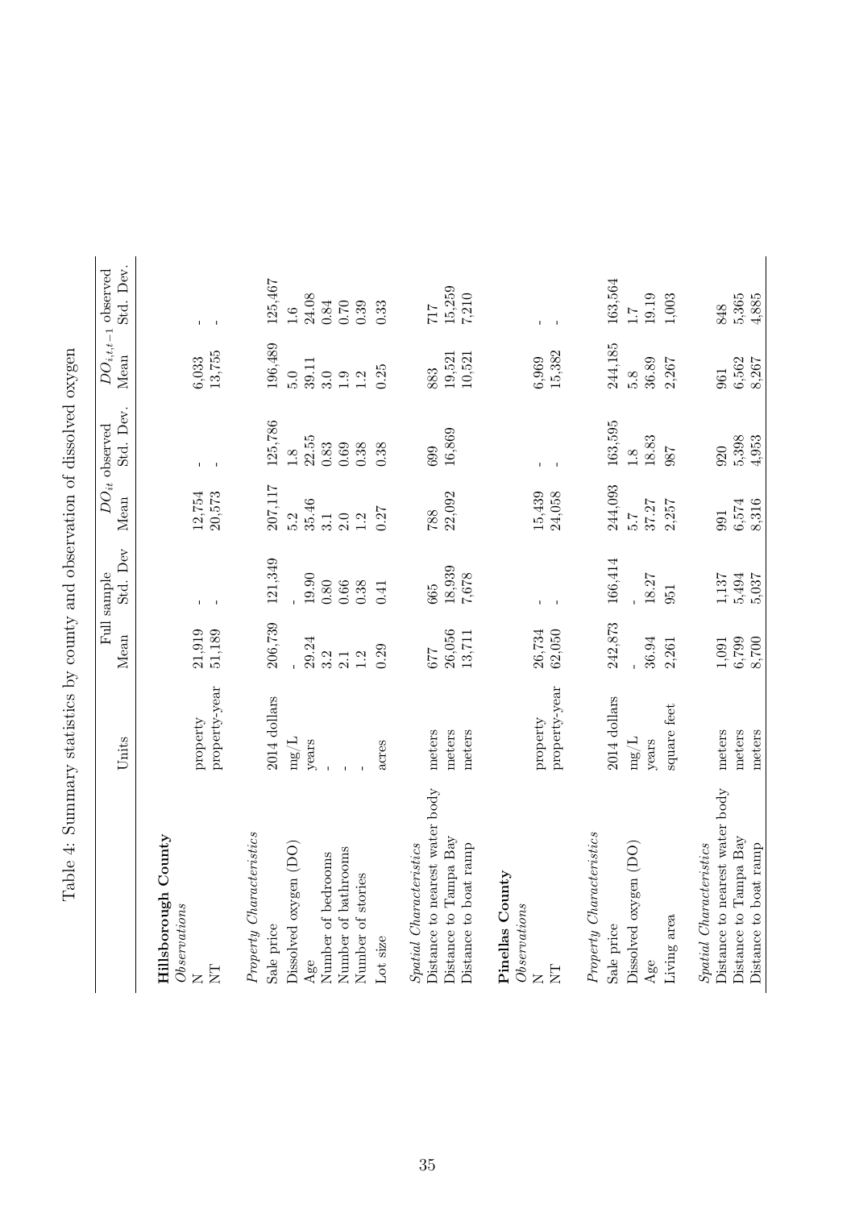Table 4: Summary statistics by county and observation of dissolved oxygen

| | Units | Full sample | | $DO_{it}$ observed | | $DO_{i,t,t-1}$ observed | |
|---|---|---|---|---|---|---|---|
| | | Mean | Std. Dev | Mean | Std. Dev. | Mean | Std. Dev. |
| **Hillsborough County** | | | | | | | |
| *Observations* | | | | | | | |
| N | property | 21,919 | - | 12,754 | - | 6,033 | - |
| NT | property-year | 51,189 | - | 20,573 | - | 13,755 | - |
| *Property Characteristics* | | | | | | | |
| Sale price | 2014 dollars | 206,739 | 121,349 | 207,117 | 125,786 | 196,489 | 125,467 |
| Dissolved oxygen (DO) | mg/L | - | - | 5.2 | 1.8 | 5.0 | 1.6 |
| Age | years | 29.24 | 19.90 | 35.46 | 22.55 | 39.11 | 24.08 |
| Number of bedrooms | - | 3.2 | 0.80 | 3.1 | 0.83 | 3.0 | 0.84 |
| Number of bathrooms | - | 2.1 | 0.66 | 2.0 | 0.69 | 1.9 | 0.70 |
| Number of stories | - | 1.2 | 0.38 | 1.2 | 0.38 | 1.2 | 0.39 |
| Lot size | acres | 0.29 | 0.41 | 0.27 | 0.38 | 0.25 | 0.33 |
| *Spatial Characteristics* | | | | | | | |
| Distance to nearest water body | meters | 677 | 665 | 788 | 699 | 883 | 717 |
| Distance to Tampa Bay | meters | 26,056 | 18,939 | 22,092 | 16,869 | 19,521 | 15,259 |
| Distance to boat ramp | meters | 13,711 | 7,678 | | | 10,521 | 7,210 |
| **Pinellas County** | | | | | | | |
| *Observations* | | | | | | | |
| N | property | 26,734 | - | 15,439 | - | 6,969 | - |
| NT | property-year | 62,050 | - | 24,058 | - | 15,382 | - |
| *Property Characteristics* | | | | | | | |
| Sale price | 2014 dollars | 242,873 | 166,414 | 244,093 | 163,595 | 244,185 | 163,564 |
| Dissolved oxygen (DO) | mg/L | - | - | 5.7 | 1.8 | 5.8 | 1.7 |
| Age | years | 36.94 | 18.27 | 37.27 | 18.83 | 36.89 | 19.19 |
| Living area | square feet | 2,261 | 951 | 2,257 | 987 | 2,267 | 1,003 |
| *Spatial Characteristics* | | | | | | | |
| Distance to nearest water body | meters | 1,091 | 1,137 | 991 | 920 | 961 | 848 |
| Distance to Tampa Bay | meters | 6,799 | 5,494 | 6,574 | 5,398 | 6,562 | 5,365 |
| Distance to boat ramp | meters | 8,700 | 5,037 | 8,316 | 4,953 | 8,267 | 4,885 |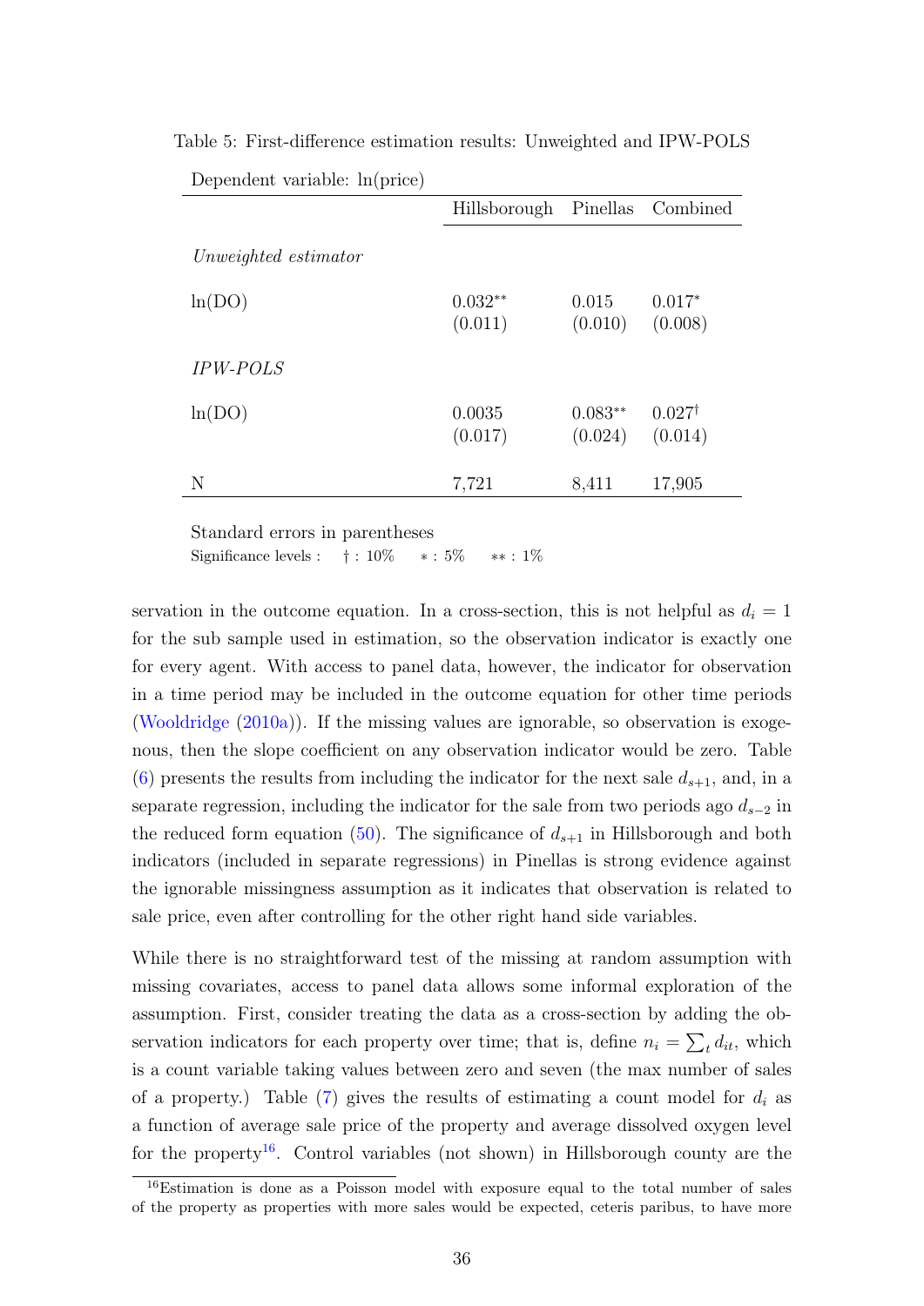Table 5: First-difference estimation results: Unweighted and IPW-POLS

Dependent variable: ln(price)

| | Hillsborough | Pinellas | Combined |
|---|---|---|---|
| *Unweighted estimator* | | | |
| ln(DO) | $0.032^{**}$ | 0.015 | $0.017^{*}$ |
| | (0.011) | (0.010) | (0.008) |
| *IPW-POLS* | | | |
| ln(DO) | 0.0035 | $0.083^{**}$ | $0.027^{\dagger}$ |
| | (0.017) | (0.024) | (0.014) |
| N | 7,721 | 8,411 | 17,905 |

Standard errors in parentheses
Significance levels : $\dagger$ : 10% $*$ : 5% $**$ : 1%

servation in the outcome equation. In a cross-section, this is not helpful as $d_i = 1$ for the sub sample used in estimation, so the observation indicator is exactly one for every agent. With access to panel data, however, the indicator for observation in a time period may be included in the outcome equation for other time periods (Wooldridge (2010a)). If the missing values are ignorable, so observation is exogenous, then the slope coefficient on any observation indicator would be zero. Table (6) presents the results from including the indicator for the next sale $d_{s+1}$, and, in a separate regression, including the indicator for the sale from two periods ago $d_{s-2}$ in the reduced form equation (50). The significance of $d_{s+1}$ in Hillsborough and both indicators (included in separate regressions) in Pinellas is strong evidence against the ignorable missingness assumption as it indicates that observation is related to sale price, even after controlling for the other right hand side variables.

While there is no straightforward test of the missing at random assumption with missing covariates, access to panel data allows some informal exploration of the assumption. First, consider treating the data as a cross-section by adding the observation indicators for each property over time; that is, define $n_i = \sum_t d_{it}$, which is a count variable taking values between zero and seven (the max number of sales of a property.) Table (7) gives the results of estimating a count model for $d_i$ as a function of average sale price of the property and average dissolved oxygen level for the property[16]. Control variables (not shown) in Hillsborough county are the

[16] Estimation is done as a Poisson model with exposure equal to the total number of sales of the property as properties with more sales would be expected, ceteris paribus, to have more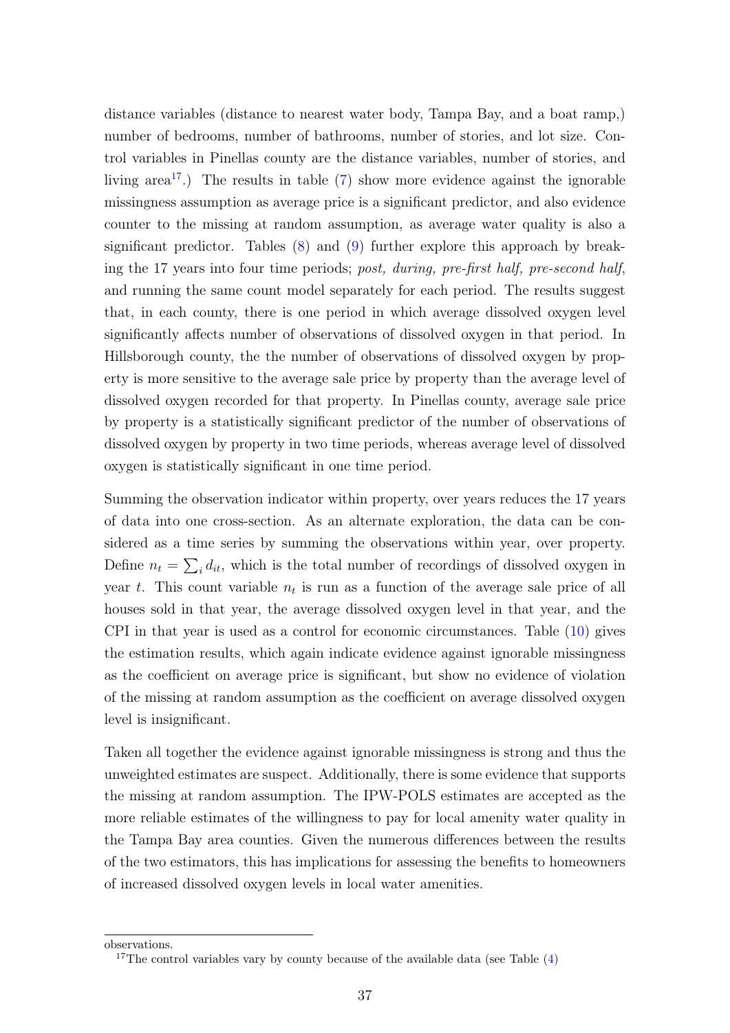distance variables (distance to nearest water body, Tampa Bay, and a boat ramp,) number of bedrooms, number of bathrooms, number of stories, and lot size. Control variables in Pinellas county are the distance variables, number of stories, and living area[17].) The results in table (7) show more evidence against the ignorable missingness assumption as average price is a significant predictor, and also evidence counter to the missing at random assumption, as average water quality is also a significant predictor. Tables (8) and (9) further explore this approach by breaking the 17 years into four time periods; *post, during, pre-first half, pre-second half*, and running the same count model separately for each period. The results suggest that, in each county, there is one period in which average dissolved oxygen level significantly affects number of observations of dissolved oxygen in that period. In Hillsborough county, the the number of observations of dissolved oxygen by property is more sensitive to the average sale price by property than the average level of dissolved oxygen recorded for that property. In Pinellas county, average sale price by property is a statistically significant predictor of the number of observations of dissolved oxygen by property in two time periods, whereas average level of dissolved oxygen is statistically significant in one time period.

Summing the observation indicator within property, over years reduces the 17 years of data into one cross-section. As an alternate exploration, the data can be considered as a time series by summing the observations within year, over property. Define $n_t = \sum_i d_{it}$, which is the total number of recordings of dissolved oxygen in year $t$. This count variable $n_t$ is run as a function of the average sale price of all houses sold in that year, the average dissolved oxygen level in that year, and the CPI in that year is used as a control for economic circumstances. Table (10) gives the estimation results, which again indicate evidence against ignorable missingness as the coefficient on average price is significant, but show no evidence of violation of the missing at random assumption as the coefficient on average dissolved oxygen level is insignificant.

Taken all together the evidence against ignorable missingness is strong and thus the unweighted estimates are suspect. Additionally, there is some evidence that supports the missing at random assumption. The IPW-POLS estimates are accepted as the more reliable estimates of the willingness to pay for local amenity water quality in the Tampa Bay area counties. Given the numerous differences between the results of the two estimators, this has implications for assessing the benefits to homeowners of increased dissolved oxygen levels in local water amenities.

---

observations.

[17] The control variables vary by county because of the available data (see Table (4)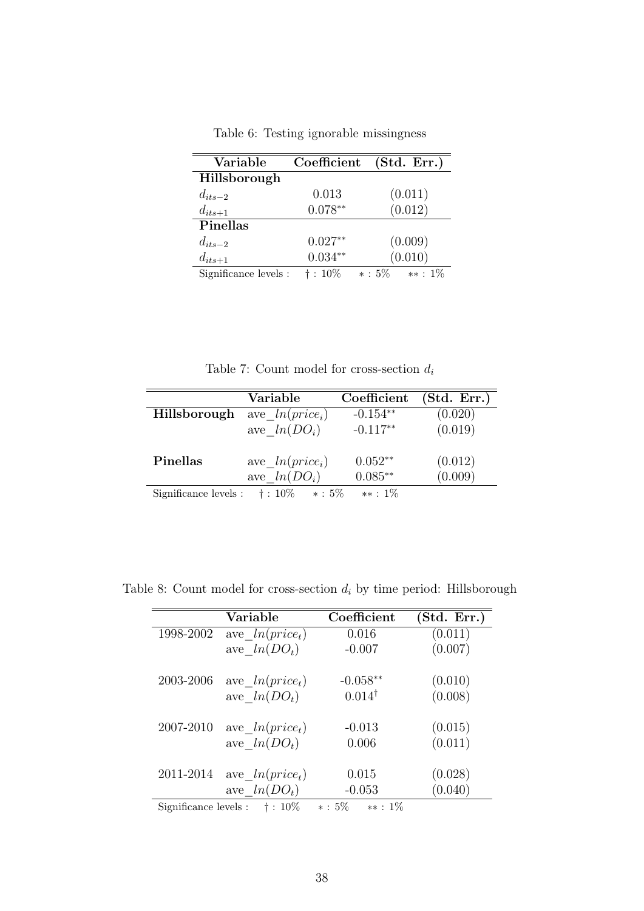Table 6: Testing ignorable missingness

| Variable | Coefficient | (Std. Err.) |
|---|---|---|
| **Hillsborough** | | |
| $d_{its-2}$ | 0.013 | (0.011) |
| $d_{its+1}$ | $0.078^{**}$ | (0.012) |
| **Pinellas** | | |
| $d_{its-2}$ | $0.027^{**}$ | (0.009) |
| $d_{its+1}$ | $0.034^{**}$ | (0.010) |

Significance levels : $\dagger$ : 10% $*$ : 5% $**$ : 1%

Table 7: Count model for cross-section $d_i$

| | Variable | Coefficient | (Std. Err.) |
|---|---|---|---|
| **Hillsborough** | ave\_$ln(price_i)$ | $-0.154^{**}$ | (0.020) |
| | ave\_$ln(DO_i)$ | $-0.117^{**}$ | (0.019) |
| **Pinellas** | ave\_$ln(price_i)$ | $0.052^{**}$ | (0.012) |
| | ave\_$ln(DO_i)$ | $0.085^{**}$ | (0.009) |

Significance levels : $\dagger$ : 10% $*$ : 5% $**$ : 1%

Table 8: Count model for cross-section $d_i$ by time period: Hillsborough

| | Variable | Coefficient | (Std. Err.) |
|---|---|---|---|
| 1998-2002 | ave\_$ln(price_t)$ | 0.016 | (0.011) |
| | ave\_$ln(DO_t)$ | -0.007 | (0.007) |
| 2003-2006 | ave\_$ln(price_t)$ | $-0.058^{**}$ | (0.010) |
| | ave\_$ln(DO_t)$ | $0.014^{\dagger}$ | (0.008) |
| 2007-2010 | ave\_$ln(price_t)$ | -0.013 | (0.015) |
| | ave\_$ln(DO_t)$ | 0.006 | (0.011) |
| 2011-2014 | ave\_$ln(price_t)$ | 0.015 | (0.028) |
| | ave\_$ln(DO_t)$ | -0.053 | (0.040) |

Significance levels : $\dagger$ : 10% $*$ : 5% $**$ : 1%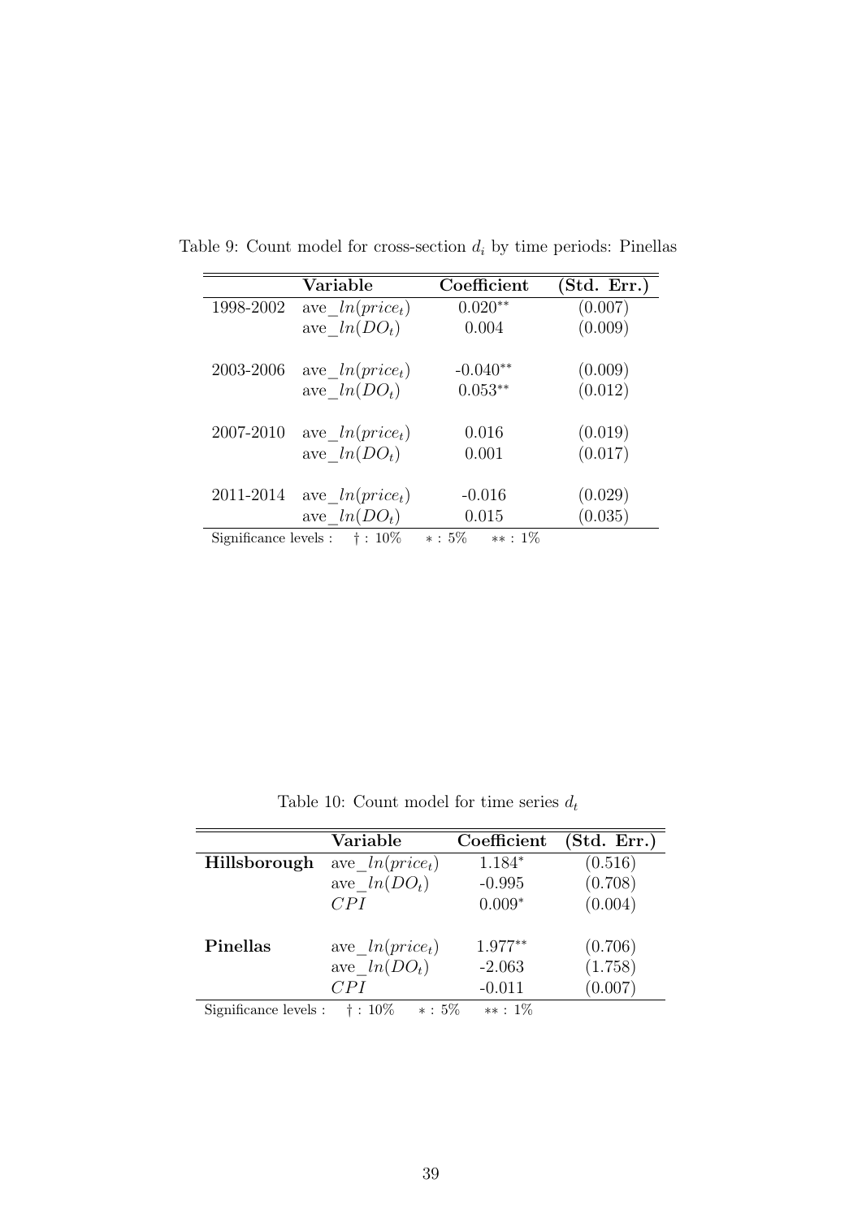Table 9: Count model for cross-section $d_i$ by time periods: Pinellas

| | Variable | Coefficient | (Std. Err.) |
|---|---|---|---|
| 1998-2002 | ave_$ln(price_t)$ | $0.020^{**}$ | (0.007) |
| | ave_$ln(DO_t)$ | 0.004 | (0.009) |
| 2003-2006 | ave_$ln(price_t)$ | $-0.040^{**}$ | (0.009) |
| | ave_$ln(DO_t)$ | $0.053^{**}$ | (0.012) |
| 2007-2010 | ave_$ln(price_t)$ | 0.016 | (0.019) |
| | ave_$ln(DO_t)$ | 0.001 | (0.017) |
| 2011-2014 | ave_$ln(price_t)$ | -0.016 | (0.029) |
| | ave_$ln(DO_t)$ | 0.015 | (0.035) |

Significance levels : † : 10% ∗ : 5% ∗∗ : 1%

Table 10: Count model for time series $d_t$

| | Variable | Coefficient | (Std. Err.) |
|---|---|---|---|
| **Hillsborough** | ave_$ln(price_t)$ | $1.184^{*}$ | (0.516) |
| | ave_$ln(DO_t)$ | -0.995 | (0.708) |
| | $CPI$ | $0.009^{*}$ | (0.004) |
| **Pinellas** | ave_$ln(price_t)$ | $1.977^{**}$ | (0.706) |
| | ave_$ln(DO_t)$ | -2.063 | (1.758) |
| | $CPI$ | -0.011 | (0.007) |

Significance levels : † : 10% ∗ : 5% ∗∗ : 1%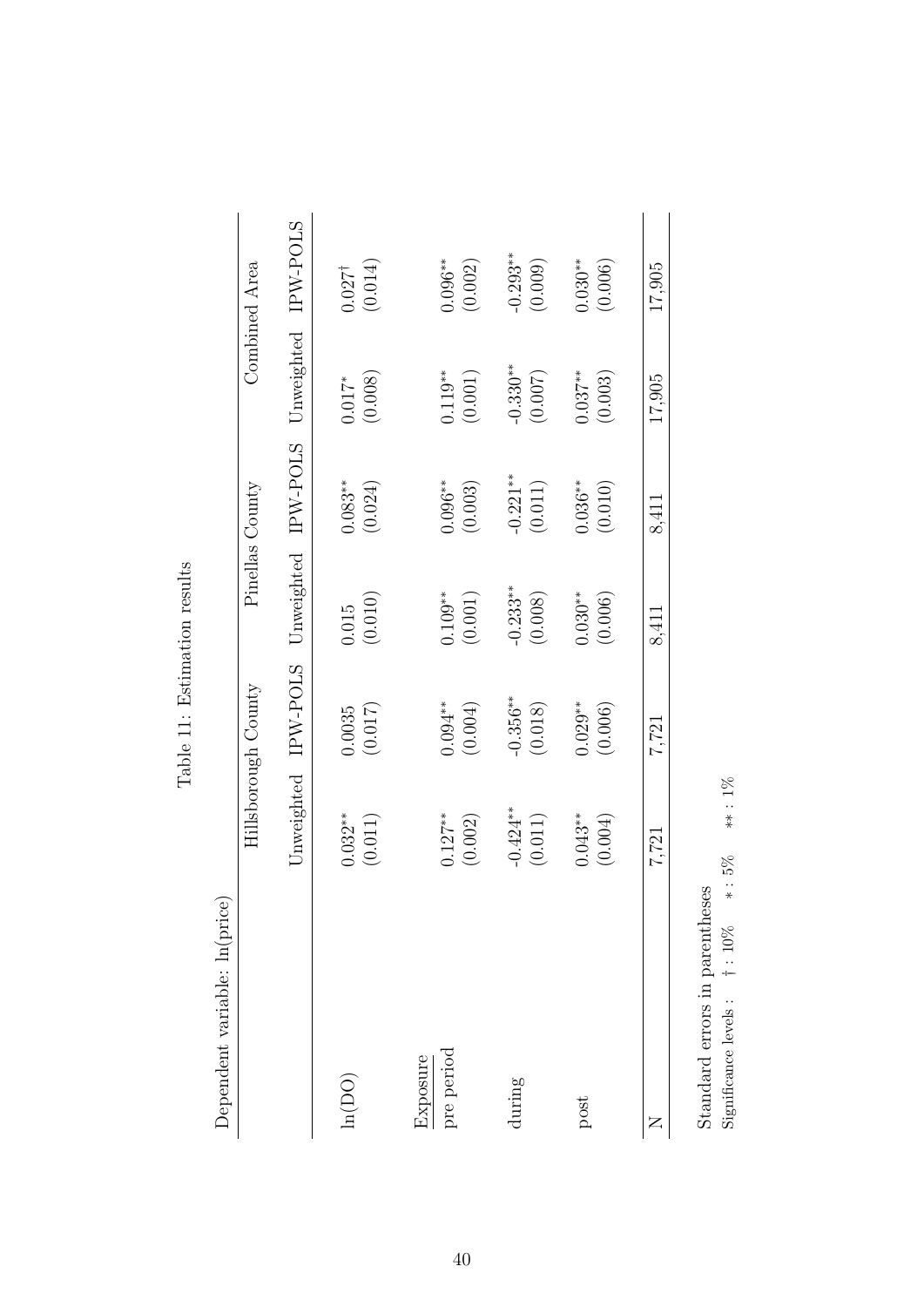Table 11: Estimation results

Dependent variable: ln(price)

| | Hillsborough County | | Pinellas County | | Combined Area | |
|---|---|---|---|---|---|---|
| | Unweighted | IPW-POLS | Unweighted | IPW-POLS | Unweighted | IPW-POLS |
| ln(DO) | 0.032** | 0.0035 | 0.015 | 0.083** | 0.017* | 0.027† |
| | (0.011) | (0.017) | (0.010) | (0.024) | (0.008) | (0.014) |
| Exposure | | | | | | |
| pre period | 0.127** | 0.094** | 0.109** | 0.096** | 0.119** | 0.096** |
| | (0.002) | (0.004) | (0.001) | (0.003) | (0.001) | (0.002) |
| during | -0.424** | -0.356** | -0.233** | -0.221** | -0.330** | -0.293** |
| | (0.011) | (0.018) | (0.008) | (0.011) | (0.007) | (0.009) |
| post | 0.043** | 0.029** | 0.030** | 0.036** | 0.037** | 0.030** |
| | (0.004) | (0.006) | (0.006) | (0.010) | (0.003) | (0.006) |
| N | 7,721 | 7,721 | 8,411 | 8,411 | 17,905 | 17,905 |

Standard errors in parentheses

Significance levels : † : 10% * : 5% ** : 1%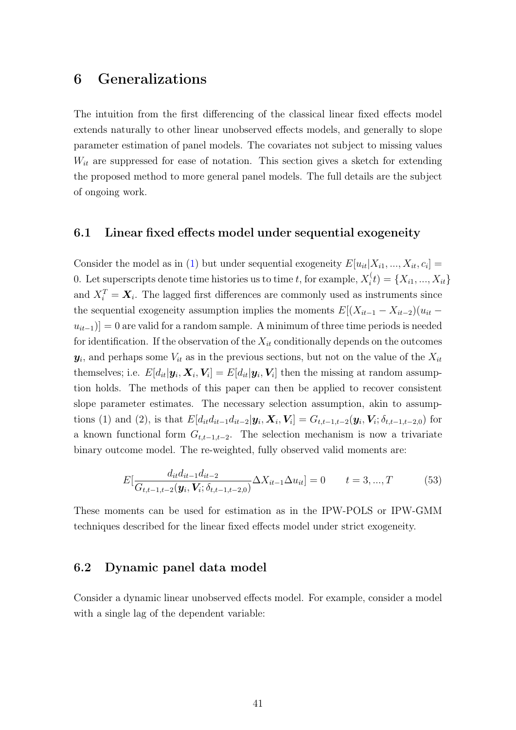# 6 Generalizations

The intuition from the first differencing of the classical linear fixed effects model extends naturally to other linear unobserved effects models, and generally to slope parameter estimation of panel models. The covariates not subject to missing values $W_{it}$ are suppressed for ease of notation. This section gives a sketch for extending the proposed method to more general panel models. The full details are the subject of ongoing work.

## 6.1 Linear fixed effects model under sequential exogeneity

Consider the model as in (1) but under sequential exogeneity $E[u_{it}|X_{i1},...,X_{it},c_i] = 0$. Let superscripts denote time histories us to time $t$, for example, $X_i^(t) = \{X_{i1},...,X_{it}\}$ and $X_i^T = \boldsymbol{X}_i$. The lagged first differences are commonly used as instruments since the sequential exogeneity assumption implies the moments $E[(X_{it-1} - X_{it-2})(u_{it} - u_{it-1})] = 0$ are valid for a random sample. A minimum of three time periods is needed for identification. If the observation of the $X_{it}$ conditionally depends on the outcomes $\boldsymbol{y}_i$, and perhaps some $V_{it}$ as in the previous sections, but not on the value of the $X_{it}$ themselves; i.e. $E[d_{it}|\boldsymbol{y}_i, \boldsymbol{X}_i, \boldsymbol{V}_i] = E[d_{it}|\boldsymbol{y}_i, \boldsymbol{V}_i]$ then the missing at random assumption holds. The methods of this paper can then be applied to recover consistent slope parameter estimates. The necessary selection assumption, akin to assumptions (1) and (2), is that $E[d_{it}d_{it-1}d_{it-2}|\boldsymbol{y}_i, \boldsymbol{X}_i, \boldsymbol{V}_i] = G_{t,t-1,t-2}(\boldsymbol{y}_i, \boldsymbol{V}_i; \delta_{t,t-1,t-2,0})$ for a known functional form $G_{t,t-1,t-2}$. The selection mechanism is now a trivariate binary outcome model. The re-weighted, fully observed valid moments are:

$$E[\frac{d_{it}d_{it-1}d_{it-2}}{G_{t,t-1,t-2}(\boldsymbol{y}_i, \boldsymbol{V}_i; \delta_{t,t-1,t-2,0})}\Delta X_{it-1}\Delta u_{it}] = 0 \qquad t = 3,...,T \tag{53}$$

These moments can be used for estimation as in the IPW-POLS or IPW-GMM techniques described for the linear fixed effects model under strict exogeneity.

## 6.2 Dynamic panel data model

Consider a dynamic linear unobserved effects model. For example, consider a model with a single lag of the dependent variable: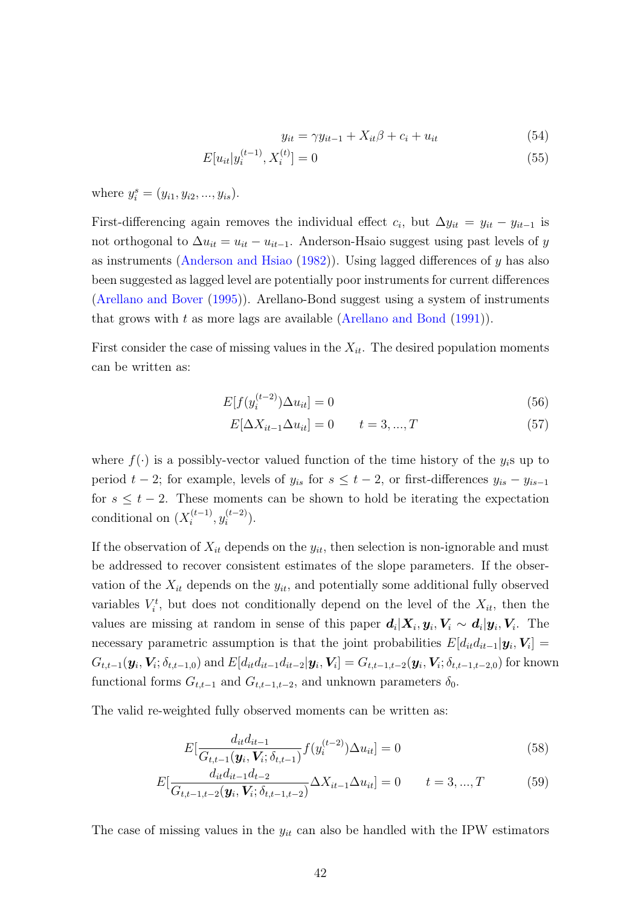$$y_{it} = \gamma y_{it-1} + X_{it}\beta + c_i + u_{it} \tag{54}$$

$$E[u_{it}|y_i^{(t-1)}, X_i^{(t)}] = 0 \tag{55}$$

where $y_i^s = (y_{i1}, y_{i2}, ..., y_{is})$.

First-differencing again removes the individual effect $c_i$, but $\Delta y_{it} = y_{it} - y_{it-1}$ is not orthogonal to $\Delta u_{it} = u_{it} - u_{it-1}$. Anderson-Hsaio suggest using past levels of $y$ as instruments (Anderson and Hsiao (1982)). Using lagged differences of $y$ has also been suggested as lagged level are potentially poor instruments for current differences (Arellano and Bover (1995)). Arellano-Bond suggest using a system of instruments that grows with $t$ as more lags are available (Arellano and Bond (1991)).

First consider the case of missing values in the $X_{it}$. The desired population moments can be written as:

$$E[f(y_i^{(t-2)})\Delta u_{it}] = 0 \tag{56}$$

$$E[\Delta X_{it-1}\Delta u_{it}] = 0 \qquad t = 3, ..., T \tag{57}$$

where $f(\cdot)$ is a possibly-vector valued function of the time history of the $y_i$s up to period $t-2$; for example, levels of $y_{is}$ for $s \leq t-2$, or first-differences $y_{is} - y_{is-1}$ for $s \leq t-2$. These moments can be shown to hold be iterating the expectation conditional on $(X_i^{(t-1)}, y_i^{(t-2)})$.

If the observation of $X_{it}$ depends on the $y_{it}$, then selection is non-ignorable and must be addressed to recover consistent estimates of the slope parameters. If the observation of the $X_{it}$ depends on the $y_{it}$, and potentially some additional fully observed variables $V_i^t$, but does not conditionally depend on the level of the $X_{it}$, then the values are missing at random in sense of this paper $\boldsymbol{d}_i|\boldsymbol{X}_i, \boldsymbol{y}_i, \boldsymbol{V}_i \sim \boldsymbol{d}_i|\boldsymbol{y}_i, \boldsymbol{V}_i$. The necessary parametric assumption is that the joint probabilities $E[d_{it}d_{it-1}|\boldsymbol{y}_i, \boldsymbol{V}_i] = G_{t,t-1}(\boldsymbol{y}_i, \boldsymbol{V}_i; \delta_{t,t-1,0})$ and $E[d_{it}d_{it-1}d_{it-2}|\boldsymbol{y}_i, \boldsymbol{V}_i] = G_{t,t-1,t-2}(\boldsymbol{y}_i, \boldsymbol{V}_i; \delta_{t,t-1,t-2,0})$ for known functional forms $G_{t,t-1}$ and $G_{t,t-1,t-2}$, and unknown parameters $\delta_0$.

The valid re-weighted fully observed moments can be written as:

$$E[\frac{d_{it}d_{it-1}}{G_{t,t-1}(\boldsymbol{y}_i, \boldsymbol{V}_i; \delta_{t,t-1})} f(y_i^{(t-2)})\Delta u_{it}] = 0 \tag{58}$$

$$E[\frac{d_{it}d_{it-1}d_{t-2}}{G_{t,t-1,t-2}(\boldsymbol{y}_i, \boldsymbol{V}_i; \delta_{t,t-1,t-2})} \Delta X_{it-1}\Delta u_{it}] = 0 \qquad t = 3, ..., T \tag{59}$$

The case of missing values in the $y_{it}$ can also be handled with the IPW estimators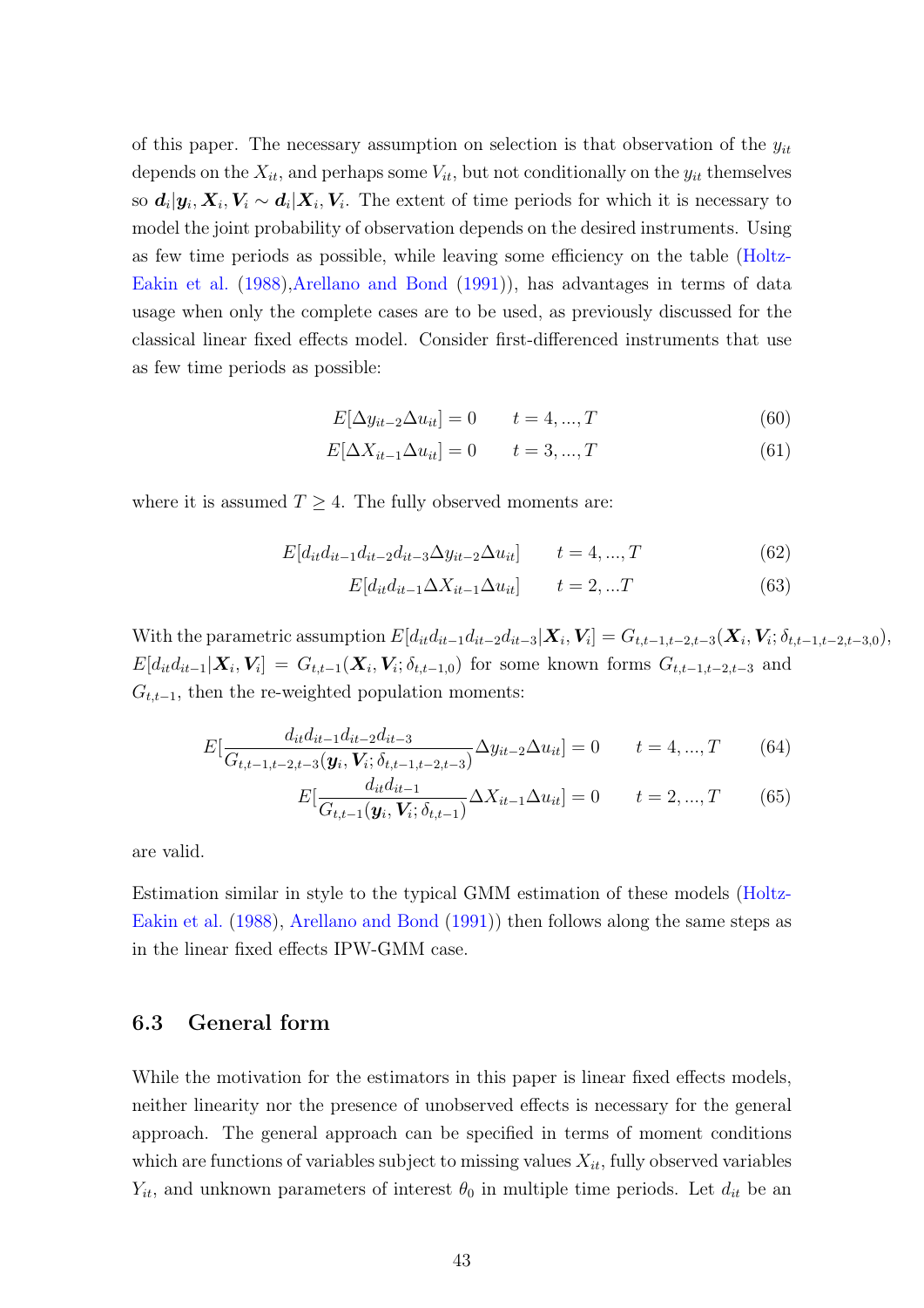of this paper. The necessary assumption on selection is that observation of the $y_{it}$ depends on the $X_{it}$, and perhaps some $V_{it}$, but not conditionally on the $y_{it}$ themselves so $\boldsymbol{d}_i|\boldsymbol{y}_i, \boldsymbol{X}_i, \boldsymbol{V}_i \sim \boldsymbol{d}_i|\boldsymbol{X}_i, \boldsymbol{V}_i$. The extent of time periods for which it is necessary to model the joint probability of observation depends on the desired instruments. Using as few time periods as possible, while leaving some efficiency on the table (Holtz-Eakin et al. (1988),Arellano and Bond (1991)), has advantages in terms of data usage when only the complete cases are to be used, as previously discussed for the classical linear fixed effects model. Consider first-differenced instruments that use as few time periods as possible:

$$E[\Delta y_{it-2}\Delta u_{it}] = 0 \qquad t = 4, ..., T \tag{60}$$

$$E[\Delta X_{it-1}\Delta u_{it}] = 0 \qquad t = 3, ..., T \tag{61}$$

where it is assumed $T \geq 4$. The fully observed moments are:

$$E[d_{it}d_{it-1}d_{it-2}d_{it-3}\Delta y_{it-2}\Delta u_{it}] \qquad t = 4, ..., T \tag{62}$$

$$E[d_{it}d_{it-1}\Delta X_{it-1}\Delta u_{it}] \qquad t = 2, ...T \tag{63}$$

With the parametric assumption $E[d_{it}d_{it-1}d_{it-2}d_{it-3}|\boldsymbol{X}_i, \boldsymbol{V}_i] = G_{t,t-1,t-2,t-3}(\boldsymbol{X}_i, \boldsymbol{V}_i; \delta_{t,t-1,t-2,t-3,0})$, $E[d_{it}d_{it-1}|\boldsymbol{X}_i, \boldsymbol{V}_i] = G_{t,t-1}(\boldsymbol{X}_i, \boldsymbol{V}_i; \delta_{t,t-1,0})$ for some known forms $G_{t,t-1,t-2,t-3}$ and $G_{t,t-1}$, then the re-weighted population moments:

$$E[\frac{d_{it}d_{it-1}d_{it-2}d_{it-3}}{G_{t,t-1,t-2,t-3}(\boldsymbol{y}_i, \boldsymbol{V}_i; \delta_{t,t-1,t-2,t-3})}\Delta y_{it-2}\Delta u_{it}] = 0 \qquad t = 4, ..., T \tag{64}$$

$$E[\frac{d_{it}d_{it-1}}{G_{t,t-1}(\boldsymbol{y}_i, \boldsymbol{V}_i; \delta_{t,t-1})}\Delta X_{it-1}\Delta u_{it}] = 0 \qquad t = 2, ..., T \tag{65}$$

are valid.

Estimation similar in style to the typical GMM estimation of these models (Holtz-Eakin et al. (1988), Arellano and Bond (1991)) then follows along the same steps as in the linear fixed effects IPW-GMM case.

## 6.3 General form

While the motivation for the estimators in this paper is linear fixed effects models, neither linearity nor the presence of unobserved effects is necessary for the general approach. The general approach can be specified in terms of moment conditions which are functions of variables subject to missing values $X_{it}$, fully observed variables $Y_{it}$, and unknown parameters of interest $\theta_0$ in multiple time periods. Let $d_{it}$ be an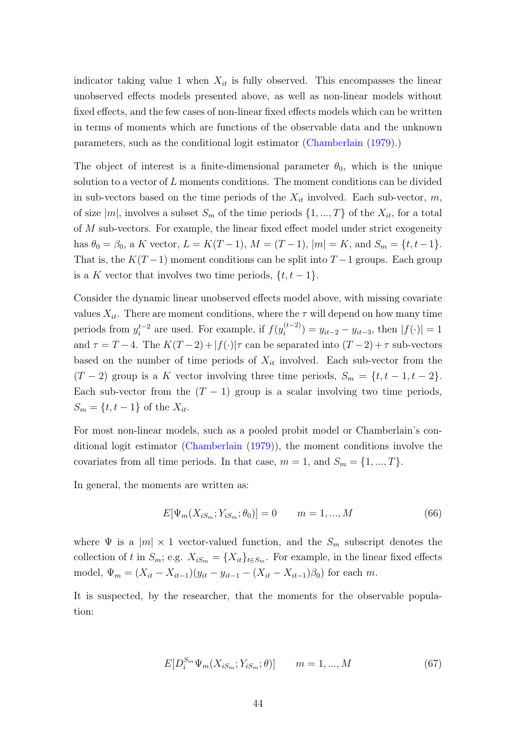indicator taking value 1 when $X_{it}$ is fully observed. This encompasses the linear unobserved effects models presented above, as well as non-linear models without fixed effects, and the few cases of non-linear fixed effects models which can be written in terms of moments which are functions of the observable data and the unknown parameters, such as the conditional logit estimator (Chamberlain (1979).)

The object of interest is a finite-dimensional parameter $\theta_0$, which is the unique solution to a vector of $L$ moments conditions. The moment conditions can be divided in sub-vectors based on the time periods of the $X_{it}$ involved. Each sub-vector, $m$, of size $|m|$, involves a subset $S_m$ of the time periods $\{1, ..., T\}$ of the $X_{it}$, for a total of $M$ sub-vectors. For example, the linear fixed effect model under strict exogeneity has $\theta_0 = \beta_0$, a $K$ vector, $L = K(T-1)$, $M = (T-1)$, $|m| = K$, and $S_m = \{t, t-1\}$. That is, the $K(T-1)$ moment conditions can be split into $T-1$ groups. Each group is a $K$ vector that involves two time periods, $\{t, t-1\}$.

Consider the dynamic linear unobserved effects model above, with missing covariate values $X_{it}$. There are moment conditions, where the $\tau$ will depend on how many time periods from $y_i^{t-2}$ are used. For example, if $f(y_i^{(t-2)}) = y_{it-2} - y_{it-3}$, then $|f(\cdot)| = 1$ and $\tau = T-4$. The $K(T-2) + |f(\cdot)|\tau$ can be separated into $(T-2)+\tau$ sub-vectors based on the number of time periods of $X_{it}$ involved. Each sub-vector from the $(T-2)$ group is a $K$ vector involving three time periods, $S_m = \{t, t-1, t-2\}$. Each sub-vector from the $(T-1)$ group is a scalar involving two time periods, $S_m = \{t, t-1\}$ of the $X_{it}$.

For most non-linear models, such as a pooled probit model or Chamberlain's conditional logit estimator (Chamberlain (1979)), the moment conditions involve the covariates from all time periods. In that case, $m = 1$, and $S_m = \{1, ..., T\}$.

In general, the moments are written as:

$$E[\Psi_m(X_{iS_m}; Y_{iS_m}; \theta_0)] = 0 \qquad m = 1, ..., M \tag{66}$$

where $\Psi$ is a $|m| \times 1$ vector-valued function, and the $S_m$ subscript denotes the collection of $t$ in $S_m$; e.g. $X_{iS_m} = \{X_{it}\}_{t \in S_m}$. For example, in the linear fixed effects model, $\Psi_m = (X_{it} - X_{it-1})(y_{it} - y_{it-1} - (X_{it} - X_{it-1})\beta_0)$ for each $m$.

It is suspected, by the researcher, that the moments for the observable population:

$$E[D_i^{S_m} \Psi_m(X_{iS_m}; Y_{iS_m}; \theta)] \qquad m = 1, ..., M \tag{67}$$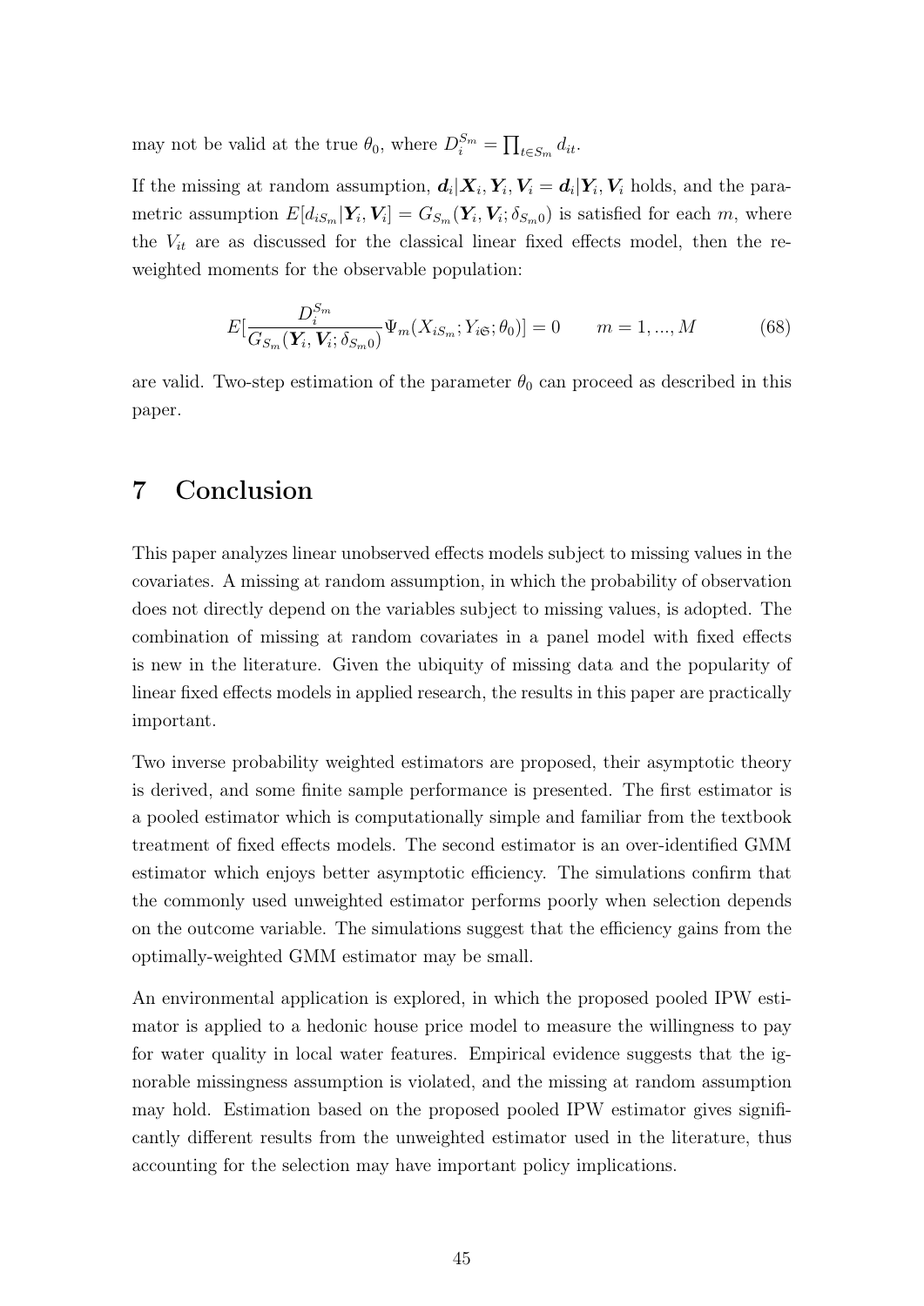may not be valid at the true $\theta_0$, where $D_i^{S_m} = \prod_{t \in S_m} d_{it}$.

If the missing at random assumption, $\boldsymbol{d}_i | \boldsymbol{X}_i, \boldsymbol{Y}_i, \boldsymbol{V}_i = \boldsymbol{d}_i | \boldsymbol{Y}_i, \boldsymbol{V}_i$ holds, and the parametric assumption $E[d_{iS_m} | \boldsymbol{Y}_i, \boldsymbol{V}_i] = G_{S_m}(\boldsymbol{Y}_i, \boldsymbol{V}_i; \delta_{S_m 0})$ is satisfied for each $m$, where the $V_{it}$ are as discussed for the classical linear fixed effects model, then the reweighted moments for the observable population:

$$E[\frac{D_i^{S_m}}{G_{S_m}(\boldsymbol{Y}_i, \boldsymbol{V}_i; \delta_{S_m 0})} \Psi_m(X_{iS_m}; Y_{i\mathfrak{S}}; \theta_0)] = 0 \qquad m = 1, ..., M \tag{68}$$

are valid. Two-step estimation of the parameter $\theta_0$ can proceed as described in this paper.

# 7 Conclusion

This paper analyzes linear unobserved effects models subject to missing values in the covariates. A missing at random assumption, in which the probability of observation does not directly depend on the variables subject to missing values, is adopted. The combination of missing at random covariates in a panel model with fixed effects is new in the literature. Given the ubiquity of missing data and the popularity of linear fixed effects models in applied research, the results in this paper are practically important.

Two inverse probability weighted estimators are proposed, their asymptotic theory is derived, and some finite sample performance is presented. The first estimator is a pooled estimator which is computationally simple and familiar from the textbook treatment of fixed effects models. The second estimator is an over-identified GMM estimator which enjoys better asymptotic efficiency. The simulations confirm that the commonly used unweighted estimator performs poorly when selection depends on the outcome variable. The simulations suggest that the efficiency gains from the optimally-weighted GMM estimator may be small.

An environmental application is explored, in which the proposed pooled IPW estimator is applied to a hedonic house price model to measure the willingness to pay for water quality in local water features. Empirical evidence suggests that the ignorable missingness assumption is violated, and the missing at random assumption may hold. Estimation based on the proposed pooled IPW estimator gives significantly different results from the unweighted estimator used in the literature, thus accounting for the selection may have important policy implications.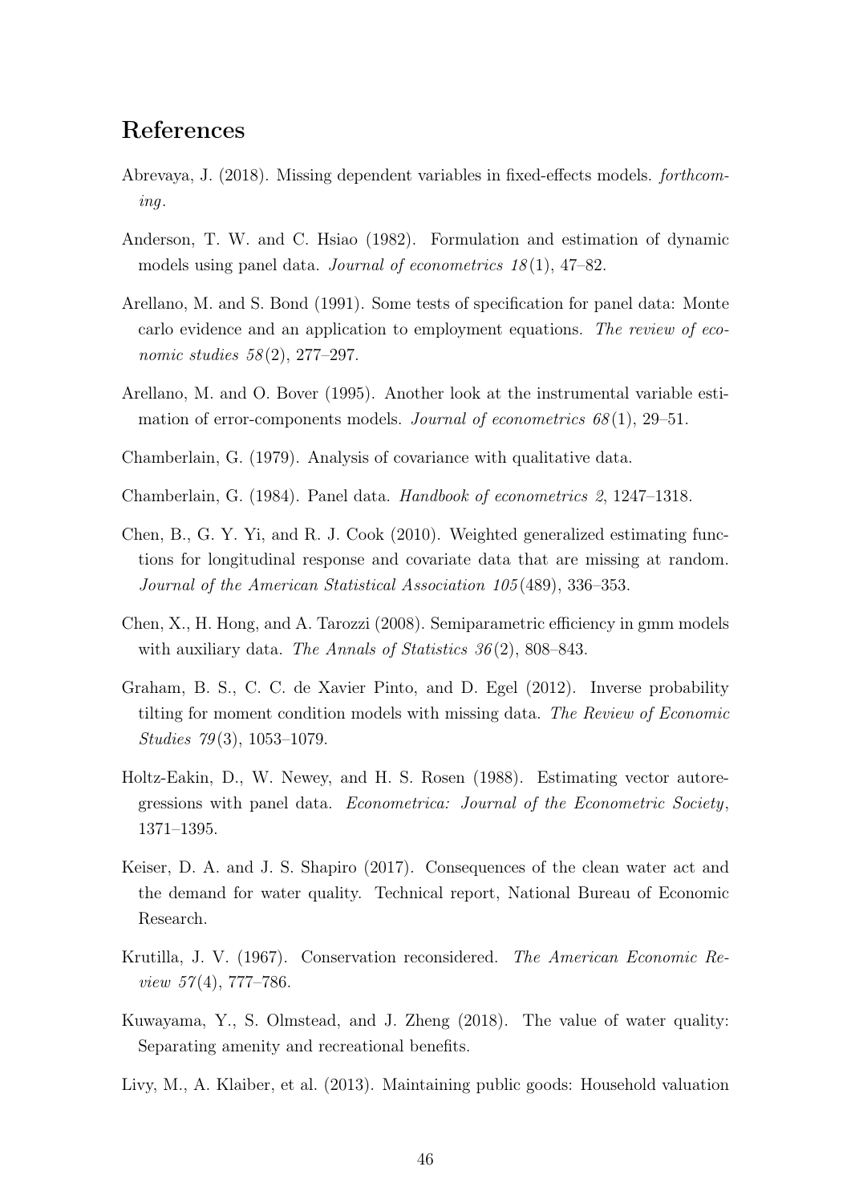# References

Abrevaya, J. (2018). Missing dependent variables in fixed-effects models. *forthcoming*.

Anderson, T. W. and C. Hsiao (1982). Formulation and estimation of dynamic models using panel data. *Journal of econometrics 18*(1), 47–82.

Arellano, M. and S. Bond (1991). Some tests of specification for panel data: Monte carlo evidence and an application to employment equations. *The review of economic studies 58*(2), 277–297.

Arellano, M. and O. Bover (1995). Another look at the instrumental variable estimation of error-components models. *Journal of econometrics 68*(1), 29–51.

Chamberlain, G. (1979). Analysis of covariance with qualitative data.

Chamberlain, G. (1984). Panel data. *Handbook of econometrics 2*, 1247–1318.

Chen, B., G. Y. Yi, and R. J. Cook (2010). Weighted generalized estimating functions for longitudinal response and covariate data that are missing at random. *Journal of the American Statistical Association 105*(489), 336–353.

Chen, X., H. Hong, and A. Tarozzi (2008). Semiparametric efficiency in gmm models with auxiliary data. *The Annals of Statistics 36*(2), 808–843.

Graham, B. S., C. C. de Xavier Pinto, and D. Egel (2012). Inverse probability tilting for moment condition models with missing data. *The Review of Economic Studies 79*(3), 1053–1079.

Holtz-Eakin, D., W. Newey, and H. S. Rosen (1988). Estimating vector autoregressions with panel data. *Econometrica: Journal of the Econometric Society*, 1371–1395.

Keiser, D. A. and J. S. Shapiro (2017). Consequences of the clean water act and the demand for water quality. Technical report, National Bureau of Economic Research.

Krutilla, J. V. (1967). Conservation reconsidered. *The American Economic Review 57*(4), 777–786.

Kuwayama, Y., S. Olmstead, and J. Zheng (2018). The value of water quality: Separating amenity and recreational benefits.

Livy, M., A. Klaiber, et al. (2013). Maintaining public goods: Household valuation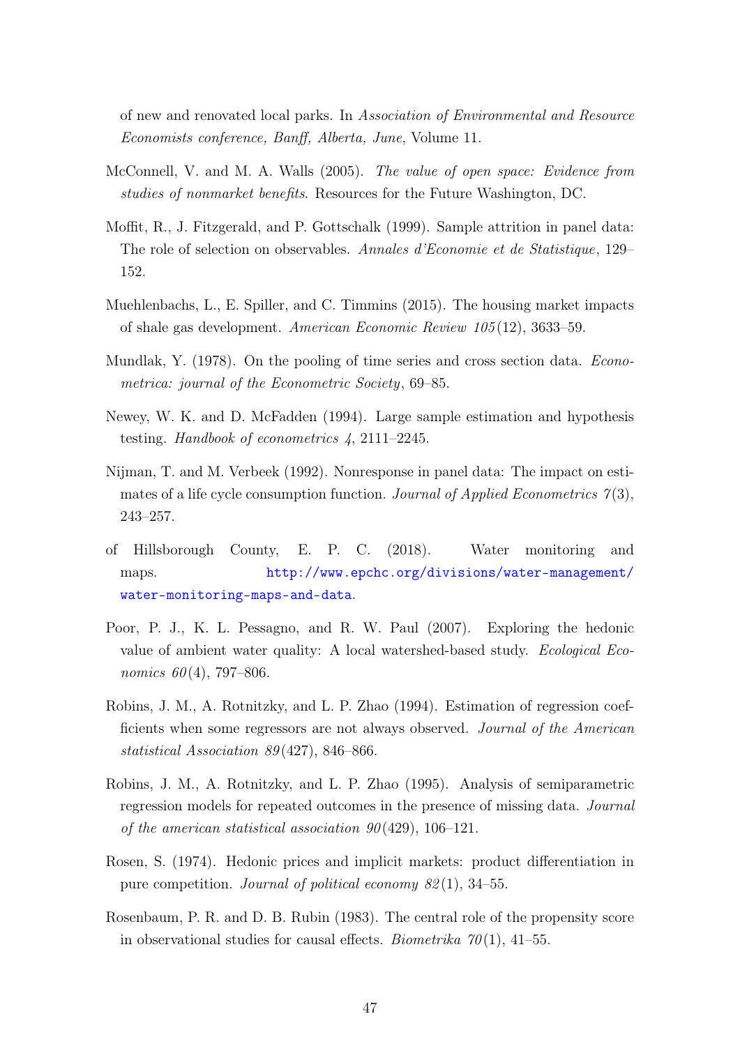of new and renovated local parks. In *Association of Environmental and Resource Economists conference, Banff, Alberta, June*, Volume 11.

McConnell, V. and M. A. Walls (2005). *The value of open space: Evidence from studies of nonmarket benefits*. Resources for the Future Washington, DC.

Moffit, R., J. Fitzgerald, and P. Gottschalk (1999). Sample attrition in panel data: The role of selection on observables. *Annales d'Economie et de Statistique*, 129–152.

Muehlenbachs, L., E. Spiller, and C. Timmins (2015). The housing market impacts of shale gas development. *American Economic Review 105*(12), 3633–59.

Mundlak, Y. (1978). On the pooling of time series and cross section data. *Econometrica: journal of the Econometric Society*, 69–85.

Newey, W. K. and D. McFadden (1994). Large sample estimation and hypothesis testing. *Handbook of econometrics 4*, 2111–2245.

Nijman, T. and M. Verbeek (1992). Nonresponse in panel data: The impact on estimates of a life cycle consumption function. *Journal of Applied Econometrics 7*(3), 243–257.

of Hillsborough County, E. P. C. (2018). Water monitoring and maps. http://www.epchc.org/divisions/water-management/water-monitoring-maps-and-data.

Poor, P. J., K. L. Pessagno, and R. W. Paul (2007). Exploring the hedonic value of ambient water quality: A local watershed-based study. *Ecological Economics 60*(4), 797–806.

Robins, J. M., A. Rotnitzky, and L. P. Zhao (1994). Estimation of regression coefficients when some regressors are not always observed. *Journal of the American statistical Association 89*(427), 846–866.

Robins, J. M., A. Rotnitzky, and L. P. Zhao (1995). Analysis of semiparametric regression models for repeated outcomes in the presence of missing data. *Journal of the american statistical association 90*(429), 106–121.

Rosen, S. (1974). Hedonic prices and implicit markets: product differentiation in pure competition. *Journal of political economy 82*(1), 34–55.

Rosenbaum, P. R. and D. B. Rubin (1983). The central role of the propensity score in observational studies for causal effects. *Biometrika 70*(1), 41–55.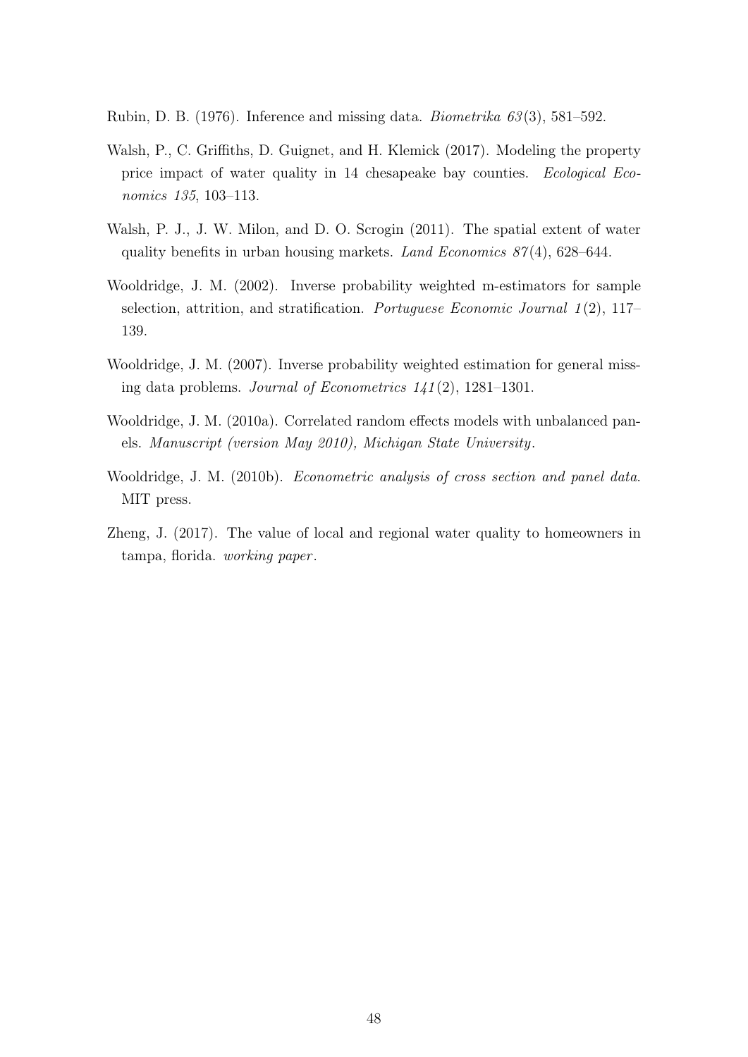Rubin, D. B. (1976). Inference and missing data. *Biometrika 63*(3), 581–592.

Walsh, P., C. Griffiths, D. Guignet, and H. Klemick (2017). Modeling the property price impact of water quality in 14 chesapeake bay counties. *Ecological Economics 135*, 103–113.

Walsh, P. J., J. W. Milon, and D. O. Scrogin (2011). The spatial extent of water quality benefits in urban housing markets. *Land Economics 87*(4), 628–644.

Wooldridge, J. M. (2002). Inverse probability weighted m-estimators for sample selection, attrition, and stratification. *Portuguese Economic Journal 1*(2), 117–139.

Wooldridge, J. M. (2007). Inverse probability weighted estimation for general missing data problems. *Journal of Econometrics 141*(2), 1281–1301.

Wooldridge, J. M. (2010a). Correlated random effects models with unbalanced panels. *Manuscript (version May 2010), Michigan State University*.

Wooldridge, J. M. (2010b). *Econometric analysis of cross section and panel data.* MIT press.

Zheng, J. (2017). The value of local and regional water quality to homeowners in tampa, florida. *working paper*.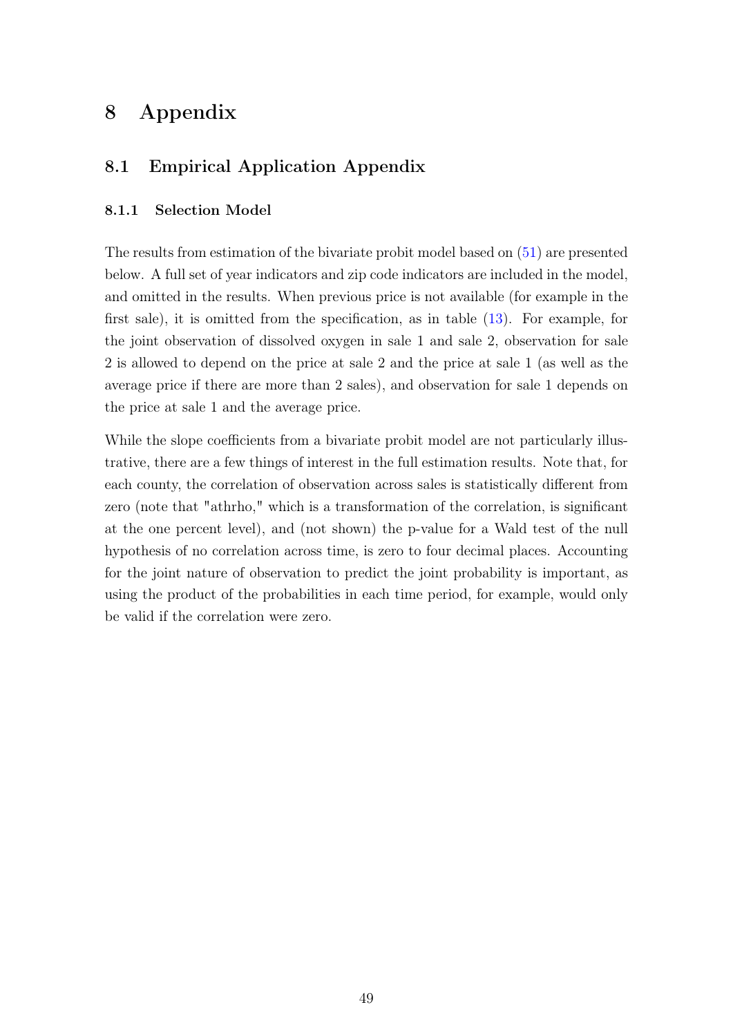# 8 Appendix

## 8.1 Empirical Application Appendix

### 8.1.1 Selection Model

The results from estimation of the bivariate probit model based on (51) are presented below. A full set of year indicators and zip code indicators are included in the model, and omitted in the results. When previous price is not available (for example in the first sale), it is omitted from the specification, as in table (13). For example, for the joint observation of dissolved oxygen in sale 1 and sale 2, observation for sale 2 is allowed to depend on the price at sale 2 and the price at sale 1 (as well as the average price if there are more than 2 sales), and observation for sale 1 depends on the price at sale 1 and the average price.

While the slope coefficients from a bivariate probit model are not particularly illustrative, there are a few things of interest in the full estimation results. Note that, for each county, the correlation of observation across sales is statistically different from zero (note that "athrho," which is a transformation of the correlation, is significant at the one percent level), and (not shown) the p-value for a Wald test of the null hypothesis of no correlation across time, is zero to four decimal places. Accounting for the joint nature of observation to predict the joint probability is important, as using the product of the probabilities in each time period, for example, would only be valid if the correlation were zero.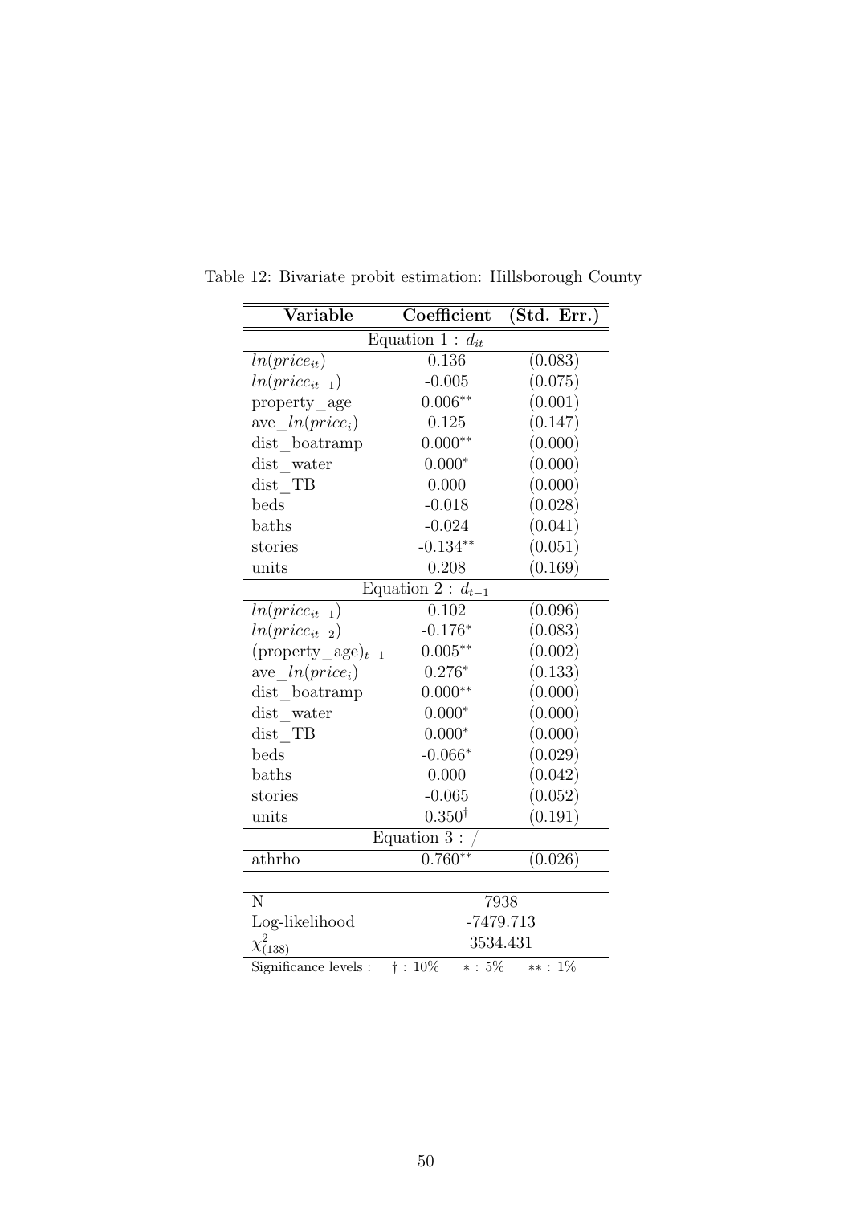Table 12: Bivariate probit estimation: Hillsborough County

| Variable | Coefficient | (Std. Err.) |
|---|---|---|
| Equation 1 : $d_{it}$ | | |
| $ln(price_{it})$ | 0.136 | (0.083) |
| $ln(price_{it-1})$ | -0.005 | (0.075) |
| property_age | $0.006^{**}$ | (0.001) |
| ave_$ln(price_i)$ | 0.125 | (0.147) |
| dist_boatramp | $0.000^{**}$ | (0.000) |
| dist_water | $0.000^{*}$ | (0.000) |
| dist_TB | 0.000 | (0.000) |
| beds | -0.018 | (0.028) |
| baths | -0.024 | (0.041) |
| stories | $-0.134^{**}$ | (0.051) |
| units | 0.208 | (0.169) |
| Equation 2 : $d_{t-1}$ | | |
| $ln(price_{it-1})$ | 0.102 | (0.096) |
| $ln(price_{it-2})$ | $-0.176^{*}$ | (0.083) |
| $(\text{property\_age})_{t-1}$ | $0.005^{**}$ | (0.002) |
| ave_$ln(price_i)$ | $0.276^{*}$ | (0.133) |
| dist_boatramp | $0.000^{**}$ | (0.000) |
| dist_water | $0.000^{*}$ | (0.000) |
| dist_TB | $0.000^{*}$ | (0.000) |
| beds | $-0.066^{*}$ | (0.029) |
| baths | 0.000 | (0.042) |
| stories | -0.065 | (0.052) |
| units | $0.350^{\dagger}$ | (0.191) |
| Equation 3 : / | | |
| athrho | $0.760^{**}$ | (0.026) |
| | | |
| N | 7938 | |
| Log-likelihood | -7479.713 | |
| $\chi^2_{(138)}$ | 3534.431 | |

Significance levels : $\dagger$ : 10% $*$ : 5% $**$ : 1%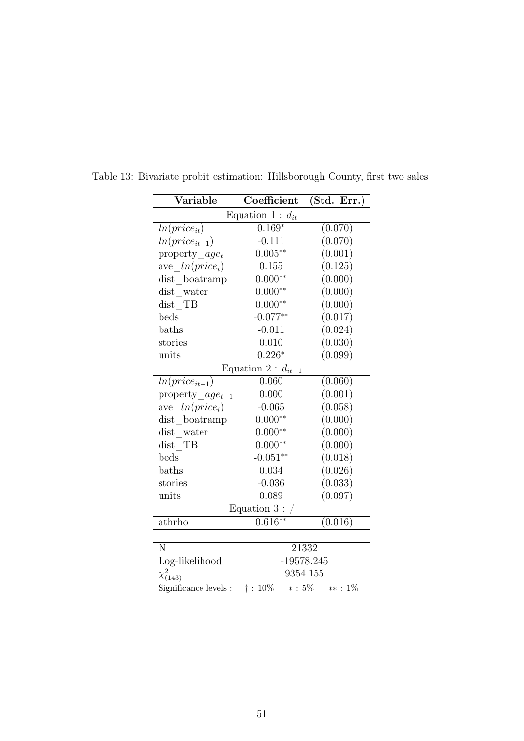Table 13: Bivariate probit estimation: Hillsborough County, first two sales

| Variable | Coefficient | (Std. Err.) |
|---|---|---|
| Equation 1 : $d_{it}$ | | |
| $ln(price_{it})$ | $0.169^{*}$ | (0.070) |
| $ln(price_{it-1})$ | -0.111 | (0.070) |
| property_$age_t$ | $0.005^{**}$ | (0.001) |
| ave_$ln(price_i)$ | 0.155 | (0.125) |
| dist_boatramp | $0.000^{**}$ | (0.000) |
| dist_water | $0.000^{**}$ | (0.000) |
| dist_TB | $0.000^{**}$ | (0.000) |
| beds | $-0.077^{**}$ | (0.017) |
| baths | -0.011 | (0.024) |
| stories | 0.010 | (0.030) |
| units | $0.226^{*}$ | (0.099) |
| Equation 2 : $d_{it-1}$ | | |
| $ln(price_{it-1})$ | 0.060 | (0.060) |
| property_$age_{t-1}$ | 0.000 | (0.001) |
| ave_$ln(price_i)$ | -0.065 | (0.058) |
| dist_boatramp | $0.000^{**}$ | (0.000) |
| dist_water | $0.000^{**}$ | (0.000) |
| dist_TB | $0.000^{**}$ | (0.000) |
| beds | $-0.051^{**}$ | (0.018) |
| baths | 0.034 | (0.026) |
| stories | -0.036 | (0.033) |
| units | 0.089 | (0.097) |
| Equation 3 : / | | |
| athrho | $0.616^{**}$ | (0.016) |

| | |
|---|---|
| N | 21332 |
| Log-likelihood | -19578.245 |
| $\chi^2_{(143)}$ | 9354.155 |

Significance levels : † : 10% ∗ : 5% ∗∗ : 1%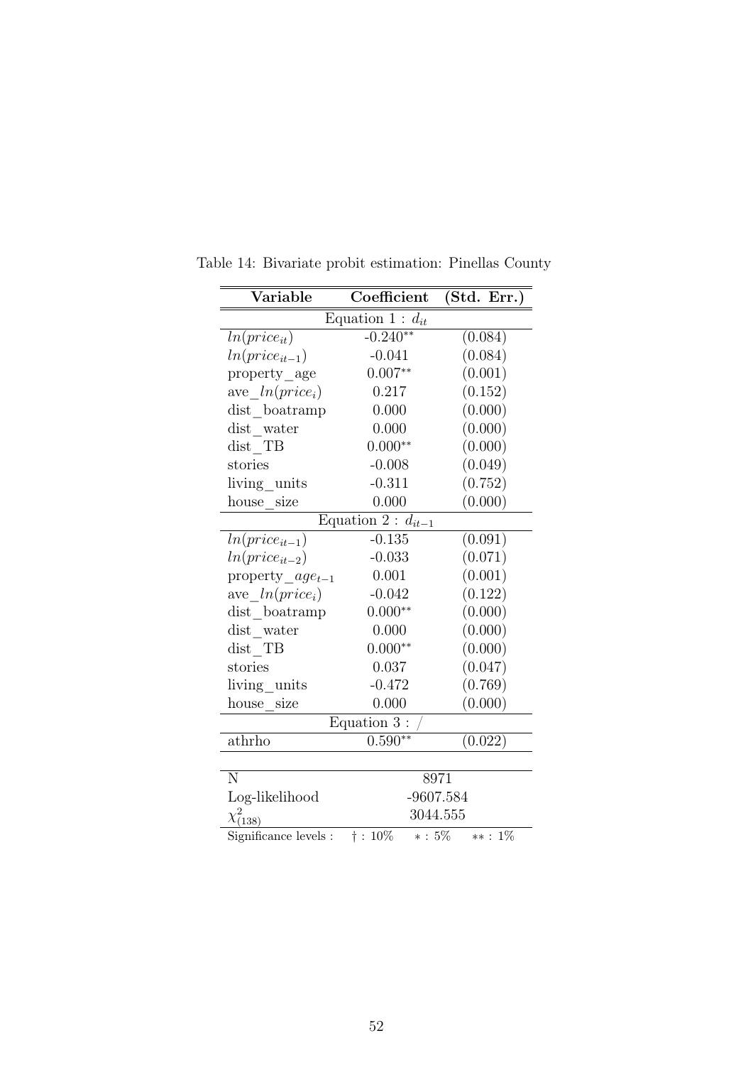Table 14: Bivariate probit estimation: Pinellas County

| Variable | Coefficient | (Std. Err.) |
|---|---|---|
| Equation 1 : $d_{it}$ | | |
| $ln(price_{it})$ | -0.240** | (0.084) |
| $ln(price_{it-1})$ | -0.041 | (0.084) |
| property_age | 0.007** | (0.001) |
| ave_$ln(price_i)$ | 0.217 | (0.152) |
| dist_boatramp | 0.000 | (0.000) |
| dist_water | 0.000 | (0.000) |
| dist_TB | 0.000** | (0.000) |
| stories | -0.008 | (0.049) |
| living_units | -0.311 | (0.752) |
| house_size | 0.000 | (0.000) |
| Equation 2 : $d_{it-1}$ | | |
| $ln(price_{it-1})$ | -0.135 | (0.091) |
| $ln(price_{it-2})$ | -0.033 | (0.071) |
| property_$age_{t-1}$ | 0.001 | (0.001) |
| ave_$ln(price_i)$ | -0.042 | (0.122) |
| dist_boatramp | 0.000** | (0.000) |
| dist_water | 0.000 | (0.000) |
| dist_TB | 0.000** | (0.000) |
| stories | 0.037 | (0.047) |
| living_units | -0.472 | (0.769) |
| house_size | 0.000 | (0.000) |
| Equation 3 : / | | |
| athrho | 0.590** | (0.022) |
| | | |
| N | 8971 | |
| Log-likelihood | -9607.584 | |
| $\chi^2_{(138)}$ | 3044.555 | |

Significance levels : † : 10% ∗ : 5% ∗∗ : 1%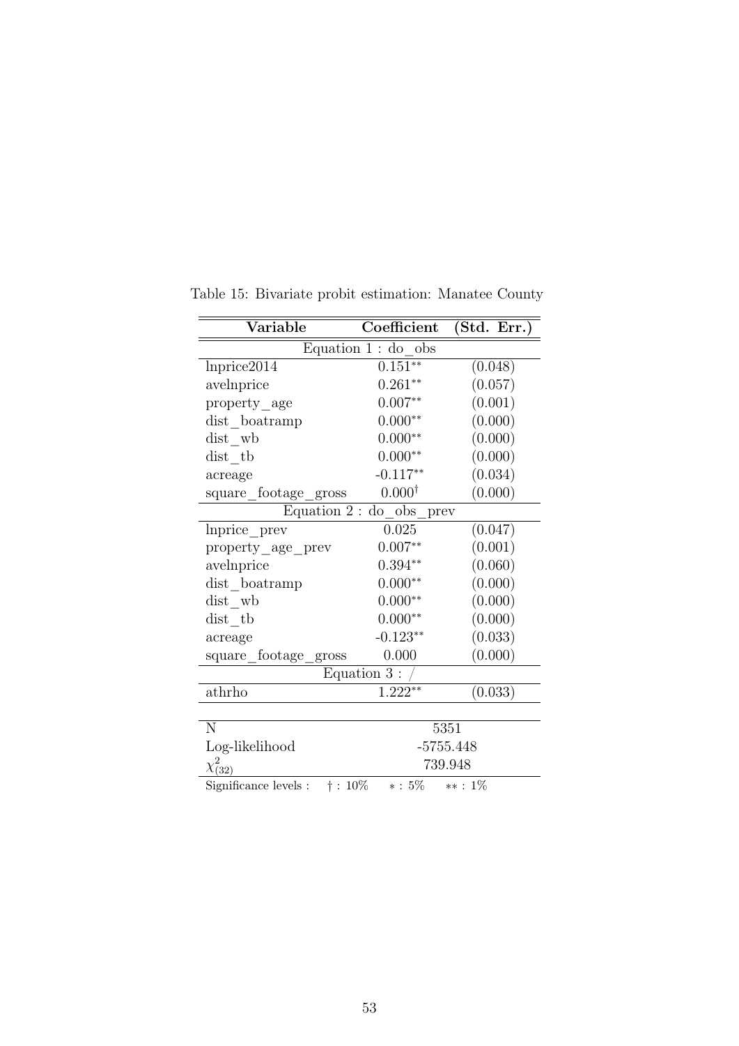Table 15: Bivariate probit estimation: Manatee County

| Variable | Coefficient | (Std. Err.) |
|---|---|---|
| Equation 1 : do_obs | | |
| lnprice2014 | $0.151^{**}$ | (0.048) |
| avelnprice | $0.261^{**}$ | (0.057) |
| property_age | $0.007^{**}$ | (0.001) |
| dist_boatramp | $0.000^{**}$ | (0.000) |
| dist_wb | $0.000^{**}$ | (0.000) |
| dist_tb | $0.000^{**}$ | (0.000) |
| acreage | $-0.117^{**}$ | (0.034) |
| square_footage_gross | $0.000^{\dagger}$ | (0.000) |
| Equation 2 : do_obs_prev | | |
| lnprice_prev | 0.025 | (0.047) |
| property_age_prev | $0.007^{**}$ | (0.001) |
| avelnprice | $0.394^{**}$ | (0.060) |
| dist_boatramp | $0.000^{**}$ | (0.000) |
| dist_wb | $0.000^{**}$ | (0.000) |
| dist_tb | $0.000^{**}$ | (0.000) |
| acreage | $-0.123^{**}$ | (0.033) |
| square_footage_gross | 0.000 | (0.000) |
| Equation 3 : / | | |
| athrho | $1.222^{**}$ | (0.033) |
| | | |
| N | 5351 | |
| Log-likelihood | -5755.448 | |
| $\chi^2_{(32)}$ | 739.948 | |

Significance levels : $\dagger$ : 10% $*$ : 5% $**$ : 1%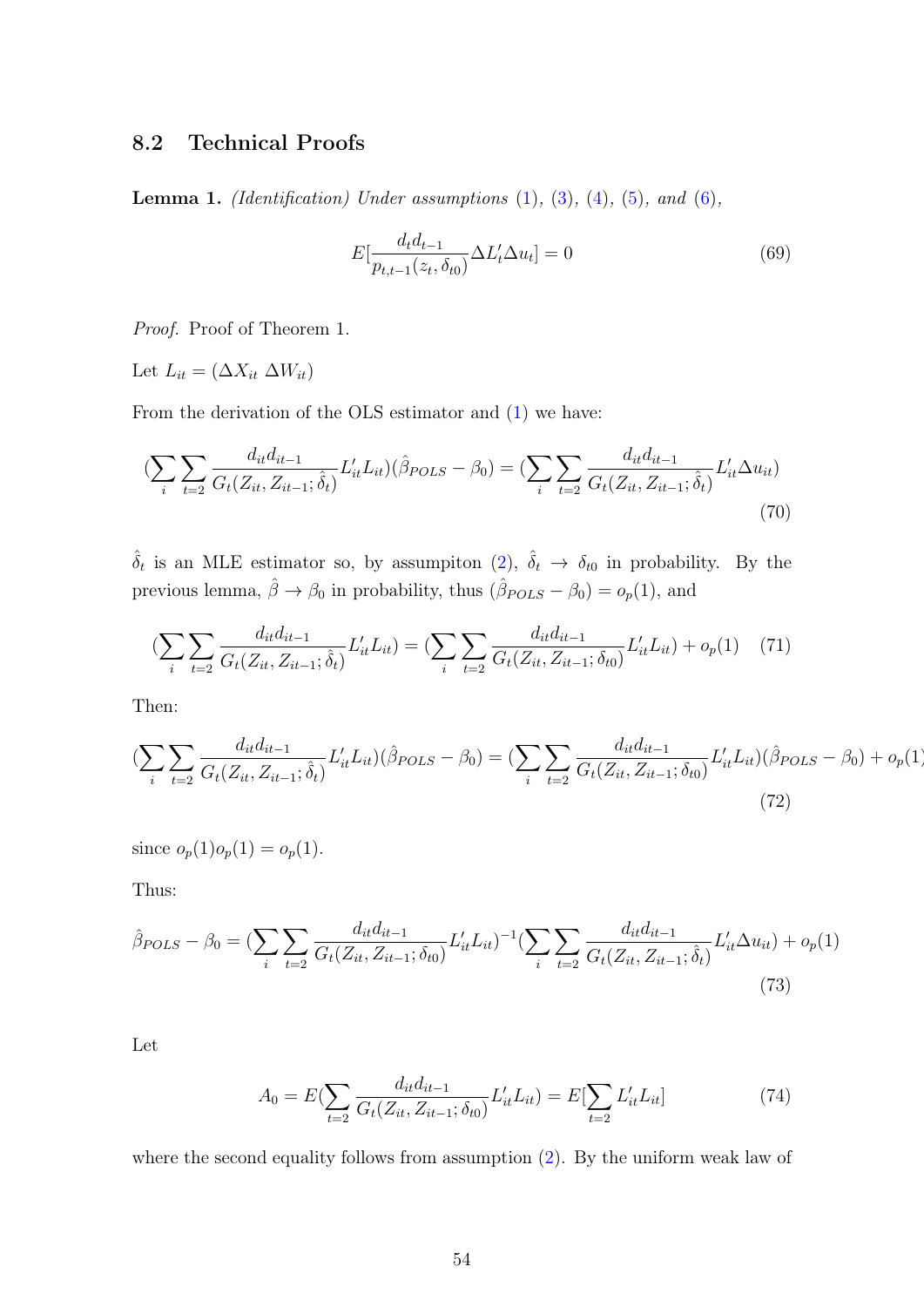## 8.2 Technical Proofs

**Lemma 1.** *(Identification) Under assumptions (1), (3), (4), (5), and (6),*

$$E[\frac{d_t d_{t-1}}{p_{t,t-1}(z_t, \delta_{t0})} \Delta L_t' \Delta u_t] = 0 \tag{69}$$

*Proof.* Proof of Theorem 1.

Let $L_{it} = (\Delta X_{it} \ \Delta W_{it})$

From the derivation of the OLS estimator and (1) we have:

$$(\sum_i \sum_{t=2} \frac{d_{it} d_{it-1}}{G_t(Z_{it}, Z_{it-1}; \hat{\delta}_t)} L_{it}' L_{it})(\hat{\beta}_{POLS} - \beta_0) = (\sum_i \sum_{t=2} \frac{d_{it} d_{it-1}}{G_t(Z_{it}, Z_{it-1}; \hat{\delta}_t)} L_{it}' \Delta u_{it}) \tag{70}$$

$\hat{\delta}_t$ is an MLE estimator so, by assumpiton (2), $\hat{\delta}_t \to \delta_{t0}$ in probability. By the previous lemma, $\hat{\beta} \to \beta_0$ in probability, thus $(\hat{\beta}_{POLS} - \beta_0) = o_p(1)$, and

$$(\sum_i \sum_{t=2} \frac{d_{it} d_{it-1}}{G_t(Z_{it}, Z_{it-1}; \hat{\delta}_t)} L_{it}' L_{it}) = (\sum_i \sum_{t=2} \frac{d_{it} d_{it-1}}{G_t(Z_{it}, Z_{it-1}; \delta_{t0})} L_{it}' L_{it}) + o_p(1) \tag{71}$$

Then:

$$(\sum_i \sum_{t=2} \frac{d_{it} d_{it-1}}{G_t(Z_{it}, Z_{it-1}; \hat{\delta}_t)} L_{it}' L_{it})(\hat{\beta}_{POLS} - \beta_0) = (\sum_i \sum_{t=2} \frac{d_{it} d_{it-1}}{G_t(Z_{it}, Z_{it-1}; \delta_{t0})} L_{it}' L_{it})(\hat{\beta}_{POLS} - \beta_0) + o_p(1) \tag{72}$$

since $o_p(1)o_p(1) = o_p(1)$.

Thus:

$$\hat{\beta}_{POLS} - \beta_0 = (\sum_i \sum_{t=2} \frac{d_{it} d_{it-1}}{G_t(Z_{it}, Z_{it-1}; \delta_{t0})} L_{it}' L_{it})^{-1} (\sum_i \sum_{t=2} \frac{d_{it} d_{it-1}}{G_t(Z_{it}, Z_{it-1}; \hat{\delta}_t)} L_{it}' \Delta u_{it}) + o_p(1) \tag{73}$$

Let

$$A_0 = E(\sum_{t=2} \frac{d_{it} d_{it-1}}{G_t(Z_{it}, Z_{it-1}; \delta_{t0})} L_{it}' L_{it}) = E[\sum_{t=2} L_{it}' L_{it}] \tag{74}$$

where the second equality follows from assumption (2). By the uniform weak law of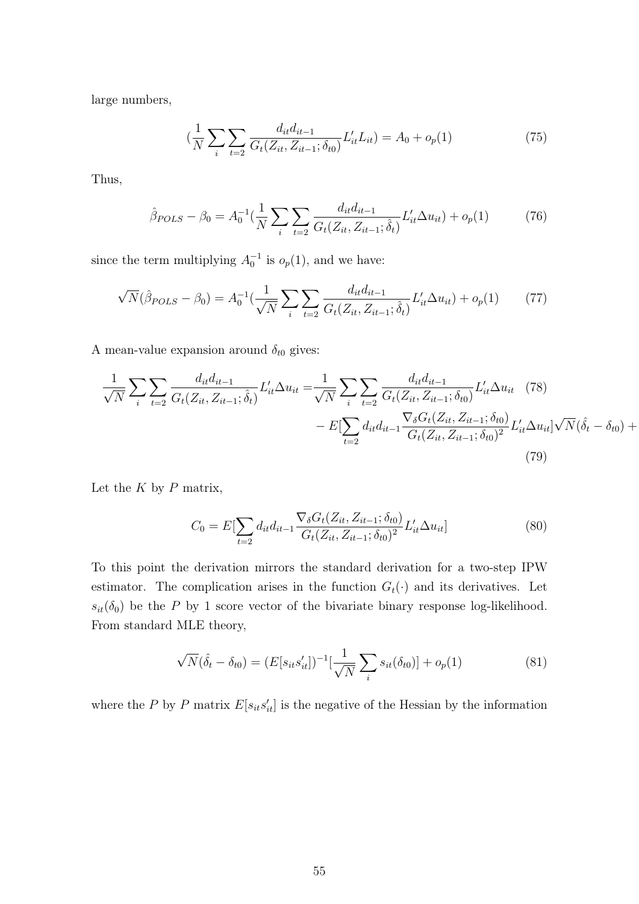large numbers,

$$(\frac{1}{N}\sum_i \sum_{t=2} \frac{d_{it}d_{it-1}}{G_t(Z_{it}, Z_{it-1}; \delta_{t0})} L'_{it}L_{it}) = A_0 + o_p(1) \tag{75}$$

Thus,

$$\hat{\beta}_{POLS} - \beta_0 = A_0^{-1}(\frac{1}{N}\sum_i \sum_{t=2} \frac{d_{it}d_{it-1}}{G_t(Z_{it}, Z_{it-1}; \hat{\delta}_t)} L'_{it}\Delta u_{it}) + o_p(1) \tag{76}$$

since the term multiplying $A_0^{-1}$ is $o_p(1)$, and we have:

$$\sqrt{N}(\hat{\beta}_{POLS} - \beta_0) = A_0^{-1}(\frac{1}{\sqrt{N}}\sum_i \sum_{t=2} \frac{d_{it}d_{it-1}}{G_t(Z_{it}, Z_{it-1}; \hat{\delta}_t)} L'_{it}\Delta u_{it}) + o_p(1) \tag{77}$$

A mean-value expansion around $\delta_{t0}$ gives:

$$\frac{1}{\sqrt{N}}\sum_i \sum_{t=2} \frac{d_{it}d_{it-1}}{G_t(Z_{it}, Z_{it-1}; \hat{\delta}_t)} L'_{it}\Delta u_{it} = \frac{1}{\sqrt{N}}\sum_i \sum_{t=2} \frac{d_{it}d_{it-1}}{G_t(Z_{it}, Z_{it-1}; \delta_{t0})} L'_{it}\Delta u_{it} \tag{78}$$

$$- E[\sum_{t=2} d_{it}d_{it-1}\frac{\nabla_\delta G_t(Z_{it}, Z_{it-1}; \delta_{t0})}{G_t(Z_{it}, Z_{it-1}; \delta_{t0})^2} L'_{it}\Delta u_{it}]\sqrt{N}(\hat{\delta}_t - \delta_{t0}) + \tag{79}$$

Let the $K$ by $P$ matrix,

$$C_0 = E[\sum_{t=2} d_{it}d_{it-1}\frac{\nabla_\delta G_t(Z_{it}, Z_{it-1}; \delta_{t0})}{G_t(Z_{it}, Z_{it-1}; \delta_{t0})^2} L'_{it}\Delta u_{it}] \tag{80}$$

To this point the derivation mirrors the standard derivation for a two-step IPW estimator. The complication arises in the function $G_t(\cdot)$ and its derivatives. Let $s_{it}(\delta_0)$ be the $P$ by 1 score vector of the bivariate binary response log-likelihood. From standard MLE theory,

$$\sqrt{N}(\hat{\delta}_t - \delta_{t0}) = (E[s_{it}s'_{it}])^{-1}[\frac{1}{\sqrt{N}}\sum_i s_{it}(\delta_{t0})] + o_p(1) \tag{81}$$

where the $P$ by $P$ matrix $E[s_{it}s'_{it}]$ is the negative of the Hessian by the information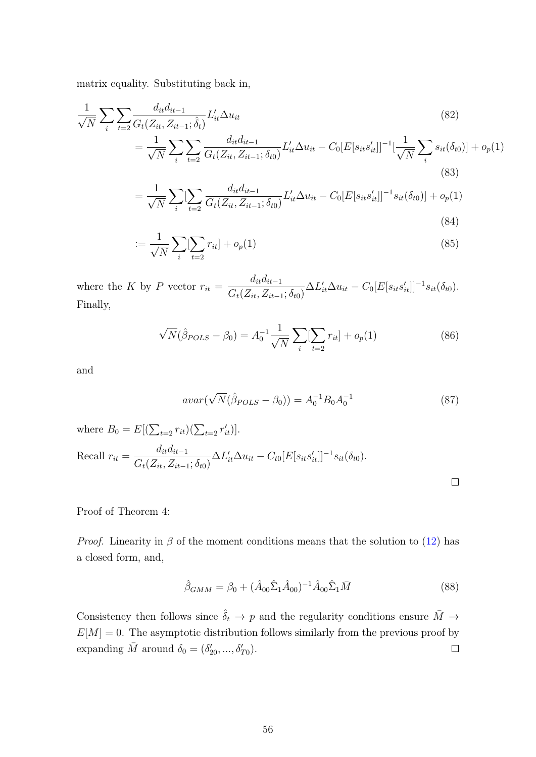matrix equality. Substituting back in,

$$
\begin{aligned}
&\frac{1}{\sqrt{N}}\sum_i\sum_{t=2}\frac{d_{it}d_{it-1}}{G_t(Z_{it},Z_{it-1};\hat{\delta}_t)}L_{it}'\Delta u_{it} && (82)\\
&=\frac{1}{\sqrt{N}}\sum_i\sum_{t=2}\frac{d_{it}d_{it-1}}{G_t(Z_{it},Z_{it-1};\delta_{t0})}L_{it}'\Delta u_{it}-C_0[E[s_{it}s_{it}']]^{-1}[\frac{1}{\sqrt{N}}\sum_i s_{it}(\delta_{t0})]+o_p(1) && (83)\\
&=\frac{1}{\sqrt{N}}\sum_i[\sum_{t=2}\frac{d_{it}d_{it-1}}{G_t(Z_{it},Z_{it-1};\delta_{t0})}L_{it}'\Delta u_{it}-C_0[E[s_{it}s_{it}']]^{-1}s_{it}(\delta_{t0})]+o_p(1) && (84)\\
&:=\frac{1}{\sqrt{N}}\sum_i[\sum_{t=2}r_{it}]+o_p(1) && (85)
\end{aligned}
$$

where the $K$ by $P$ vector $r_{it}=\dfrac{d_{it}d_{it-1}}{G_t(Z_{it},Z_{it-1};\delta_{t0})}\Delta L_{it}'\Delta u_{it}-C_0[E[s_{it}s_{it}']]^{-1}s_{it}(\delta_{t0})$. Finally,

$$
\sqrt{N}(\hat{\beta}_{POLS}-\beta_0)=A_0^{-1}\frac{1}{\sqrt{N}}\sum_i[\sum_{t=2}r_{it}]+o_p(1) \tag{86}
$$

and

$$
avar(\sqrt{N}(\hat{\beta}_{POLS}-\beta_0))=A_0^{-1}B_0A_0^{-1} \tag{87}
$$

where $B_0=E[(\sum_{t=2}r_{it})(\sum_{t=2}r_{it}')]$.

Recall $r_{it}=\dfrac{d_{it}d_{it-1}}{G_t(Z_{it},Z_{it-1};\delta_{t0})}\Delta L_{it}'\Delta u_{it}-C_{t0}[E[s_{it}s_{it}']]^{-1}s_{it}(\delta_{t0})$.

□

Proof of Theorem 4:

*Proof.* Linearity in $\beta$ of the moment conditions means that the solution to (12) has a closed form, and,

$$
\hat{\beta}_{GMM}=\beta_0+(\hat{A}_{00}\hat{\Sigma}_1\hat{A}_{00})^{-1}\hat{A}_{00}\hat{\Sigma}_1\bar{M} \tag{88}
$$

Consistency then follows since $\hat{\delta}_t\to p$ and the regularity conditions ensure $\bar{M}\to E[M]=0$. The asymptotic distribution follows similarly from the previous proof by expanding $\bar{M}$ around $\delta_0=(\delta_{20}',...,\delta_{T0}')$. □